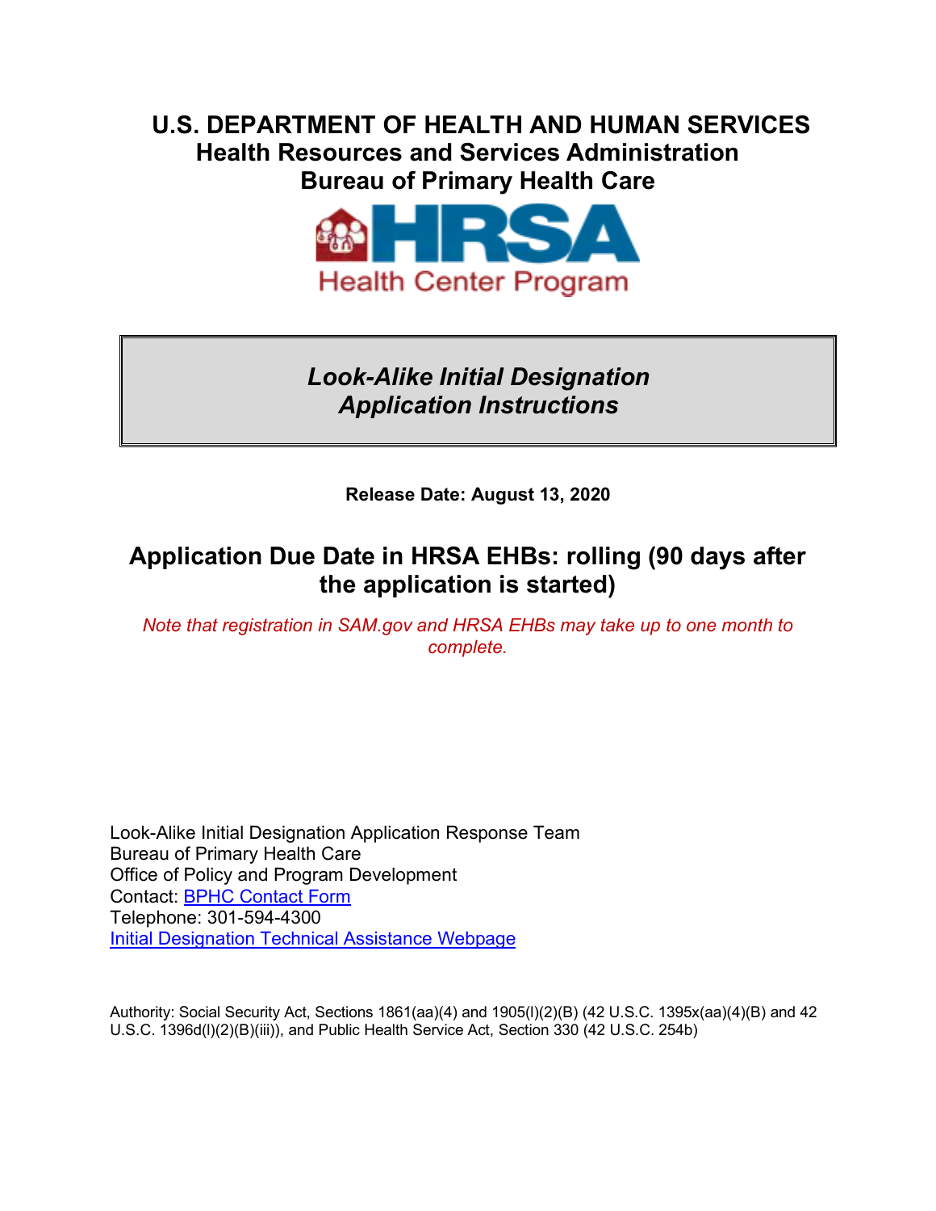# U.S. DEPARTMENT OF HEALTH AND HUMAN SERVICES
## Health Resources and Services Administration
## Bureau of Primary Health Care

HRSA Health Center Program

***Look-Alike Initial Designation Application Instructions***

**Release Date: August 13, 2020**

## Application Due Date in HRSA EHBs: rolling (90 days after the application is started)

*Note that registration in SAM.gov and HRSA EHBs may take up to one month to complete.*

Look-Alike Initial Designation Application Response Team
Bureau of Primary Health Care
Office of Policy and Program Development
Contact: BPHC Contact Form
Telephone: 301-594-4300
Initial Designation Technical Assistance Webpage

Authority: Social Security Act, Sections 1861(aa)(4) and 1905(l)(2)(B) (42 U.S.C. 1395x(aa)(4)(B) and 42 U.S.C. 1396d(l)(2)(B)(iii)), and Public Health Service Act, Section 330 (42 U.S.C. 254b)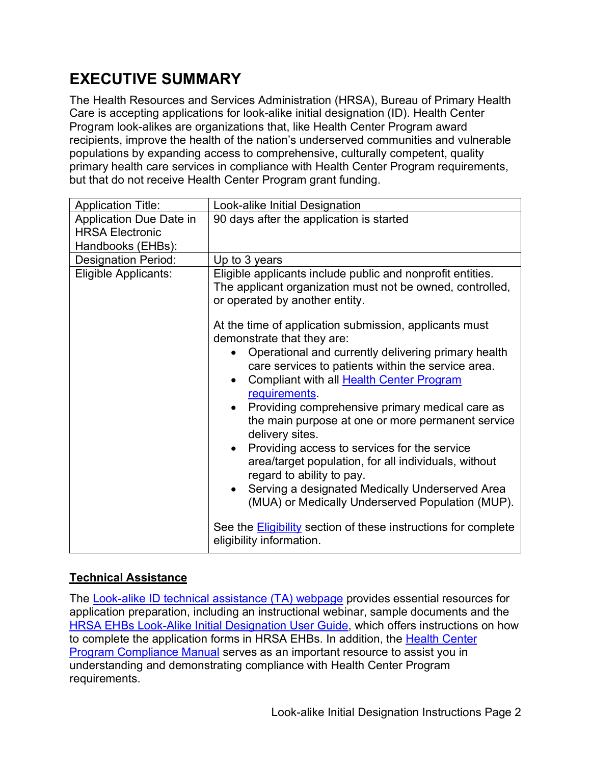# EXECUTIVE SUMMARY

The Health Resources and Services Administration (HRSA), Bureau of Primary Health Care is accepting applications for look-alike initial designation (ID). Health Center Program look-alikes are organizations that, like Health Center Program award recipients, improve the health of the nation's underserved communities and vulnerable populations by expanding access to comprehensive, culturally competent, quality primary health care services in compliance with Health Center Program requirements, but that do not receive Health Center Program grant funding.

| Application Title: | Look-alike Initial Designation |
|---|---|
| Application Due Date in HRSA Electronic Handbooks (EHBs): | 90 days after the application is started |
| Designation Period: | Up to 3 years |
| Eligible Applicants: | Eligible applicants include public and nonprofit entities. The applicant organization must not be owned, controlled, or operated by another entity.<br><br>At the time of application submission, applicants must demonstrate that they are:<br>• Operational and currently delivering primary health care services to patients within the service area.<br>• Compliant with all [Health Center Program requirements](#).<br>• Providing comprehensive primary medical care as the main purpose at one or more permanent service delivery sites.<br>• Providing access to services for the service area/target population, for all individuals, without regard to ability to pay.<br>• Serving a designated Medically Underserved Area (MUA) or Medically Underserved Population (MUP).<br><br>See the [Eligibility](#) section of these instructions for complete eligibility information. |

## Technical Assistance

The [Look-alike ID technical assistance (TA) webpage](#) provides essential resources for application preparation, including an instructional webinar, sample documents and the [HRSA EHBs Look-Alike Initial Designation User Guide](#), which offers instructions on how to complete the application forms in HRSA EHBs. In addition, the [Health Center Program Compliance Manual](#) serves as an important resource to assist you in understanding and demonstrating compliance with Health Center Program requirements.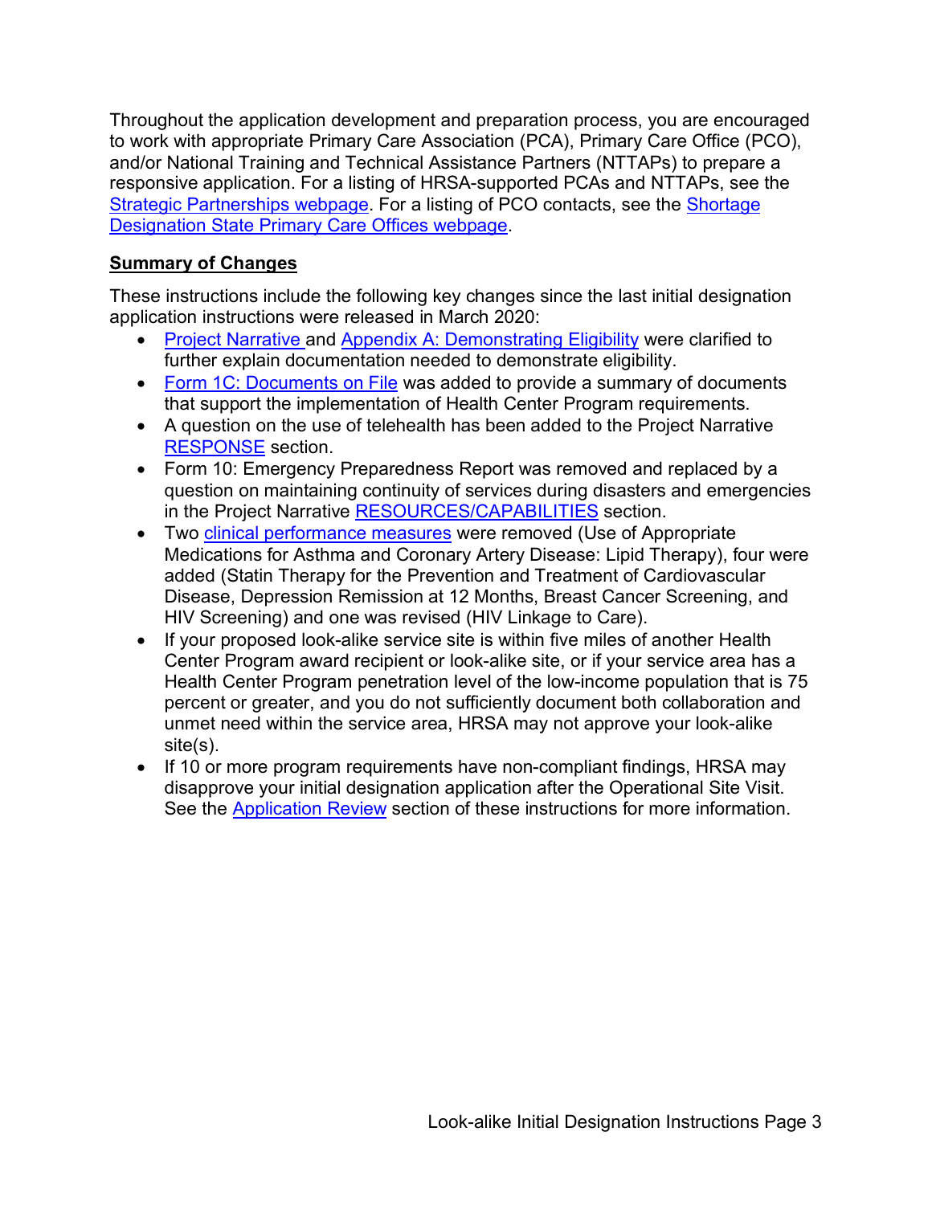Throughout the application development and preparation process, you are encouraged to work with appropriate Primary Care Association (PCA), Primary Care Office (PCO), and/or National Training and Technical Assistance Partners (NTTAPs) to prepare a responsive application. For a listing of HRSA-supported PCAs and NTTAPs, see the Strategic Partnerships webpage. For a listing of PCO contacts, see the Shortage Designation State Primary Care Offices webpage.

## Summary of Changes

These instructions include the following key changes since the last initial designation application instructions were released in March 2020:

- Project Narrative and Appendix A: Demonstrating Eligibility were clarified to further explain documentation needed to demonstrate eligibility.
- Form 1C: Documents on File was added to provide a summary of documents that support the implementation of Health Center Program requirements.
- A question on the use of telehealth has been added to the Project Narrative RESPONSE section.
- Form 10: Emergency Preparedness Report was removed and replaced by a question on maintaining continuity of services during disasters and emergencies in the Project Narrative RESOURCES/CAPABILITIES section.
- Two clinical performance measures were removed (Use of Appropriate Medications for Asthma and Coronary Artery Disease: Lipid Therapy), four were added (Statin Therapy for the Prevention and Treatment of Cardiovascular Disease, Depression Remission at 12 Months, Breast Cancer Screening, and HIV Screening) and one was revised (HIV Linkage to Care).
- If your proposed look-alike service site is within five miles of another Health Center Program award recipient or look-alike site, or if your service area has a Health Center Program penetration level of the low-income population that is 75 percent or greater, and you do not sufficiently document both collaboration and unmet need within the service area, HRSA may not approve your look-alike site(s).
- If 10 or more program requirements have non-compliant findings, HRSA may disapprove your initial designation application after the Operational Site Visit. See the Application Review section of these instructions for more information.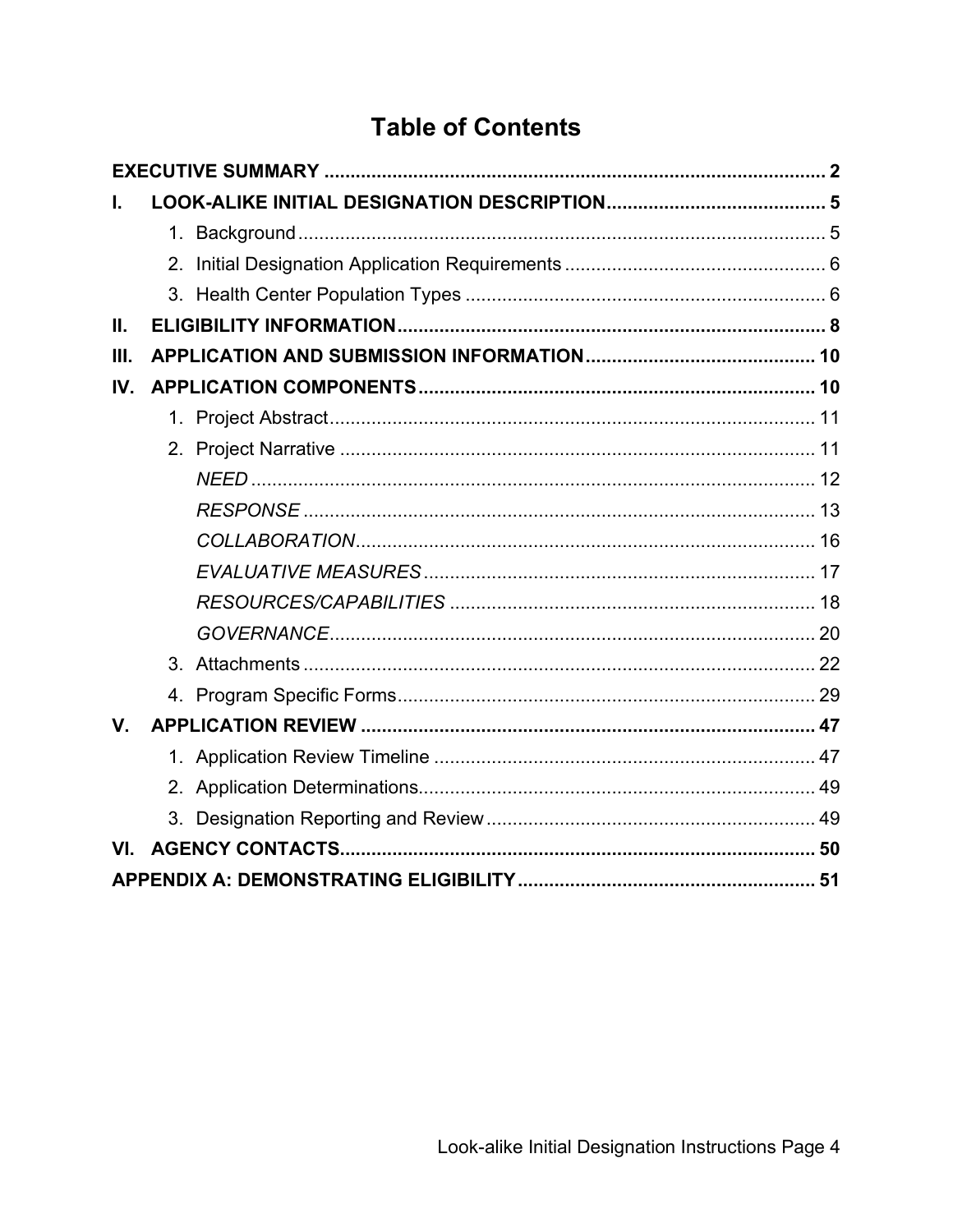# Table of Contents

| | |
|---|---|
| **EXECUTIVE SUMMARY** | **2** |
| **I. LOOK-ALIKE INITIAL DESIGNATION DESCRIPTION** | **5** |
| 1. Background | 5 |
| 2. Initial Designation Application Requirements | 6 |
| 3. Health Center Population Types | 6 |
| **II. ELIGIBILITY INFORMATION** | **8** |
| **III. APPLICATION AND SUBMISSION INFORMATION** | **10** |
| **IV. APPLICATION COMPONENTS** | **10** |
| 1. Project Abstract | 11 |
| 2. Project Narrative | 11 |
| *NEED* | 12 |
| *RESPONSE* | 13 |
| *COLLABORATION* | 16 |
| *EVALUATIVE MEASURES* | 17 |
| *RESOURCES/CAPABILITIES* | 18 |
| *GOVERNANCE* | 20 |
| 3. Attachments | 22 |
| 4. Program Specific Forms | 29 |
| **V. APPLICATION REVIEW** | **47** |
| 1. Application Review Timeline | 47 |
| 2. Application Determinations | 49 |
| 3. Designation Reporting and Review | 49 |
| **VI. AGENCY CONTACTS** | **50** |
| **APPENDIX A: DEMONSTRATING ELIGIBILITY** | **51** |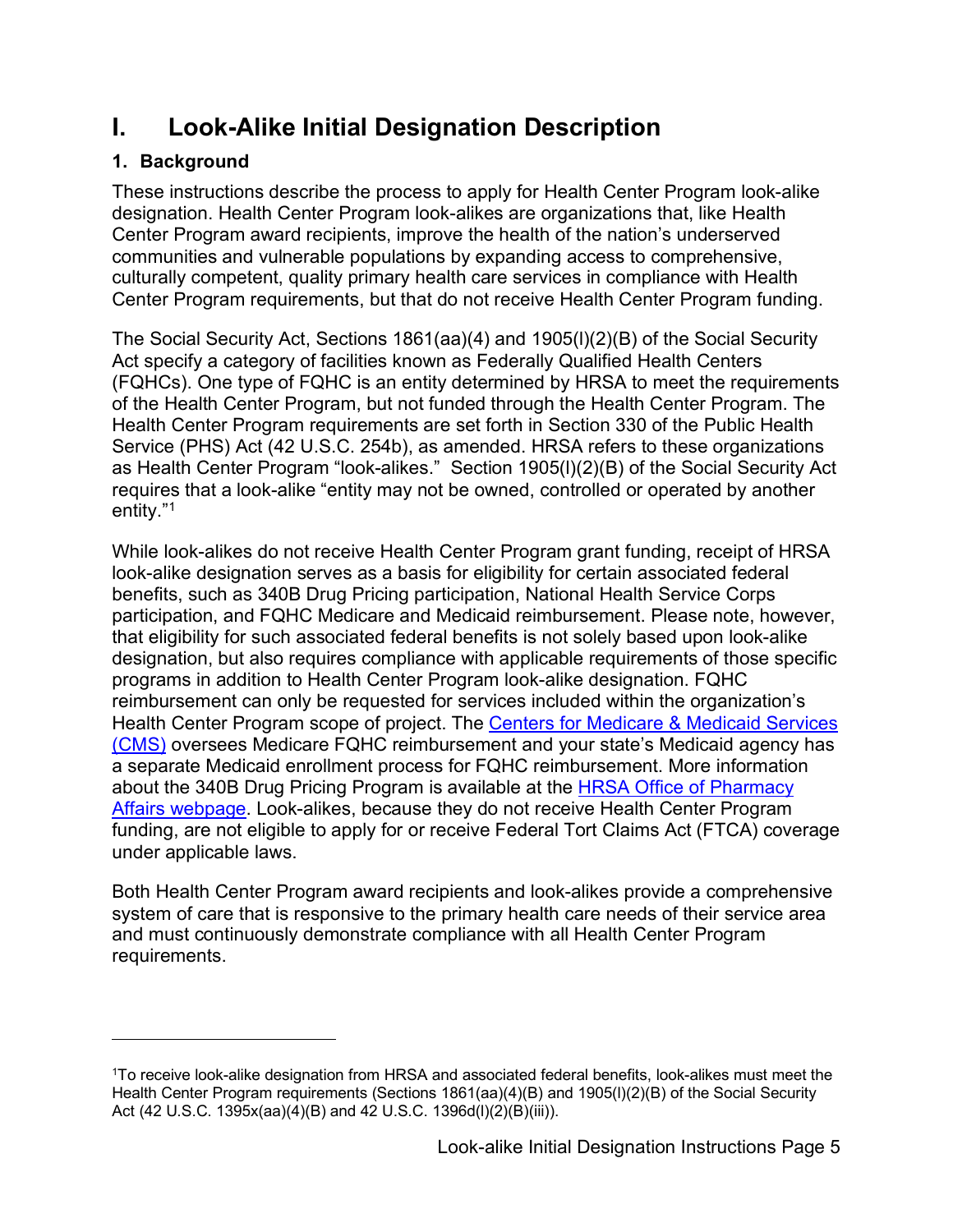# I. Look-Alike Initial Designation Description

## 1. Background

These instructions describe the process to apply for Health Center Program look-alike designation. Health Center Program look-alikes are organizations that, like Health Center Program award recipients, improve the health of the nation's underserved communities and vulnerable populations by expanding access to comprehensive, culturally competent, quality primary health care services in compliance with Health Center Program requirements, but that do not receive Health Center Program funding.

The Social Security Act, Sections 1861(aa)(4) and 1905(l)(2)(B) of the Social Security Act specify a category of facilities known as Federally Qualified Health Centers (FQHCs). One type of FQHC is an entity determined by HRSA to meet the requirements of the Health Center Program, but not funded through the Health Center Program. The Health Center Program requirements are set forth in Section 330 of the Public Health Service (PHS) Act (42 U.S.C. 254b), as amended. HRSA refers to these organizations as Health Center Program "look-alikes." Section 1905(l)(2)(B) of the Social Security Act requires that a look-alike "entity may not be owned, controlled or operated by another entity."[1]

While look-alikes do not receive Health Center Program grant funding, receipt of HRSA look-alike designation serves as a basis for eligibility for certain associated federal benefits, such as 340B Drug Pricing participation, National Health Service Corps participation, and FQHC Medicare and Medicaid reimbursement. Please note, however, that eligibility for such associated federal benefits is not solely based upon look-alike designation, but also requires compliance with applicable requirements of those specific programs in addition to Health Center Program look-alike designation. FQHC reimbursement can only be requested for services included within the organization's Health Center Program scope of project. The Centers for Medicare & Medicaid Services (CMS) oversees Medicare FQHC reimbursement and your state's Medicaid agency has a separate Medicaid enrollment process for FQHC reimbursement. More information about the 340B Drug Pricing Program is available at the HRSA Office of Pharmacy Affairs webpage. Look-alikes, because they do not receive Health Center Program funding, are not eligible to apply for or receive Federal Tort Claims Act (FTCA) coverage under applicable laws.

Both Health Center Program award recipients and look-alikes provide a comprehensive system of care that is responsive to the primary health care needs of their service area and must continuously demonstrate compliance with all Health Center Program requirements.

---

[1] To receive look-alike designation from HRSA and associated federal benefits, look-alikes must meet the Health Center Program requirements (Sections 1861(aa)(4)(B) and 1905(l)(2)(B) of the Social Security Act (42 U.S.C. 1395x(aa)(4)(B) and 42 U.S.C. 1396d(l)(2)(B)(iii)).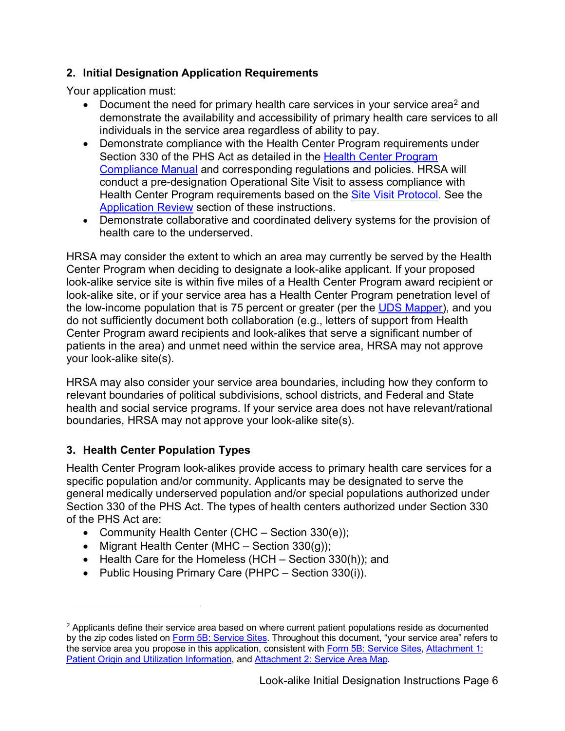## 2. Initial Designation Application Requirements

Your application must:

- Document the need for primary health care services in your service area[2] and demonstrate the availability and accessibility of primary health care services to all individuals in the service area regardless of ability to pay.
- Demonstrate compliance with the Health Center Program requirements under Section 330 of the PHS Act as detailed in the Health Center Program Compliance Manual and corresponding regulations and policies. HRSA will conduct a pre-designation Operational Site Visit to assess compliance with Health Center Program requirements based on the Site Visit Protocol. See the Application Review section of these instructions.
- Demonstrate collaborative and coordinated delivery systems for the provision of health care to the underserved.

HRSA may consider the extent to which an area may currently be served by the Health Center Program when deciding to designate a look-alike applicant. If your proposed look-alike service site is within five miles of a Health Center Program award recipient or look-alike site, or if your service area has a Health Center Program penetration level of the low-income population that is 75 percent or greater (per the UDS Mapper), and you do not sufficiently document both collaboration (e.g., letters of support from Health Center Program award recipients and look-alikes that serve a significant number of patients in the area) and unmet need within the service area, HRSA may not approve your look-alike site(s).

HRSA may also consider your service area boundaries, including how they conform to relevant boundaries of political subdivisions, school districts, and Federal and State health and social service programs. If your service area does not have relevant/rational boundaries, HRSA may not approve your look-alike site(s).

## 3. Health Center Population Types

Health Center Program look-alikes provide access to primary health care services for a specific population and/or community. Applicants may be designated to serve the general medically underserved population and/or special populations authorized under Section 330 of the PHS Act. The types of health centers authorized under Section 330 of the PHS Act are:

- Community Health Center (CHC – Section 330(e));
- Migrant Health Center (MHC – Section 330(g));
- Health Care for the Homeless (HCH – Section 330(h)); and
- Public Housing Primary Care (PHPC – Section 330(i)).

---

[2] Applicants define their service area based on where current patient populations reside as documented by the zip codes listed on Form 5B: Service Sites. Throughout this document, "your service area" refers to the service area you propose in this application, consistent with Form 5B: Service Sites, Attachment 1: Patient Origin and Utilization Information, and Attachment 2: Service Area Map.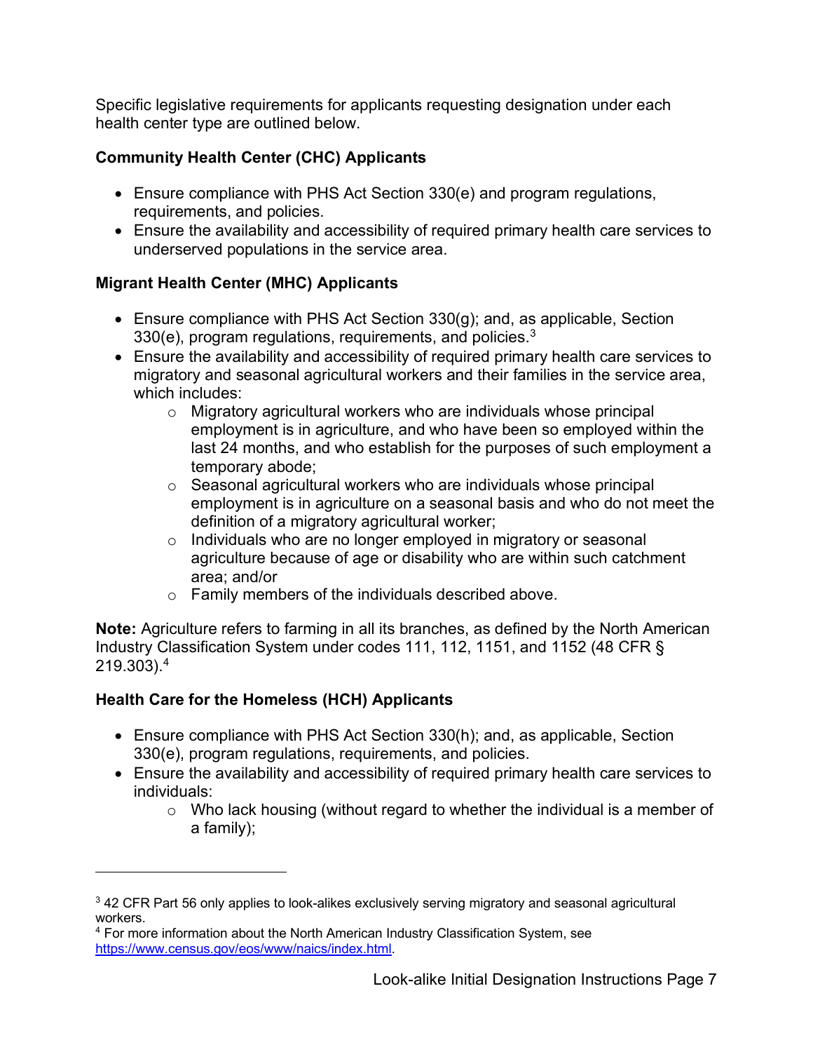Specific legislative requirements for applicants requesting designation under each health center type are outlined below.

**Community Health Center (CHC) Applicants**

- Ensure compliance with PHS Act Section 330(e) and program regulations, requirements, and policies.
- Ensure the availability and accessibility of required primary health care services to underserved populations in the service area.

**Migrant Health Center (MHC) Applicants**

- Ensure compliance with PHS Act Section 330(g); and, as applicable, Section 330(e), program regulations, requirements, and policies.[3]
- Ensure the availability and accessibility of required primary health care services to migratory and seasonal agricultural workers and their families in the service area, which includes:
  - Migratory agricultural workers who are individuals whose principal employment is in agriculture, and who have been so employed within the last 24 months, and who establish for the purposes of such employment a temporary abode;
  - Seasonal agricultural workers who are individuals whose principal employment is in agriculture on a seasonal basis and who do not meet the definition of a migratory agricultural worker;
  - Individuals who are no longer employed in migratory or seasonal agriculture because of age or disability who are within such catchment area; and/or
  - Family members of the individuals described above.

**Note:** Agriculture refers to farming in all its branches, as defined by the North American Industry Classification System under codes 111, 112, 1151, and 1152 (48 CFR § 219.303).[4]

**Health Care for the Homeless (HCH) Applicants**

- Ensure compliance with PHS Act Section 330(h); and, as applicable, Section 330(e), program regulations, requirements, and policies.
- Ensure the availability and accessibility of required primary health care services to individuals:
  - Who lack housing (without regard to whether the individual is a member of a family);

---

[3] 42 CFR Part 56 only applies to look-alikes exclusively serving migratory and seasonal agricultural workers.

[4] For more information about the North American Industry Classification System, see https://www.census.gov/eos/www/naics/index.html.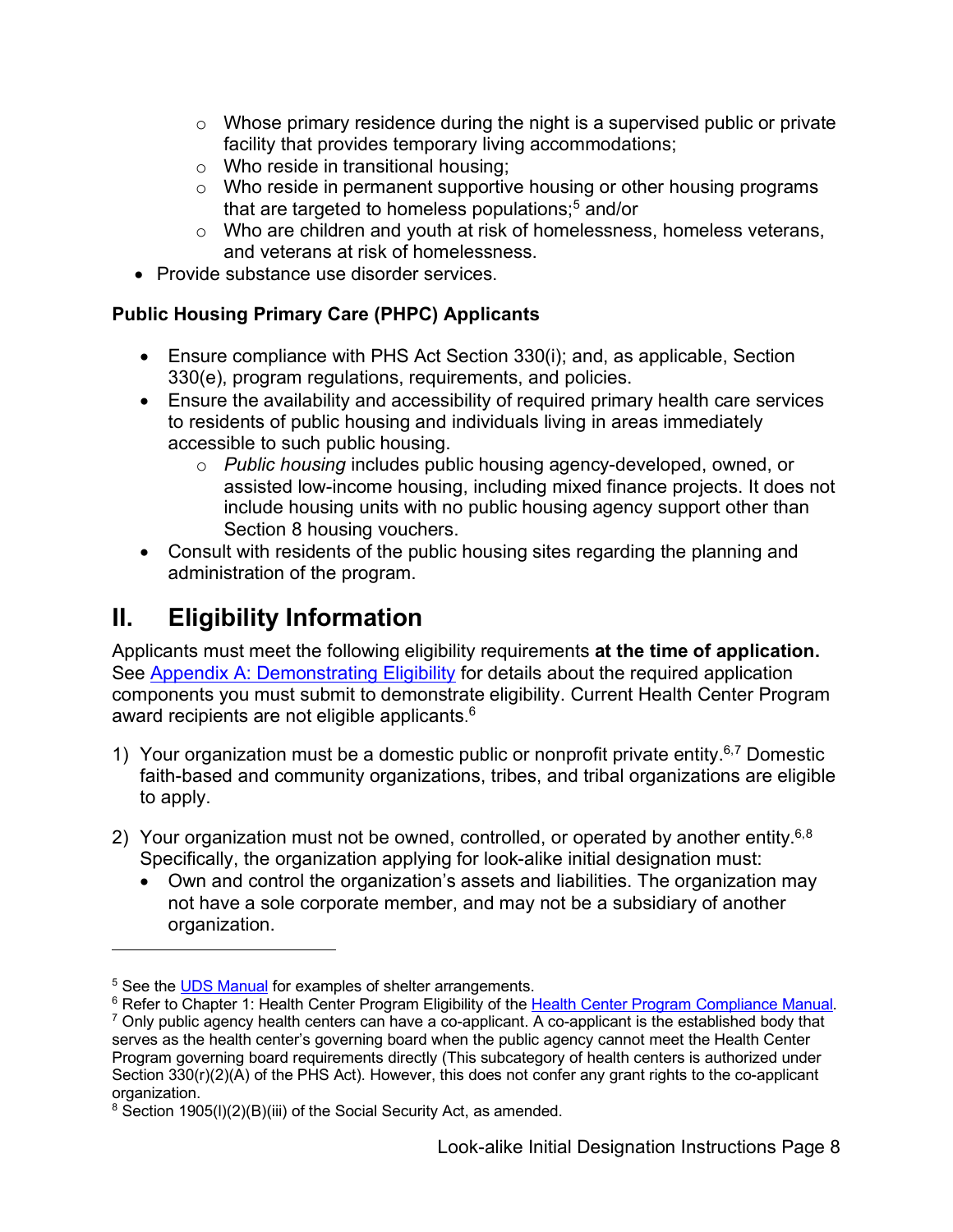- Whose primary residence during the night is a supervised public or private facility that provides temporary living accommodations;
  - Who reside in transitional housing;
  - Who reside in permanent supportive housing or other housing programs that are targeted to homeless populations;[5] and/or
  - Who are children and youth at risk of homelessness, homeless veterans, and veterans at risk of homelessness.
- Provide substance use disorder services.

**Public Housing Primary Care (PHPC) Applicants**

- Ensure compliance with PHS Act Section 330(i); and, as applicable, Section 330(e), program regulations, requirements, and policies.
- Ensure the availability and accessibility of required primary health care services to residents of public housing and individuals living in areas immediately accessible to such public housing.
  - *Public housing* includes public housing agency-developed, owned, or assisted low-income housing, including mixed finance projects. It does not include housing units with no public housing agency support other than Section 8 housing vouchers.
- Consult with residents of the public housing sites regarding the planning and administration of the program.

# II. Eligibility Information

Applicants must meet the following eligibility requirements **at the time of application.** See Appendix A: Demonstrating Eligibility for details about the required application components you must submit to demonstrate eligibility. Current Health Center Program award recipients are not eligible applicants.[6]

1) Your organization must be a domestic public or nonprofit private entity.[6,7] Domestic faith-based and community organizations, tribes, and tribal organizations are eligible to apply.

2) Your organization must not be owned, controlled, or operated by another entity.[6,8] Specifically, the organization applying for look-alike initial designation must:
   - Own and control the organization's assets and liabilities. The organization may not have a sole corporate member, and may not be a subsidiary of another organization.

---

[5] See the UDS Manual for examples of shelter arrangements.

[6] Refer to Chapter 1: Health Center Program Eligibility of the Health Center Program Compliance Manual.

[7] Only public agency health centers can have a co-applicant. A co-applicant is the established body that serves as the health center's governing board when the public agency cannot meet the Health Center Program governing board requirements directly (This subcategory of health centers is authorized under Section 330(r)(2)(A) of the PHS Act). However, this does not confer any grant rights to the co-applicant organization.

[8] Section 1905(l)(2)(B)(iii) of the Social Security Act, as amended.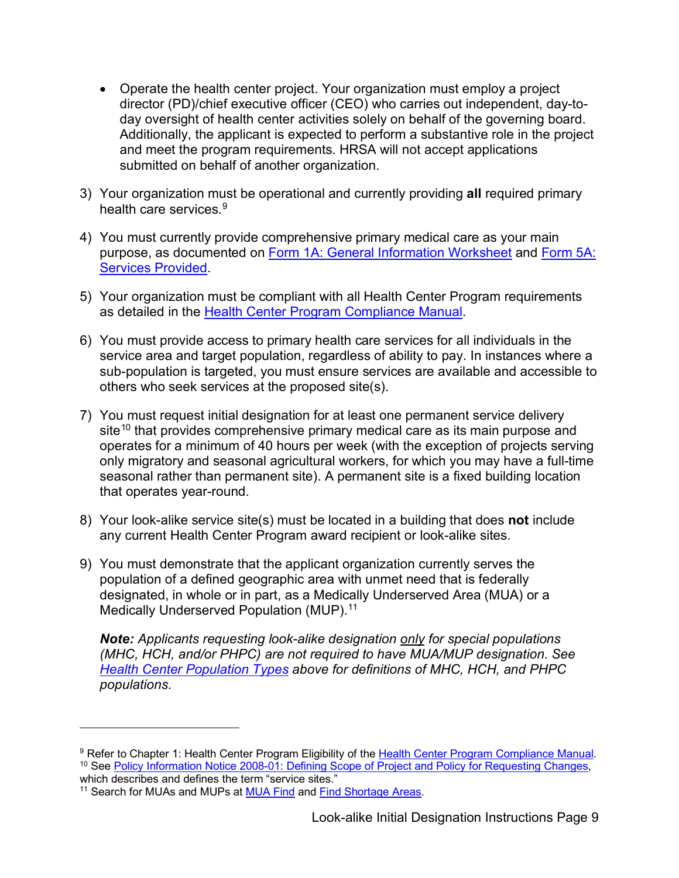- Operate the health center project. Your organization must employ a project director (PD)/chief executive officer (CEO) who carries out independent, day-to-day oversight of health center activities solely on behalf of the governing board. Additionally, the applicant is expected to perform a substantive role in the project and meet the program requirements. HRSA will not accept applications submitted on behalf of another organization.

3) Your organization must be operational and currently providing **all** required primary health care services.[9]

4) You must currently provide comprehensive primary medical care as your main purpose, as documented on [Form 1A: General Information Worksheet]() and [Form 5A: Services Provided]().

5) Your organization must be compliant with all Health Center Program requirements as detailed in the [Health Center Program Compliance Manual]().

6) You must provide access to primary health care services for all individuals in the service area and target population, regardless of ability to pay. In instances where a sub-population is targeted, you must ensure services are available and accessible to others who seek services at the proposed site(s).

7) You must request initial designation for at least one permanent service delivery site[10] that provides comprehensive primary medical care as its main purpose and operates for a minimum of 40 hours per week (with the exception of projects serving only migratory and seasonal agricultural workers, for which you may have a full-time seasonal rather than permanent site). A permanent site is a fixed building location that operates year-round.

8) Your look-alike service site(s) must be located in a building that does **not** include any current Health Center Program award recipient or look-alike sites.

9) You must demonstrate that the applicant organization currently serves the population of a defined geographic area with unmet need that is federally designated, in whole or in part, as a Medically Underserved Area (MUA) or a Medically Underserved Population (MUP).[11]

   ***Note:*** *Applicants requesting look-alike designation <u>only</u> for special populations (MHC, HCH, and/or PHPC) are not required to have MUA/MUP designation. See [Health Center Population Types]() above for definitions of MHC, HCH, and PHPC populations.*

---

[9] Refer to Chapter 1: Health Center Program Eligibility of the [Health Center Program Compliance Manual]().

[10] See [Policy Information Notice 2008-01: Defining Scope of Project and Policy for Requesting Changes](), which describes and defines the term "service sites."

[11] Search for MUAs and MUPs at [MUA Find]() and [Find Shortage Areas]().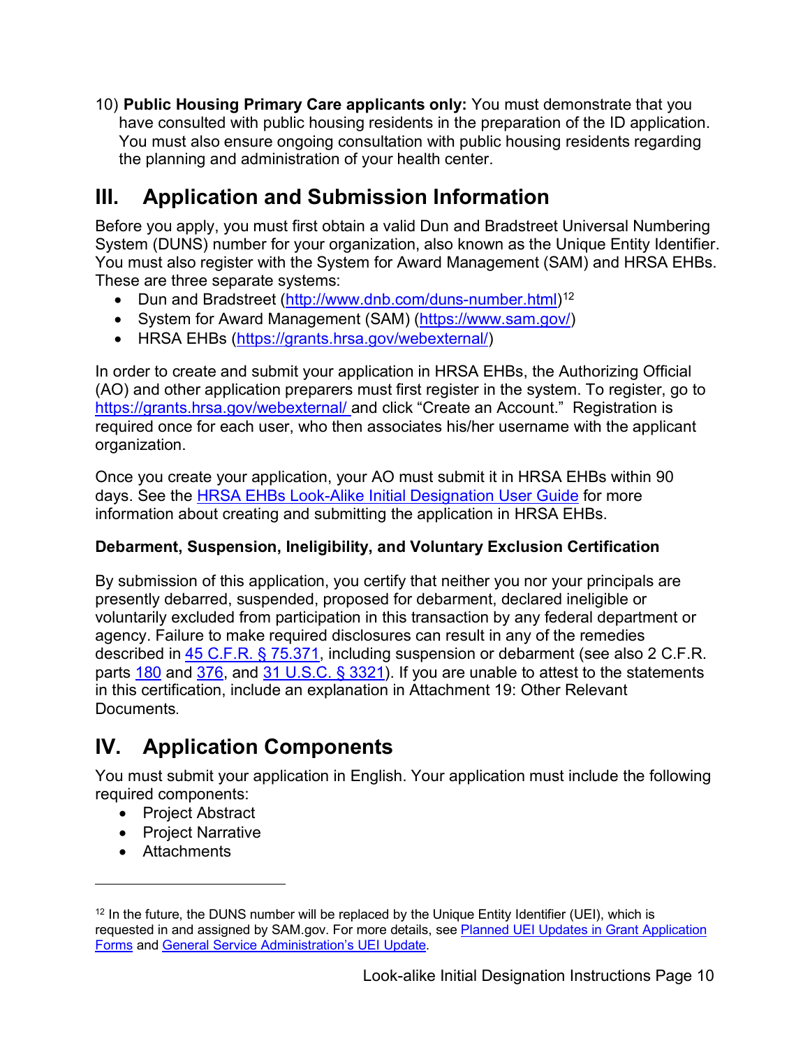10) **Public Housing Primary Care applicants only:** You must demonstrate that you have consulted with public housing residents in the preparation of the ID application. You must also ensure ongoing consultation with public housing residents regarding the planning and administration of your health center.

# III. Application and Submission Information

Before you apply, you must first obtain a valid Dun and Bradstreet Universal Numbering System (DUNS) number for your organization, also known as the Unique Entity Identifier. You must also register with the System for Award Management (SAM) and HRSA EHBs. These are three separate systems:

- Dun and Bradstreet (http://www.dnb.com/duns-number.html)[12]
- System for Award Management (SAM) (https://www.sam.gov/)
- HRSA EHBs (https://grants.hrsa.gov/webexternal/)

In order to create and submit your application in HRSA EHBs, the Authorizing Official (AO) and other application preparers must first register in the system. To register, go to https://grants.hrsa.gov/webexternal/ and click "Create an Account." Registration is required once for each user, who then associates his/her username with the applicant organization.

Once you create your application, your AO must submit it in HRSA EHBs within 90 days. See the HRSA EHBs Look-Alike Initial Designation User Guide for more information about creating and submitting the application in HRSA EHBs.

**Debarment, Suspension, Ineligibility, and Voluntary Exclusion Certification**

By submission of this application, you certify that neither you nor your principals are presently debarred, suspended, proposed for debarment, declared ineligible or voluntarily excluded from participation in this transaction by any federal department or agency. Failure to make required disclosures can result in any of the remedies described in 45 C.F.R. § 75.371, including suspension or debarment (see also 2 C.F.R. parts 180 and 376, and 31 U.S.C. § 3321). If you are unable to attest to the statements in this certification, include an explanation in Attachment 19: Other Relevant Documents.

# IV. Application Components

You must submit your application in English. Your application must include the following required components:

- Project Abstract
- Project Narrative
- Attachments

---

[12] In the future, the DUNS number will be replaced by the Unique Entity Identifier (UEI), which is requested in and assigned by SAM.gov. For more details, see Planned UEI Updates in Grant Application Forms and General Service Administration's UEI Update.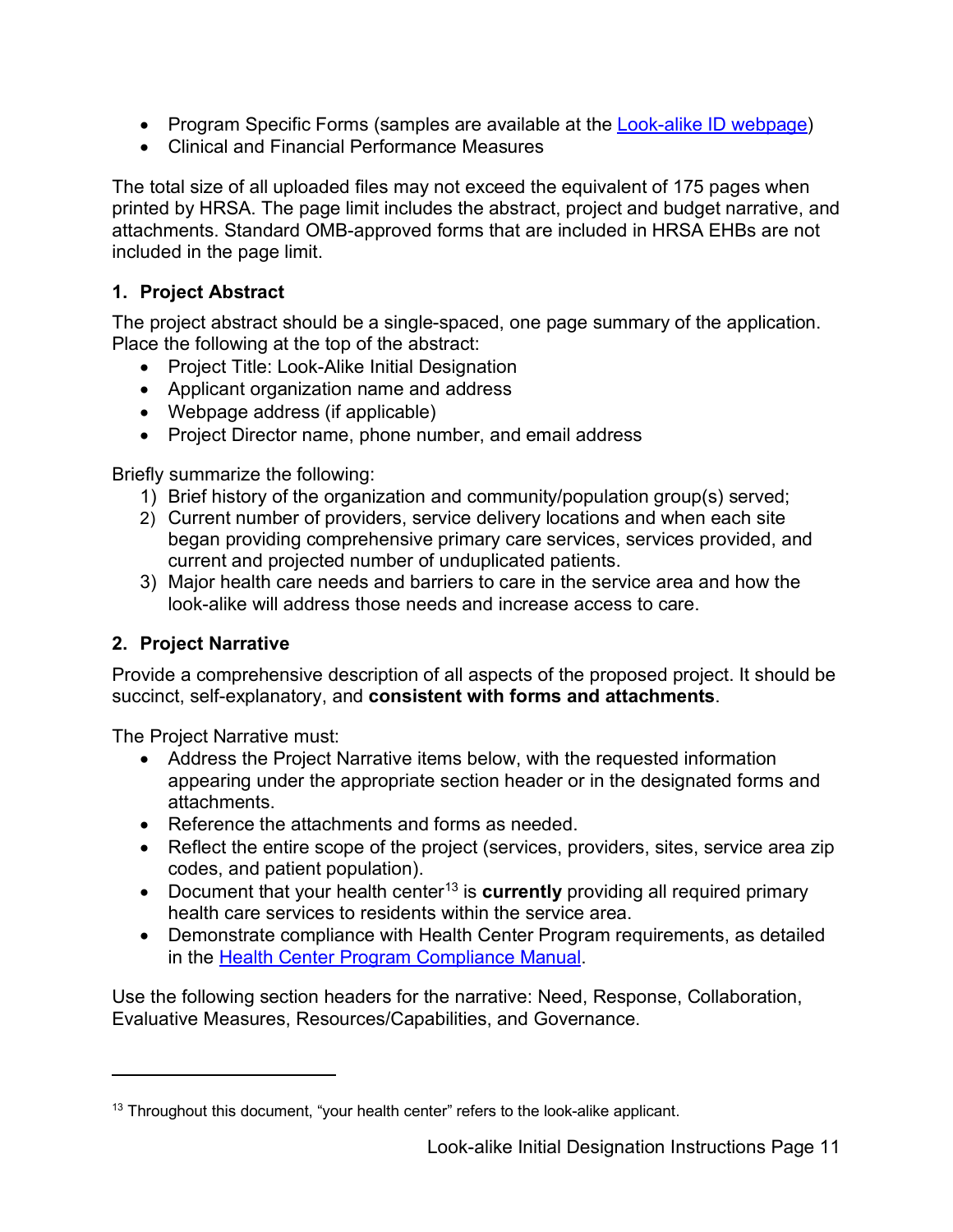- Program Specific Forms (samples are available at the [Look-alike ID webpage]())
- Clinical and Financial Performance Measures

The total size of all uploaded files may not exceed the equivalent of 175 pages when printed by HRSA. The page limit includes the abstract, project and budget narrative, and attachments. Standard OMB-approved forms that are included in HRSA EHBs are not included in the page limit.

### 1. Project Abstract

The project abstract should be a single-spaced, one page summary of the application. Place the following at the top of the abstract:

- Project Title: Look-Alike Initial Designation
- Applicant organization name and address
- Webpage address (if applicable)
- Project Director name, phone number, and email address

Briefly summarize the following:

1) Brief history of the organization and community/population group(s) served;
2) Current number of providers, service delivery locations and when each site began providing comprehensive primary care services, services provided, and current and projected number of unduplicated patients.
3) Major health care needs and barriers to care in the service area and how the look-alike will address those needs and increase access to care.

### 2. Project Narrative

Provide a comprehensive description of all aspects of the proposed project. It should be succinct, self-explanatory, and **consistent with forms and attachments**.

The Project Narrative must:

- Address the Project Narrative items below, with the requested information appearing under the appropriate section header or in the designated forms and attachments.
- Reference the attachments and forms as needed.
- Reflect the entire scope of the project (services, providers, sites, service area zip codes, and patient population).
- Document that your health center[13] is **currently** providing all required primary health care services to residents within the service area.
- Demonstrate compliance with Health Center Program requirements, as detailed in the [Health Center Program Compliance Manual]().

Use the following section headers for the narrative: Need, Response, Collaboration, Evaluative Measures, Resources/Capabilities, and Governance.

---

[13] Throughout this document, "your health center" refers to the look-alike applicant.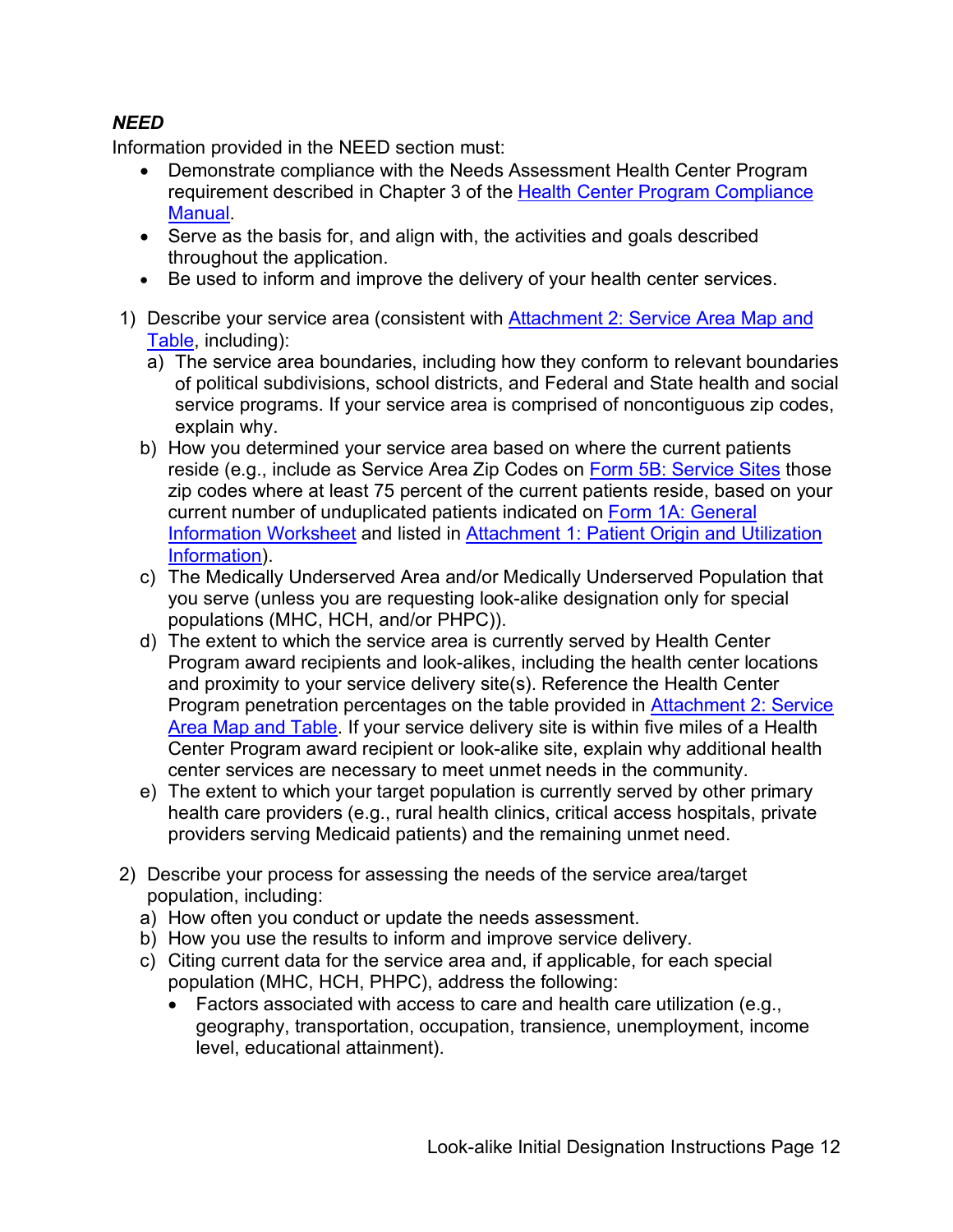***NEED***

Information provided in the NEED section must:

- Demonstrate compliance with the Needs Assessment Health Center Program requirement described in Chapter 3 of the Health Center Program Compliance Manual.
- Serve as the basis for, and align with, the activities and goals described throughout the application.
- Be used to inform and improve the delivery of your health center services.

1) Describe your service area (consistent with Attachment 2: Service Area Map and Table, including):
   a) The service area boundaries, including how they conform to relevant boundaries of political subdivisions, school districts, and Federal and State health and social service programs. If your service area is comprised of noncontiguous zip codes, explain why.
   b) How you determined your service area based on where the current patients reside (e.g., include as Service Area Zip Codes on Form 5B: Service Sites those zip codes where at least 75 percent of the current patients reside, based on your current number of unduplicated patients indicated on Form 1A: General Information Worksheet and listed in Attachment 1: Patient Origin and Utilization Information).
   c) The Medically Underserved Area and/or Medically Underserved Population that you serve (unless you are requesting look-alike designation only for special populations (MHC, HCH, and/or PHPC)).
   d) The extent to which the service area is currently served by Health Center Program award recipients and look-alikes, including the health center locations and proximity to your service delivery site(s). Reference the Health Center Program penetration percentages on the table provided in Attachment 2: Service Area Map and Table. If your service delivery site is within five miles of a Health Center Program award recipient or look-alike site, explain why additional health center services are necessary to meet unmet needs in the community.
   e) The extent to which your target population is currently served by other primary health care providers (e.g., rural health clinics, critical access hospitals, private providers serving Medicaid patients) and the remaining unmet need.

2) Describe your process for assessing the needs of the service area/target population, including:
   a) How often you conduct or update the needs assessment.
   b) How you use the results to inform and improve service delivery.
   c) Citing current data for the service area and, if applicable, for each special population (MHC, HCH, PHPC), address the following:
      - Factors associated with access to care and health care utilization (e.g., geography, transportation, occupation, transience, unemployment, income level, educational attainment).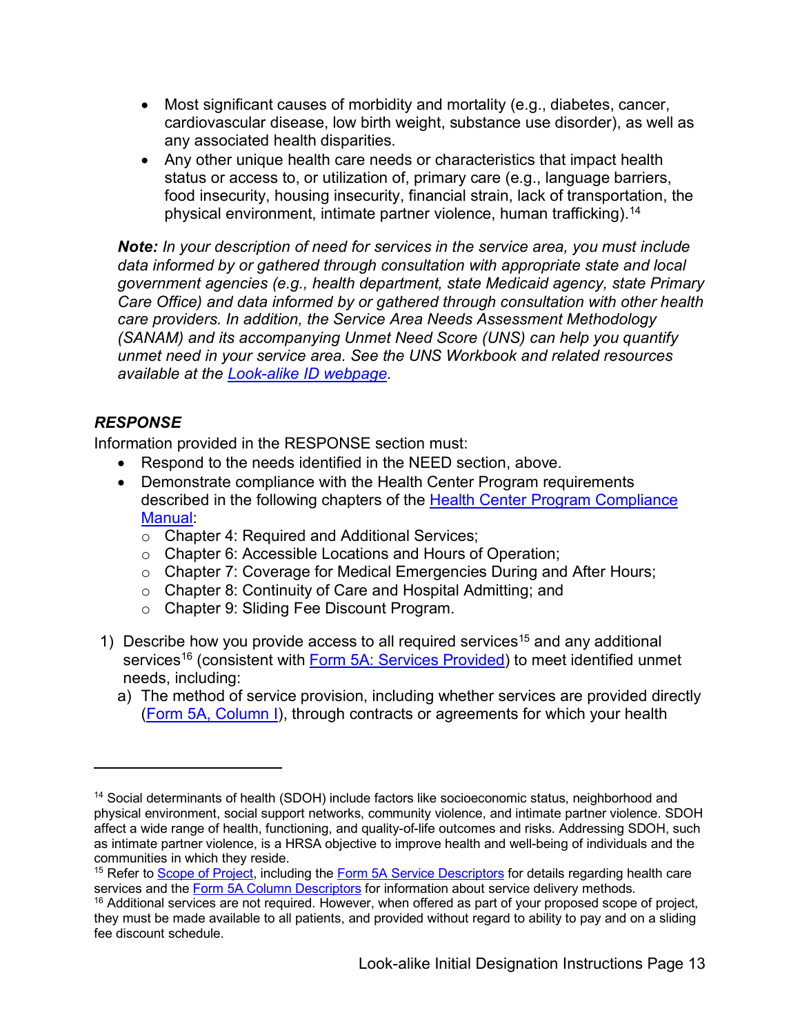- Most significant causes of morbidity and mortality (e.g., diabetes, cancer, cardiovascular disease, low birth weight, substance use disorder), as well as any associated health disparities.
- Any other unique health care needs or characteristics that impact health status or access to, or utilization of, primary care (e.g., language barriers, food insecurity, housing insecurity, financial strain, lack of transportation, the physical environment, intimate partner violence, human trafficking).[14]

***Note:*** *In your description of need for services in the service area, you must include data informed by or gathered through consultation with appropriate state and local government agencies (e.g., health department, state Medicaid agency, state Primary Care Office) and data informed by or gathered through consultation with other health care providers. In addition, the Service Area Needs Assessment Methodology (SANAM) and its accompanying Unmet Need Score (UNS) can help you quantify unmet need in your service area. See the UNS Workbook and related resources available at the [Look-alike ID webpage](#).*

### *RESPONSE*

Information provided in the RESPONSE section must:

- Respond to the needs identified in the NEED section, above.
- Demonstrate compliance with the Health Center Program requirements described in the following chapters of the [Health Center Program Compliance Manual](#):
  - Chapter 4: Required and Additional Services;
  - Chapter 6: Accessible Locations and Hours of Operation;
  - Chapter 7: Coverage for Medical Emergencies During and After Hours;
  - Chapter 8: Continuity of Care and Hospital Admitting; and
  - Chapter 9: Sliding Fee Discount Program.

1) Describe how you provide access to all required services[15] and any additional services[16] (consistent with [Form 5A: Services Provided](#)) to meet identified unmet needs, including:
   a) The method of service provision, including whether services are provided directly ([Form 5A, Column I](#)), through contracts or agreements for which your health

---

[14] Social determinants of health (SDOH) include factors like socioeconomic status, neighborhood and physical environment, social support networks, community violence, and intimate partner violence. SDOH affect a wide range of health, functioning, and quality-of-life outcomes and risks. Addressing SDOH, such as intimate partner violence, is a HRSA objective to improve health and well-being of individuals and the communities in which they reside.

[15] Refer to [Scope of Project](#), including the [Form 5A Service Descriptors](#) for details regarding health care services and the [Form 5A Column Descriptors](#) for information about service delivery methods.

[16] Additional services are not required. However, when offered as part of your proposed scope of project, they must be made available to all patients, and provided without regard to ability to pay and on a sliding fee discount schedule.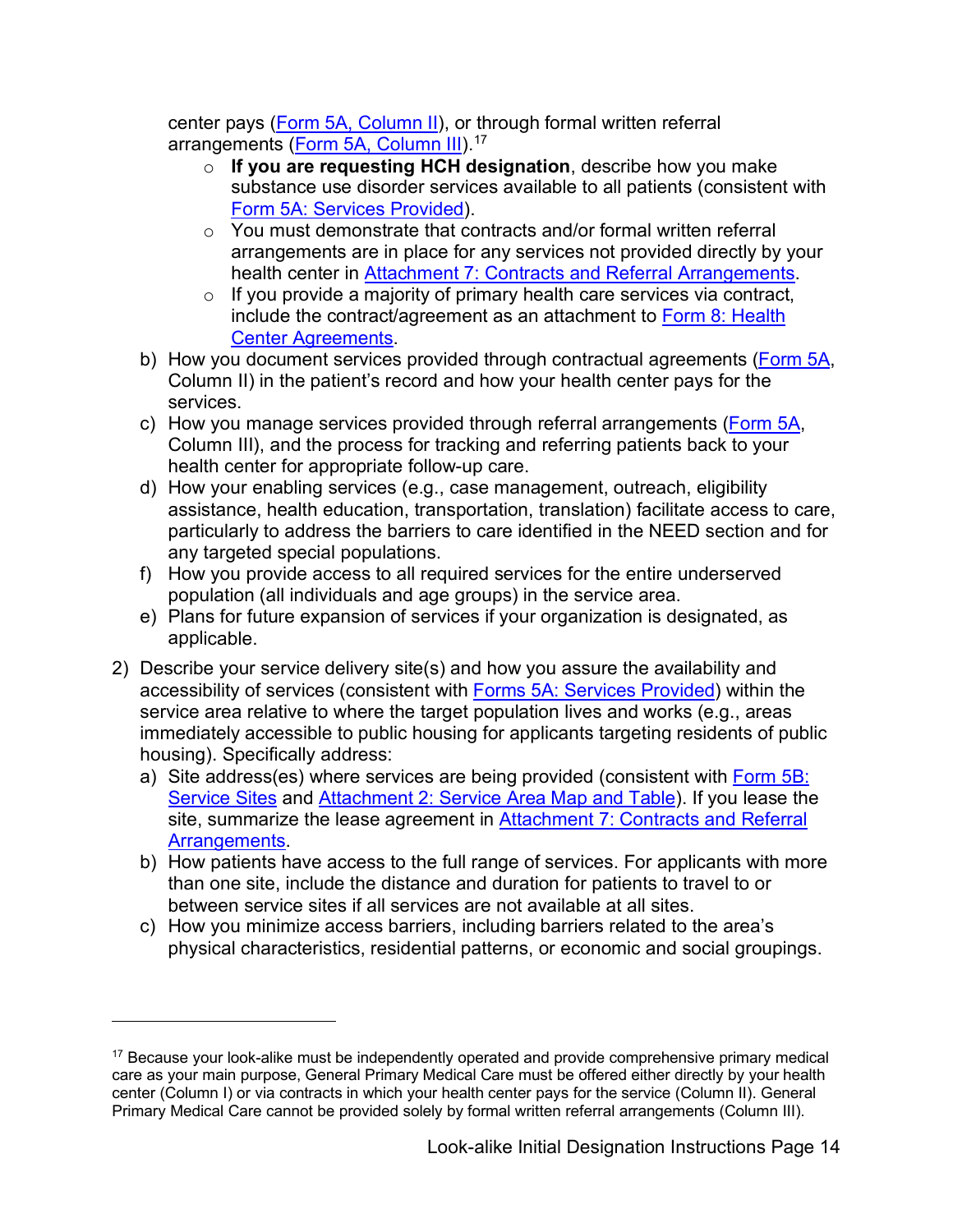center pays (Form 5A, Column II), or through formal written referral arrangements (Form 5A, Column III).[17]

   - **If you are requesting HCH designation**, describe how you make substance use disorder services available to all patients (consistent with Form 5A: Services Provided).
   - You must demonstrate that contracts and/or formal written referral arrangements are in place for any services not provided directly by your health center in Attachment 7: Contracts and Referral Arrangements.
   - If you provide a majority of primary health care services via contract, include the contract/agreement as an attachment to Form 8: Health Center Agreements.

b) How you document services provided through contractual agreements (Form 5A, Column II) in the patient's record and how your health center pays for the services.

c) How you manage services provided through referral arrangements (Form 5A, Column III), and the process for tracking and referring patients back to your health center for appropriate follow-up care.

d) How your enabling services (e.g., case management, outreach, eligibility assistance, health education, transportation, translation) facilitate access to care, particularly to address the barriers to care identified in the NEED section and for any targeted special populations.

f) How you provide access to all required services for the entire underserved population (all individuals and age groups) in the service area.

e) Plans for future expansion of services if your organization is designated, as applicable.

2) Describe your service delivery site(s) and how you assure the availability and accessibility of services (consistent with Forms 5A: Services Provided) within the service area relative to where the target population lives and works (e.g., areas immediately accessible to public housing for applicants targeting residents of public housing). Specifically address:

   a) Site address(es) where services are being provided (consistent with Form 5B: Service Sites and Attachment 2: Service Area Map and Table). If you lease the site, summarize the lease agreement in Attachment 7: Contracts and Referral Arrangements.

   b) How patients have access to the full range of services. For applicants with more than one site, include the distance and duration for patients to travel to or between service sites if all services are not available at all sites.

   c) How you minimize access barriers, including barriers related to the area's physical characteristics, residential patterns, or economic and social groupings.

---

[17] Because your look-alike must be independently operated and provide comprehensive primary medical care as your main purpose, General Primary Medical Care must be offered either directly by your health center (Column I) or via contracts in which your health center pays for the service (Column II). General Primary Medical Care cannot be provided solely by formal written referral arrangements (Column III).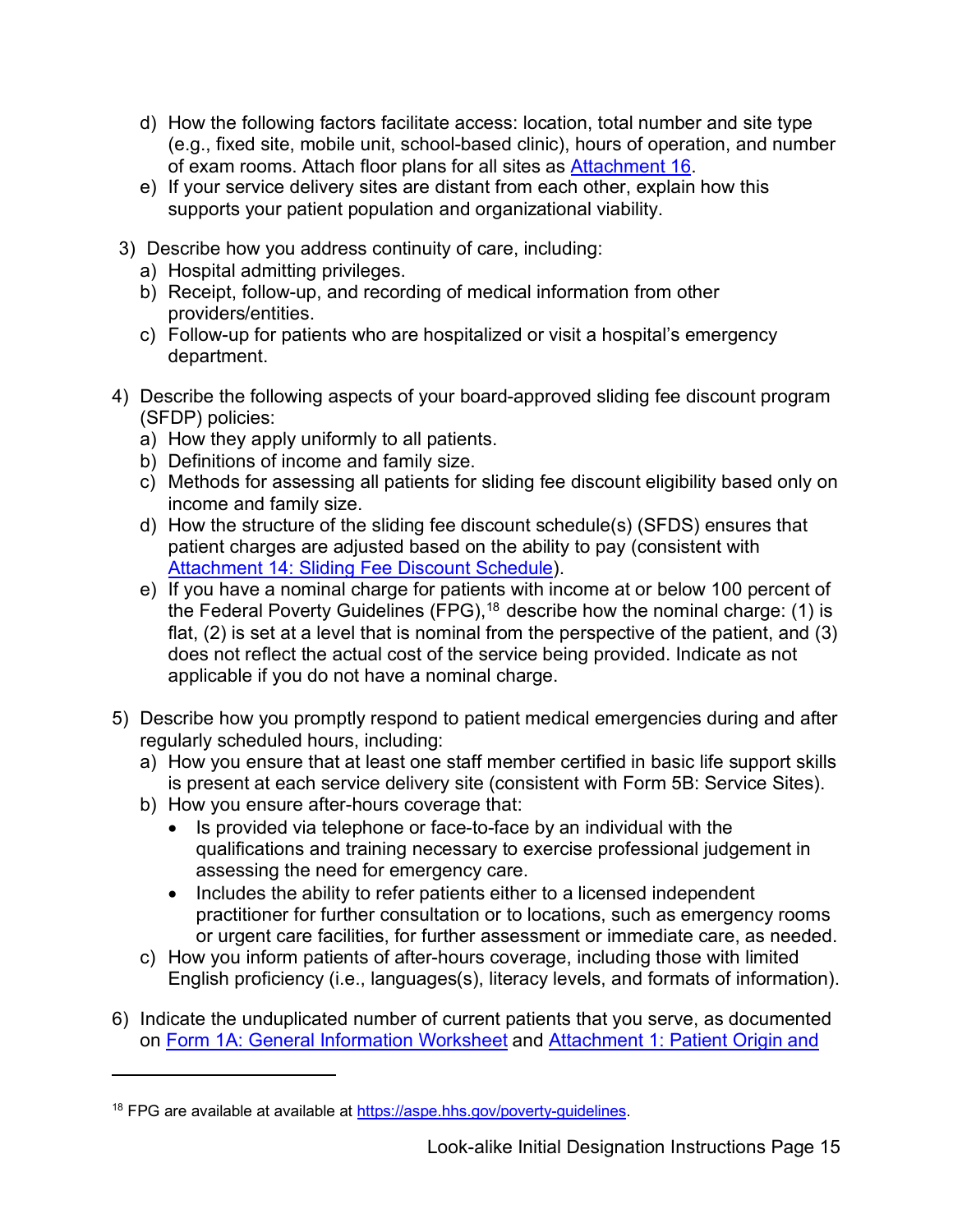d) How the following factors facilitate access: location, total number and site type (e.g., fixed site, mobile unit, school-based clinic), hours of operation, and number of exam rooms. Attach floor plans for all sites as [Attachment 16](#).
   e) If your service delivery sites are distant from each other, explain how this supports your patient population and organizational viability.

3) Describe how you address continuity of care, including:
   a) Hospital admitting privileges.
   b) Receipt, follow-up, and recording of medical information from other providers/entities.
   c) Follow-up for patients who are hospitalized or visit a hospital's emergency department.

4) Describe the following aspects of your board-approved sliding fee discount program (SFDP) policies:
   a) How they apply uniformly to all patients.
   b) Definitions of income and family size.
   c) Methods for assessing all patients for sliding fee discount eligibility based only on income and family size.
   d) How the structure of the sliding fee discount schedule(s) (SFDS) ensures that patient charges are adjusted based on the ability to pay (consistent with [Attachment 14: Sliding Fee Discount Schedule](#)).
   e) If you have a nominal charge for patients with income at or below 100 percent of the Federal Poverty Guidelines (FPG),[18] describe how the nominal charge: (1) is flat, (2) is set at a level that is nominal from the perspective of the patient, and (3) does not reflect the actual cost of the service being provided. Indicate as not applicable if you do not have a nominal charge.

5) Describe how you promptly respond to patient medical emergencies during and after regularly scheduled hours, including:
   a) How you ensure that at least one staff member certified in basic life support skills is present at each service delivery site (consistent with Form 5B: Service Sites).
   b) How you ensure after-hours coverage that:
      - Is provided via telephone or face-to-face by an individual with the qualifications and training necessary to exercise professional judgement in assessing the need for emergency care.
      - Includes the ability to refer patients either to a licensed independent practitioner for further consultation or to locations, such as emergency rooms or urgent care facilities, for further assessment or immediate care, as needed.
   c) How you inform patients of after-hours coverage, including those with limited English proficiency (i.e., languages(s), literacy levels, and formats of information).

6) Indicate the unduplicated number of current patients that you serve, as documented on [Form 1A: General Information Worksheet](#) and [Attachment 1: Patient Origin and](#)

---

[18] FPG are available at available at [https://aspe.hhs.gov/poverty-guidelines](https://aspe.hhs.gov/poverty-guidelines).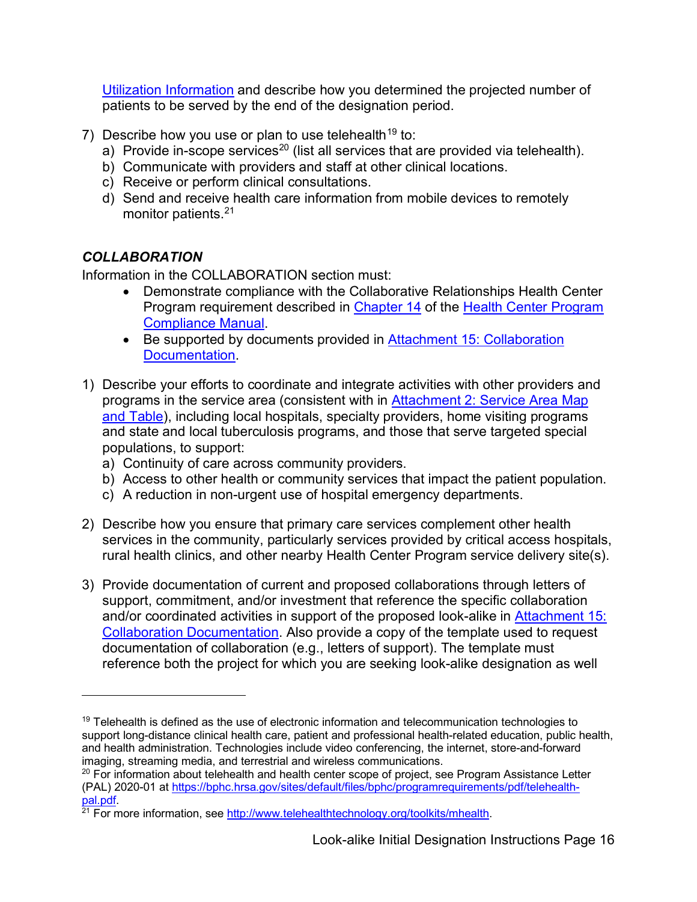Utilization Information and describe how you determined the projected number of patients to be served by the end of the designation period.

7) Describe how you use or plan to use telehealth[19] to:
   a) Provide in-scope services[20] (list all services that are provided via telehealth).
   b) Communicate with providers and staff at other clinical locations.
   c) Receive or perform clinical consultations.
   d) Send and receive health care information from mobile devices to remotely monitor patients.[21]

### *COLLABORATION*

Information in the COLLABORATION section must:

- Demonstrate compliance with the Collaborative Relationships Health Center Program requirement described in Chapter 14 of the Health Center Program Compliance Manual.
- Be supported by documents provided in Attachment 15: Collaboration Documentation.

1) Describe your efforts to coordinate and integrate activities with other providers and programs in the service area (consistent with in Attachment 2: Service Area Map and Table), including local hospitals, specialty providers, home visiting programs and state and local tuberculosis programs, and those that serve targeted special populations, to support:
   a) Continuity of care across community providers.
   b) Access to other health or community services that impact the patient population.
   c) A reduction in non-urgent use of hospital emergency departments.

2) Describe how you ensure that primary care services complement other health services in the community, particularly services provided by critical access hospitals, rural health clinics, and other nearby Health Center Program service delivery site(s).

3) Provide documentation of current and proposed collaborations through letters of support, commitment, and/or investment that reference the specific collaboration and/or coordinated activities in support of the proposed look-alike in Attachment 15: Collaboration Documentation. Also provide a copy of the template used to request documentation of collaboration (e.g., letters of support). The template must reference both the project for which you are seeking look-alike designation as well

---

[19] Telehealth is defined as the use of electronic information and telecommunication technologies to support long-distance clinical health care, patient and professional health-related education, public health, and health administration. Technologies include video conferencing, the internet, store-and-forward imaging, streaming media, and terrestrial and wireless communications.

[20] For information about telehealth and health center scope of project, see Program Assistance Letter (PAL) 2020-01 at https://bphc.hrsa.gov/sites/default/files/bphc/programrequirements/pdf/telehealth-pal.pdf.

[21] For more information, see http://www.telehealthtechnology.org/toolkits/mhealth.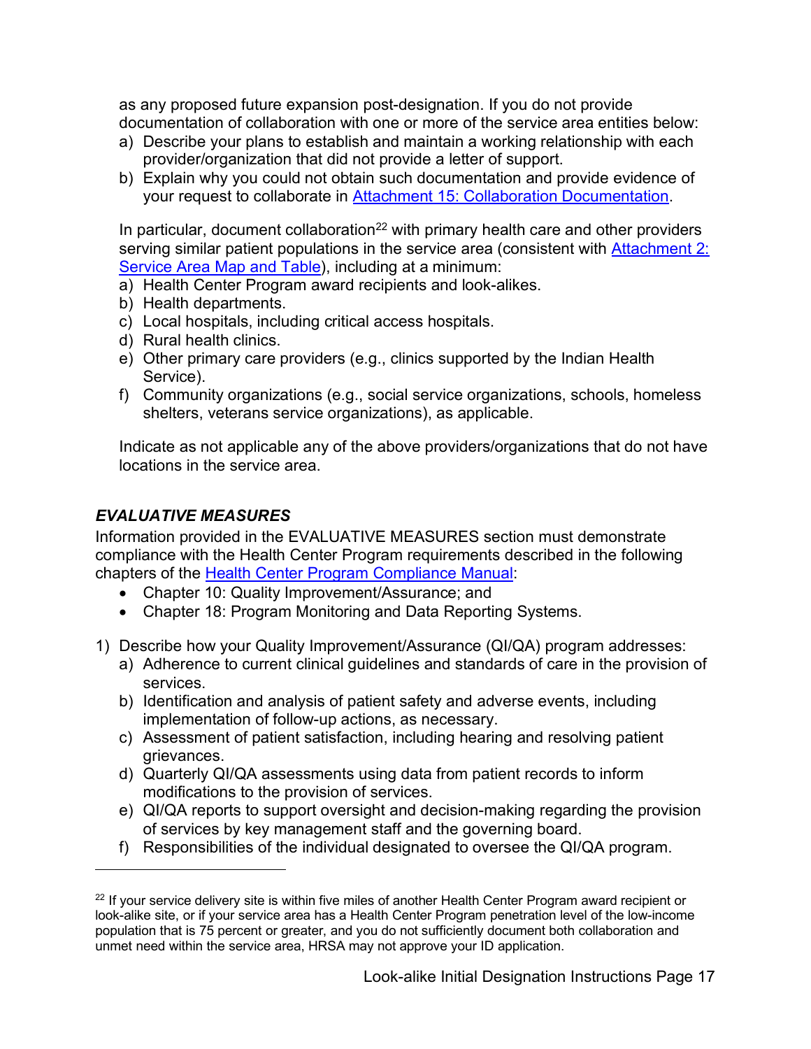as any proposed future expansion post-designation. If you do not provide documentation of collaboration with one or more of the service area entities below:

a) Describe your plans to establish and maintain a working relationship with each provider/organization that did not provide a letter of support.
b) Explain why you could not obtain such documentation and provide evidence of your request to collaborate in Attachment 15: Collaboration Documentation.

In particular, document collaboration[22] with primary health care and other providers serving similar patient populations in the service area (consistent with Attachment 2: Service Area Map and Table), including at a minimum:

a) Health Center Program award recipients and look-alikes.
b) Health departments.
c) Local hospitals, including critical access hospitals.
d) Rural health clinics.
e) Other primary care providers (e.g., clinics supported by the Indian Health Service).
f) Community organizations (e.g., social service organizations, schools, homeless shelters, veterans service organizations), as applicable.

Indicate as not applicable any of the above providers/organizations that do not have locations in the service area.

### *EVALUATIVE MEASURES*

Information provided in the EVALUATIVE MEASURES section must demonstrate compliance with the Health Center Program requirements described in the following chapters of the Health Center Program Compliance Manual:

- Chapter 10: Quality Improvement/Assurance; and
- Chapter 18: Program Monitoring and Data Reporting Systems.

1) Describe how your Quality Improvement/Assurance (QI/QA) program addresses:
   a) Adherence to current clinical guidelines and standards of care in the provision of services.
   b) Identification and analysis of patient safety and adverse events, including implementation of follow-up actions, as necessary.
   c) Assessment of patient satisfaction, including hearing and resolving patient grievances.
   d) Quarterly QI/QA assessments using data from patient records to inform modifications to the provision of services.
   e) QI/QA reports to support oversight and decision-making regarding the provision of services by key management staff and the governing board.
   f) Responsibilities of the individual designated to oversee the QI/QA program.

---

[22] If your service delivery site is within five miles of another Health Center Program award recipient or look-alike site, or if your service area has a Health Center Program penetration level of the low-income population that is 75 percent or greater, and you do not sufficiently document both collaboration and unmet need within the service area, HRSA may not approve your ID application.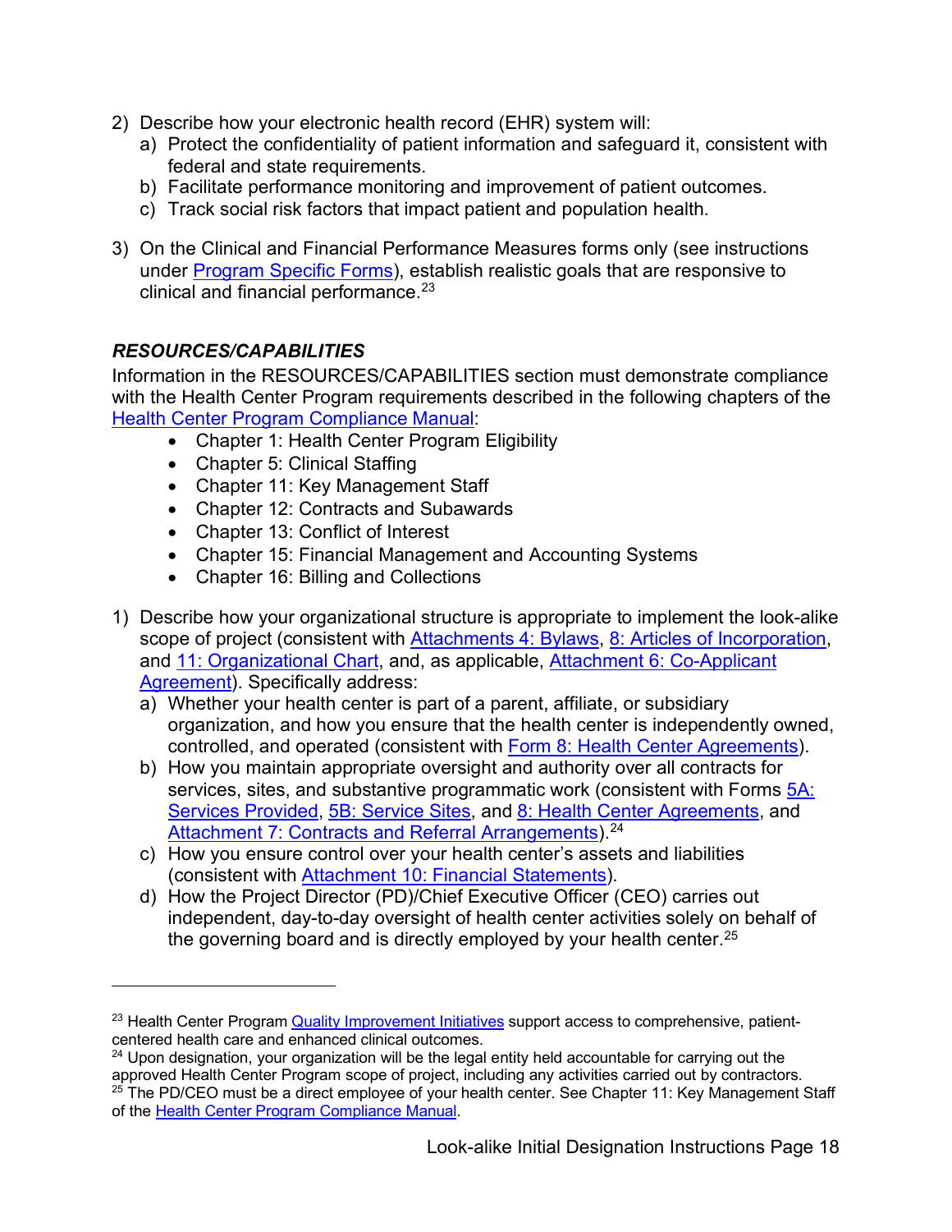2) Describe how your electronic health record (EHR) system will:
   a) Protect the confidentiality of patient information and safeguard it, consistent with federal and state requirements.
   b) Facilitate performance monitoring and improvement of patient outcomes.
   c) Track social risk factors that impact patient and population health.

3) On the Clinical and Financial Performance Measures forms only (see instructions under Program Specific Forms), establish realistic goals that are responsive to clinical and financial performance.[23]

### *RESOURCES/CAPABILITIES*

Information in the RESOURCES/CAPABILITIES section must demonstrate compliance with the Health Center Program requirements described in the following chapters of the Health Center Program Compliance Manual:

- Chapter 1: Health Center Program Eligibility
- Chapter 5: Clinical Staffing
- Chapter 11: Key Management Staff
- Chapter 12: Contracts and Subawards
- Chapter 13: Conflict of Interest
- Chapter 15: Financial Management and Accounting Systems
- Chapter 16: Billing and Collections

1) Describe how your organizational structure is appropriate to implement the look-alike scope of project (consistent with Attachments 4: Bylaws, 8: Articles of Incorporation, and 11: Organizational Chart, and, as applicable, Attachment 6: Co-Applicant Agreement). Specifically address:
   a) Whether your health center is part of a parent, affiliate, or subsidiary organization, and how you ensure that the health center is independently owned, controlled, and operated (consistent with Form 8: Health Center Agreements).
   b) How you maintain appropriate oversight and authority over all contracts for services, sites, and substantive programmatic work (consistent with Forms 5A: Services Provided, 5B: Service Sites, and 8: Health Center Agreements, and Attachment 7: Contracts and Referral Arrangements).[24]
   c) How you ensure control over your health center's assets and liabilities (consistent with Attachment 10: Financial Statements).
   d) How the Project Director (PD)/Chief Executive Officer (CEO) carries out independent, day-to-day oversight of health center activities solely on behalf of the governing board and is directly employed by your health center.[25]

---

[23] Health Center Program Quality Improvement Initiatives support access to comprehensive, patient-centered health care and enhanced clinical outcomes.

[24] Upon designation, your organization will be the legal entity held accountable for carrying out the approved Health Center Program scope of project, including any activities carried out by contractors.

[25] The PD/CEO must be a direct employee of your health center. See Chapter 11: Key Management Staff of the Health Center Program Compliance Manual.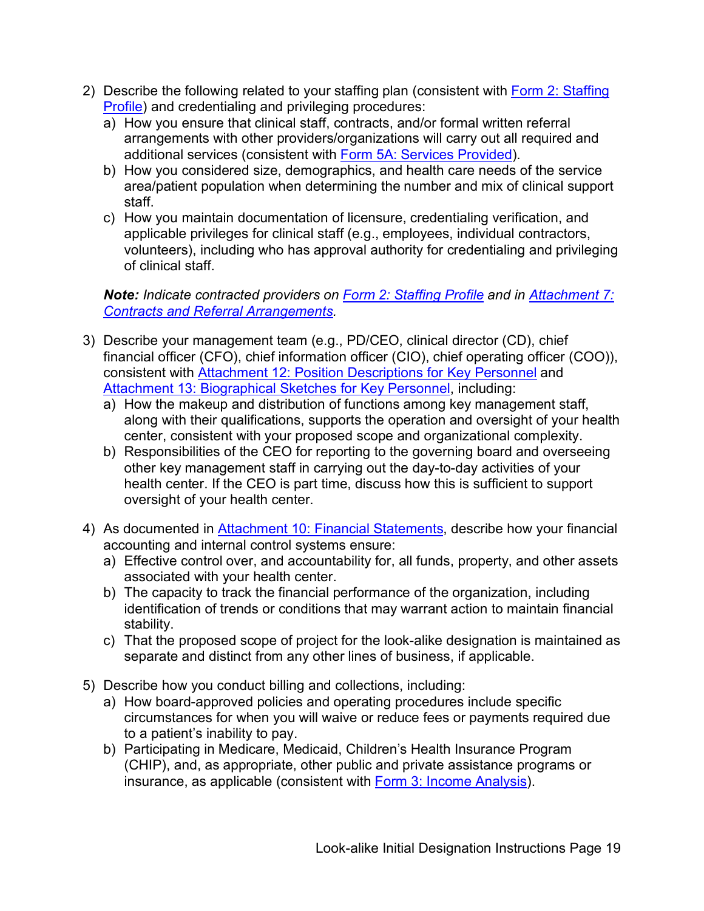2) Describe the following related to your staffing plan (consistent with Form 2: Staffing Profile) and credentialing and privileging procedures:
   a) How you ensure that clinical staff, contracts, and/or formal written referral arrangements with other providers/organizations will carry out all required and additional services (consistent with Form 5A: Services Provided).
   b) How you considered size, demographics, and health care needs of the service area/patient population when determining the number and mix of clinical support staff.
   c) How you maintain documentation of licensure, credentialing verification, and applicable privileges for clinical staff (e.g., employees, individual contractors, volunteers), including who has approval authority for credentialing and privileging of clinical staff.

   ***Note:*** *Indicate contracted providers on Form 2: Staffing Profile and in Attachment 7: Contracts and Referral Arrangements.*

3) Describe your management team (e.g., PD/CEO, clinical director (CD), chief financial officer (CFO), chief information officer (CIO), chief operating officer (COO)), consistent with Attachment 12: Position Descriptions for Key Personnel and Attachment 13: Biographical Sketches for Key Personnel, including:
   a) How the makeup and distribution of functions among key management staff, along with their qualifications, supports the operation and oversight of your health center, consistent with your proposed scope and organizational complexity.
   b) Responsibilities of the CEO for reporting to the governing board and overseeing other key management staff in carrying out the day-to-day activities of your health center. If the CEO is part time, discuss how this is sufficient to support oversight of your health center.

4) As documented in Attachment 10: Financial Statements, describe how your financial accounting and internal control systems ensure:
   a) Effective control over, and accountability for, all funds, property, and other assets associated with your health center.
   b) The capacity to track the financial performance of the organization, including identification of trends or conditions that may warrant action to maintain financial stability.
   c) That the proposed scope of project for the look-alike designation is maintained as separate and distinct from any other lines of business, if applicable.

5) Describe how you conduct billing and collections, including:
   a) How board-approved policies and operating procedures include specific circumstances for when you will waive or reduce fees or payments required due to a patient's inability to pay.
   b) Participating in Medicare, Medicaid, Children's Health Insurance Program (CHIP), and, as appropriate, other public and private assistance programs or insurance, as applicable (consistent with Form 3: Income Analysis).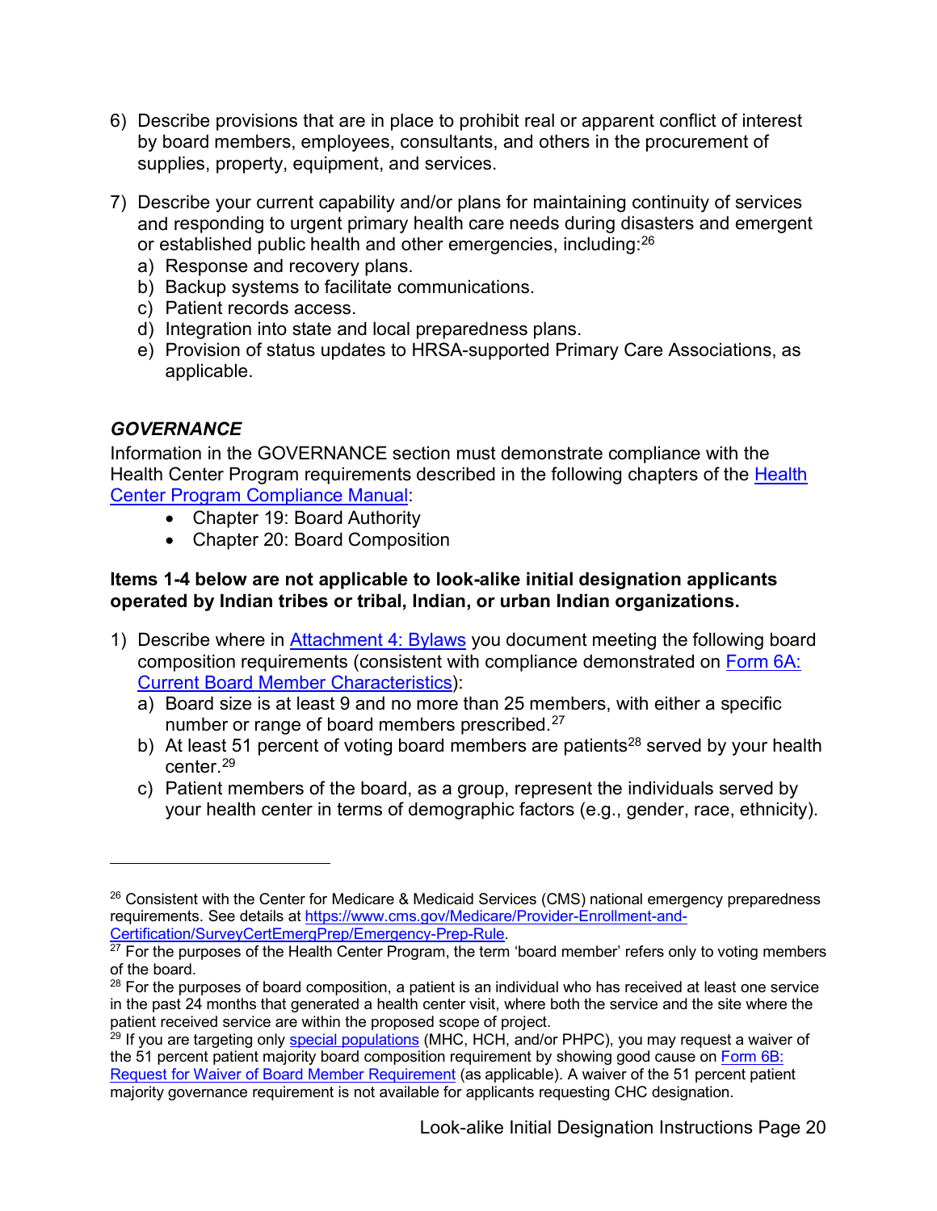6) Describe provisions that are in place to prohibit real or apparent conflict of interest by board members, employees, consultants, and others in the procurement of supplies, property, equipment, and services.

7) Describe your current capability and/or plans for maintaining continuity of services and responding to urgent primary health care needs during disasters and emergent or established public health and other emergencies, including:[26]
   a) Response and recovery plans.
   b) Backup systems to facilitate communications.
   c) Patient records access.
   d) Integration into state and local preparedness plans.
   e) Provision of status updates to HRSA-supported Primary Care Associations, as applicable.

### *GOVERNANCE*

Information in the GOVERNANCE section must demonstrate compliance with the Health Center Program requirements described in the following chapters of the [Health Center Program Compliance Manual](#):

- Chapter 19: Board Authority
- Chapter 20: Board Composition

**Items 1-4 below are not applicable to look-alike initial designation applicants operated by Indian tribes or tribal, Indian, or urban Indian organizations.**

1) Describe where in [Attachment 4: Bylaws](#) you document meeting the following board composition requirements (consistent with compliance demonstrated on [Form 6A: Current Board Member Characteristics](#)):
   a) Board size is at least 9 and no more than 25 members, with either a specific number or range of board members prescribed.[27]
   b) At least 51 percent of voting board members are patients[28] served by your health center.[29]
   c) Patient members of the board, as a group, represent the individuals served by your health center in terms of demographic factors (e.g., gender, race, ethnicity).

---

[26] Consistent with the Center for Medicare & Medicaid Services (CMS) national emergency preparedness requirements. See details at https://www.cms.gov/Medicare/Provider-Enrollment-and-Certification/SurveyCertEmergPrep/Emergency-Prep-Rule.

[27] For the purposes of the Health Center Program, the term 'board member' refers only to voting members of the board.

[28] For the purposes of board composition, a patient is an individual who has received at least one service in the past 24 months that generated a health center visit, where both the service and the site where the patient received service are within the proposed scope of project.

[29] If you are targeting only [special populations](#) (MHC, HCH, and/or PHPC), you may request a waiver of the 51 percent patient majority board composition requirement by showing good cause on [Form 6B: Request for Waiver of Board Member Requirement](#) (as applicable). A waiver of the 51 percent patient majority governance requirement is not available for applicants requesting CHC designation.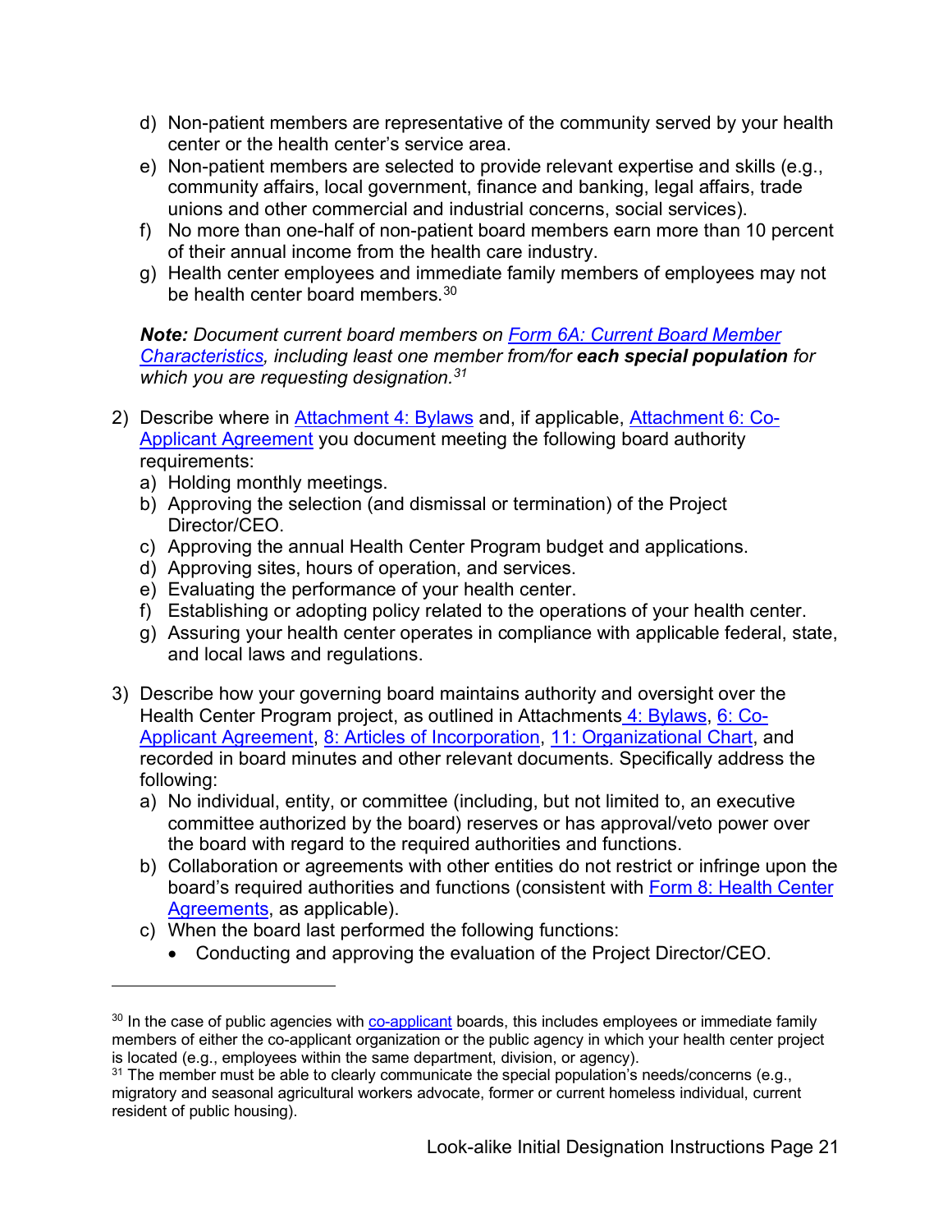d) Non-patient members are representative of the community served by your health center or the health center's service area.
   e) Non-patient members are selected to provide relevant expertise and skills (e.g., community affairs, local government, finance and banking, legal affairs, trade unions and other commercial and industrial concerns, social services).
   f) No more than one-half of non-patient board members earn more than 10 percent of their annual income from the health care industry.
   g) Health center employees and immediate family members of employees may not be health center board members.[30]

   ***Note:*** *Document current board members on [Form 6A: Current Board Member Characteristics](), including least one member from/for* ***each special population*** *for which you are requesting designation.[31]*

2) Describe where in [Attachment 4: Bylaws]() and, if applicable, [Attachment 6: Co-Applicant Agreement]() you document meeting the following board authority requirements:
   a) Holding monthly meetings.
   b) Approving the selection (and dismissal or termination) of the Project Director/CEO.
   c) Approving the annual Health Center Program budget and applications.
   d) Approving sites, hours of operation, and services.
   e) Evaluating the performance of your health center.
   f) Establishing or adopting policy related to the operations of your health center.
   g) Assuring your health center operates in compliance with applicable federal, state, and local laws and regulations.

3) Describe how your governing board maintains authority and oversight over the Health Center Program project, as outlined in Attachments [4: Bylaws](), [6: Co-Applicant Agreement](), [8: Articles of Incorporation](), [11: Organizational Chart](), and recorded in board minutes and other relevant documents. Specifically address the following:
   a) No individual, entity, or committee (including, but not limited to, an executive committee authorized by the board) reserves or has approval/veto power over the board with regard to the required authorities and functions.
   b) Collaboration or agreements with other entities do not restrict or infringe upon the board's required authorities and functions (consistent with [Form 8: Health Center Agreements](), as applicable).
   c) When the board last performed the following functions:
      - Conducting and approving the evaluation of the Project Director/CEO.

---

[30] In the case of public agencies with [co-applicant]() boards, this includes employees or immediate family members of either the co-applicant organization or the public agency in which your health center project is located (e.g., employees within the same department, division, or agency).

[31] The member must be able to clearly communicate the special population's needs/concerns (e.g., migratory and seasonal agricultural workers advocate, former or current homeless individual, current resident of public housing).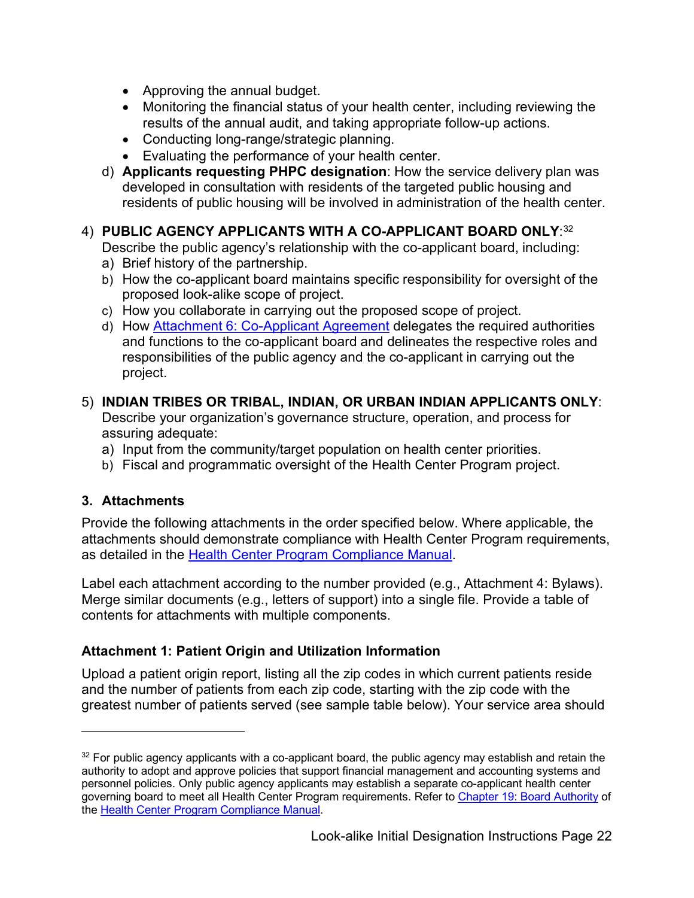- Approving the annual budget.
- Monitoring the financial status of your health center, including reviewing the results of the annual audit, and taking appropriate follow-up actions.
- Conducting long-range/strategic planning.
- Evaluating the performance of your health center.

d) **Applicants requesting PHPC designation**: How the service delivery plan was developed in consultation with residents of the targeted public housing and residents of public housing will be involved in administration of the health center.

4) **PUBLIC AGENCY APPLICANTS WITH A CO-APPLICANT BOARD ONLY**:[32] Describe the public agency's relationship with the co-applicant board, including:
   a) Brief history of the partnership.
   b) How the co-applicant board maintains specific responsibility for oversight of the proposed look-alike scope of project.
   c) How you collaborate in carrying out the proposed scope of project.
   d) How Attachment 6: Co-Applicant Agreement delegates the required authorities and functions to the co-applicant board and delineates the respective roles and responsibilities of the public agency and the co-applicant in carrying out the project.

5) **INDIAN TRIBES OR TRIBAL, INDIAN, OR URBAN INDIAN APPLICANTS ONLY**: Describe your organization's governance structure, operation, and process for assuring adequate:
   a) Input from the community/target population on health center priorities.
   b) Fiscal and programmatic oversight of the Health Center Program project.

### 3. Attachments

Provide the following attachments in the order specified below. Where applicable, the attachments should demonstrate compliance with Health Center Program requirements, as detailed in the Health Center Program Compliance Manual.

Label each attachment according to the number provided (e.g., Attachment 4: Bylaws). Merge similar documents (e.g., letters of support) into a single file. Provide a table of contents for attachments with multiple components.

#### Attachment 1: Patient Origin and Utilization Information

Upload a patient origin report, listing all the zip codes in which current patients reside and the number of patients from each zip code, starting with the zip code with the greatest number of patients served (see sample table below). Your service area should

---

[32] For public agency applicants with a co-applicant board, the public agency may establish and retain the authority to adopt and approve policies that support financial management and accounting systems and personnel policies. Only public agency applicants may establish a separate co-applicant health center governing board to meet all Health Center Program requirements. Refer to Chapter 19: Board Authority of the Health Center Program Compliance Manual.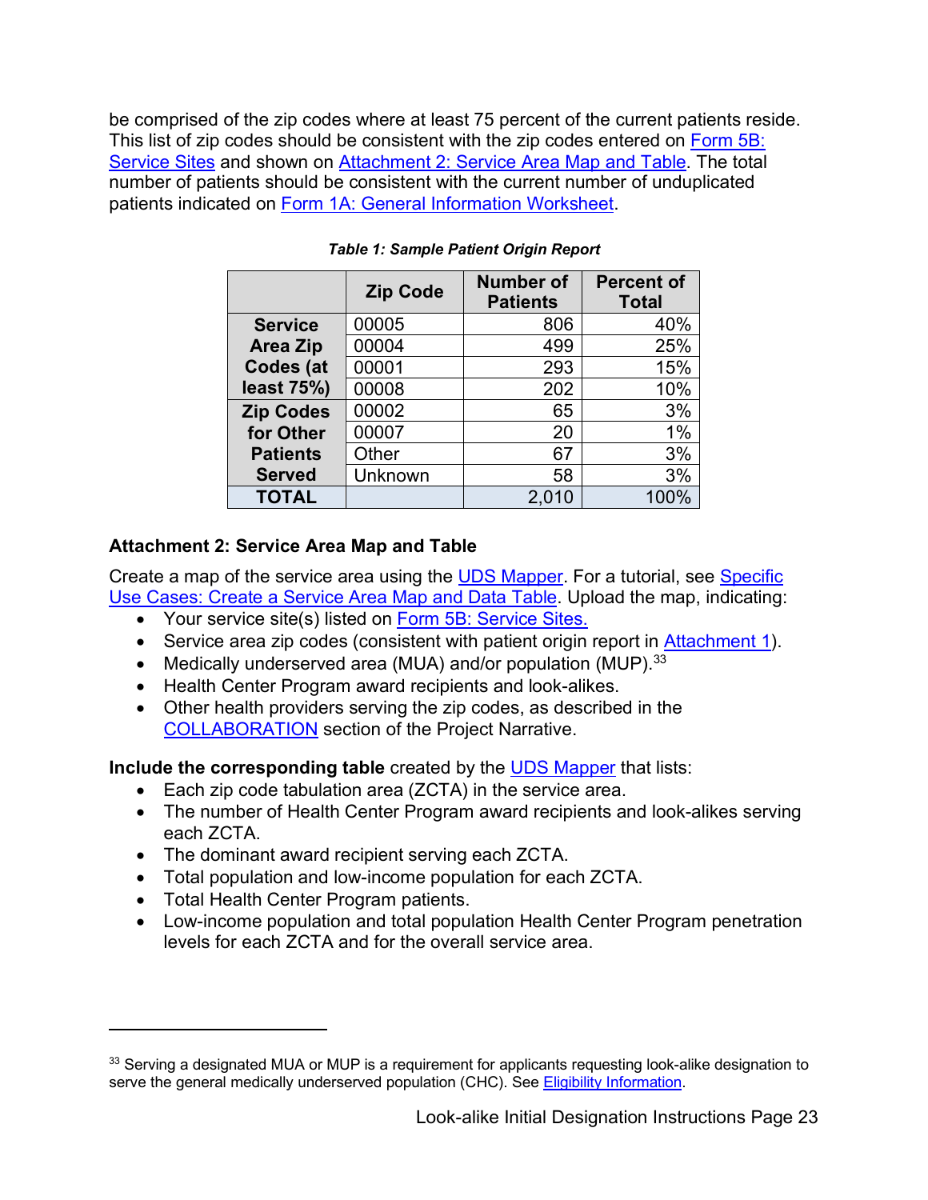be comprised of the zip codes where at least 75 percent of the current patients reside. This list of zip codes should be consistent with the zip codes entered on [Form 5B: Service Sites](#) and shown on [Attachment 2: Service Area Map and Table](#). The total number of patients should be consistent with the current number of unduplicated patients indicated on [Form 1A: General Information Worksheet](#).

***Table 1: Sample Patient Origin Report***

| | Zip Code | Number of Patients | Percent of Total |
|---|---|---|---|
| Service Area Zip Codes (at least 75%) | 00005 | 806 | 40% |
| | 00004 | 499 | 25% |
| | 00001 | 293 | 15% |
| | 00008 | 202 | 10% |
| Zip Codes for Other Patients Served | 00002 | 65 | 3% |
| | 00007 | 20 | 1% |
| | Other | 67 | 3% |
| | Unknown | 58 | 3% |
| **TOTAL** | | 2,010 | 100% |

**Attachment 2: Service Area Map and Table**

Create a map of the service area using the [UDS Mapper](#). For a tutorial, see [Specific Use Cases: Create a Service Area Map and Data Table](#). Upload the map, indicating:

- Your service site(s) listed on [Form 5B: Service Sites.](#)
- Service area zip codes (consistent with patient origin report in [Attachment 1](#)).
- Medically underserved area (MUA) and/or population (MUP).[33]
- Health Center Program award recipients and look-alikes.
- Other health providers serving the zip codes, as described in the [COLLABORATION](#) section of the Project Narrative.

**Include the corresponding table** created by the [UDS Mapper](#) that lists:

- Each zip code tabulation area (ZCTA) in the service area.
- The number of Health Center Program award recipients and look-alikes serving each ZCTA.
- The dominant award recipient serving each ZCTA.
- Total population and low-income population for each ZCTA.
- Total Health Center Program patients.
- Low-income population and total population Health Center Program penetration levels for each ZCTA and for the overall service area.

---

[33] Serving a designated MUA or MUP is a requirement for applicants requesting look-alike designation to serve the general medically underserved population (CHC). See [Eligibility Information](#).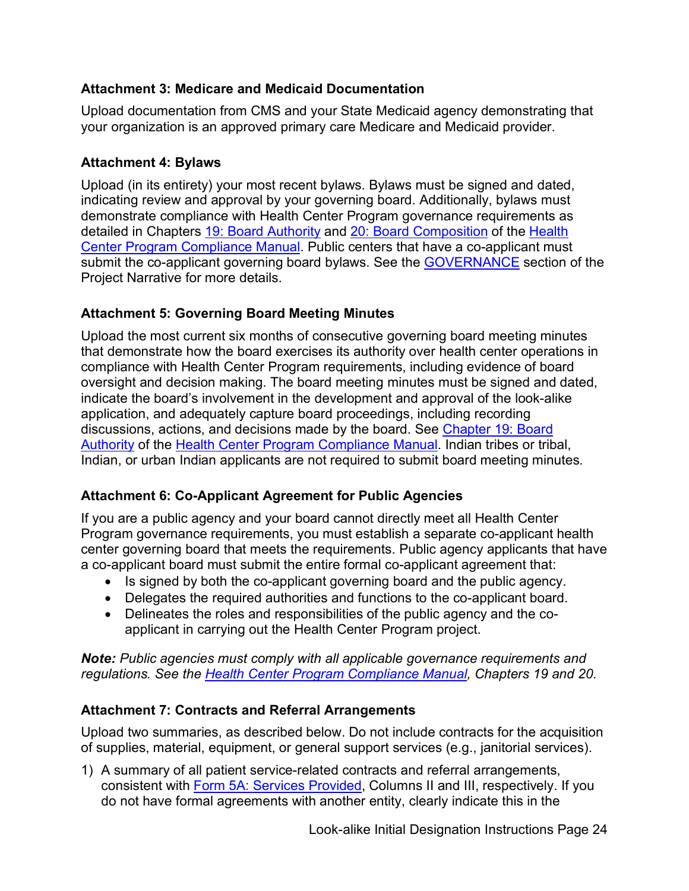### Attachment 3: Medicare and Medicaid Documentation

Upload documentation from CMS and your State Medicaid agency demonstrating that your organization is an approved primary care Medicare and Medicaid provider.

### Attachment 4: Bylaws

Upload (in its entirety) your most recent bylaws. Bylaws must be signed and dated, indicating review and approval by your governing board. Additionally, bylaws must demonstrate compliance with Health Center Program governance requirements as detailed in Chapters 19: Board Authority and 20: Board Composition of the Health Center Program Compliance Manual. Public centers that have a co-applicant must submit the co-applicant governing board bylaws. See the GOVERNANCE section of the Project Narrative for more details.

### Attachment 5: Governing Board Meeting Minutes

Upload the most current six months of consecutive governing board meeting minutes that demonstrate how the board exercises its authority over health center operations in compliance with Health Center Program requirements, including evidence of board oversight and decision making. The board meeting minutes must be signed and dated, indicate the board's involvement in the development and approval of the look-alike application, and adequately capture board proceedings, including recording discussions, actions, and decisions made by the board. See Chapter 19: Board Authority of the Health Center Program Compliance Manual. Indian tribes or tribal, Indian, or urban Indian applicants are not required to submit board meeting minutes.

### Attachment 6: Co-Applicant Agreement for Public Agencies

If you are a public agency and your board cannot directly meet all Health Center Program governance requirements, you must establish a separate co-applicant health center governing board that meets the requirements. Public agency applicants that have a co-applicant board must submit the entire formal co-applicant agreement that:

- Is signed by both the co-applicant governing board and the public agency.
- Delegates the required authorities and functions to the co-applicant board.
- Delineates the roles and responsibilities of the public agency and the co-applicant in carrying out the Health Center Program project.

***Note:*** *Public agencies must comply with all applicable governance requirements and regulations. See the Health Center Program Compliance Manual, Chapters 19 and 20.*

### Attachment 7: Contracts and Referral Arrangements

Upload two summaries, as described below. Do not include contracts for the acquisition of supplies, material, equipment, or general support services (e.g., janitorial services).

1) A summary of all patient service-related contracts and referral arrangements, consistent with Form 5A: Services Provided, Columns II and III, respectively. If you do not have formal agreements with another entity, clearly indicate this in the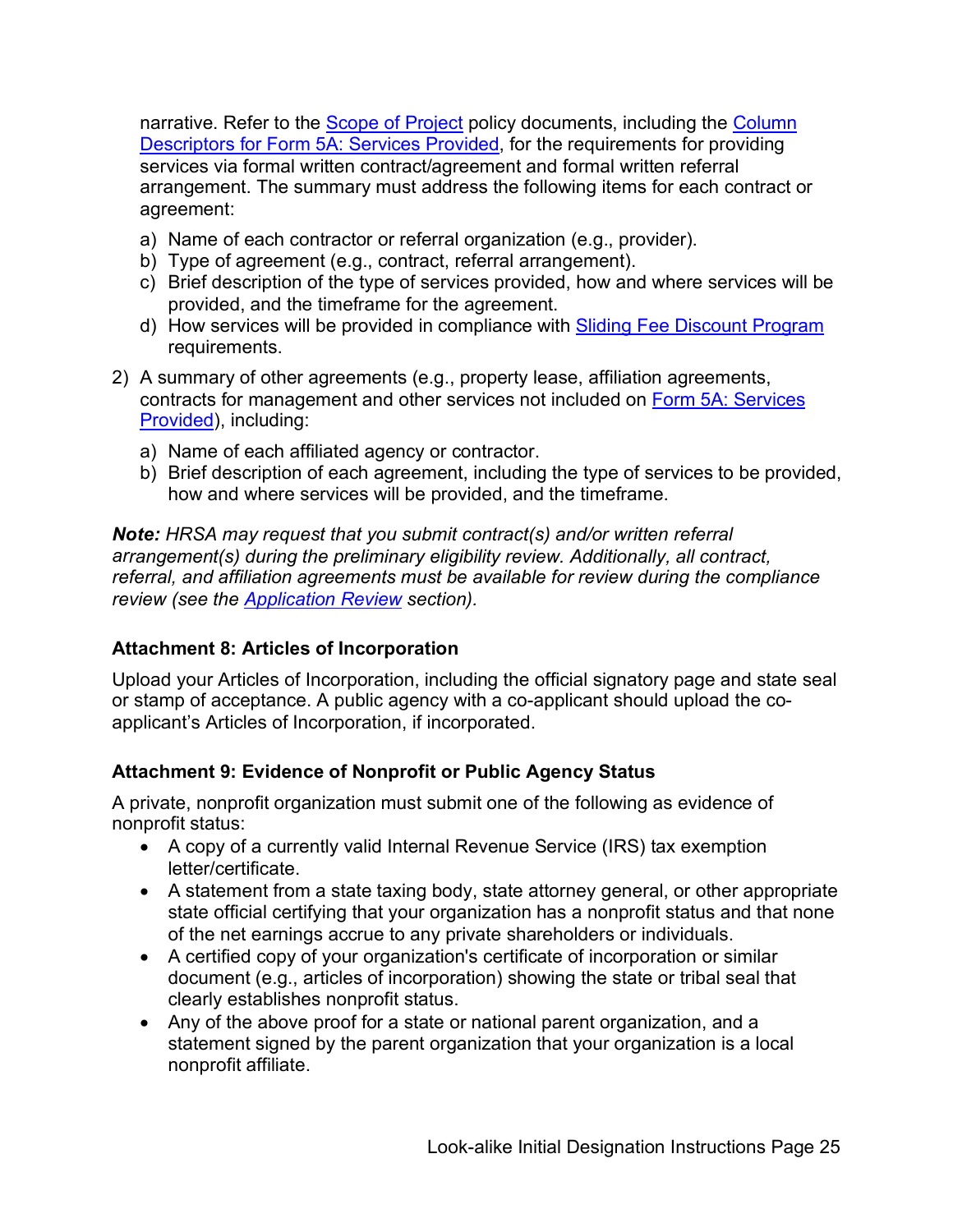narrative. Refer to the Scope of Project policy documents, including the Column Descriptors for Form 5A: Services Provided, for the requirements for providing services via formal written contract/agreement and formal written referral arrangement. The summary must address the following items for each contract or agreement:

a) Name of each contractor or referral organization (e.g., provider).
b) Type of agreement (e.g., contract, referral arrangement).
c) Brief description of the type of services provided, how and where services will be provided, and the timeframe for the agreement.
d) How services will be provided in compliance with Sliding Fee Discount Program requirements.

2) A summary of other agreements (e.g., property lease, affiliation agreements, contracts for management and other services not included on Form 5A: Services Provided), including:

a) Name of each affiliated agency or contractor.
b) Brief description of each agreement, including the type of services to be provided, how and where services will be provided, and the timeframe.

***Note:** HRSA may request that you submit contract(s) and/or written referral arrangement(s) during the preliminary eligibility review. Additionally, all contract, referral, and affiliation agreements must be available for review during the compliance review (see the Application Review section).*

### Attachment 8: Articles of Incorporation

Upload your Articles of Incorporation, including the official signatory page and state seal or stamp of acceptance. A public agency with a co-applicant should upload the co-applicant's Articles of Incorporation, if incorporated.

### Attachment 9: Evidence of Nonprofit or Public Agency Status

A private, nonprofit organization must submit one of the following as evidence of nonprofit status:

- A copy of a currently valid Internal Revenue Service (IRS) tax exemption letter/certificate.
- A statement from a state taxing body, state attorney general, or other appropriate state official certifying that your organization has a nonprofit status and that none of the net earnings accrue to any private shareholders or individuals.
- A certified copy of your organization's certificate of incorporation or similar document (e.g., articles of incorporation) showing the state or tribal seal that clearly establishes nonprofit status.
- Any of the above proof for a state or national parent organization, and a statement signed by the parent organization that your organization is a local nonprofit affiliate.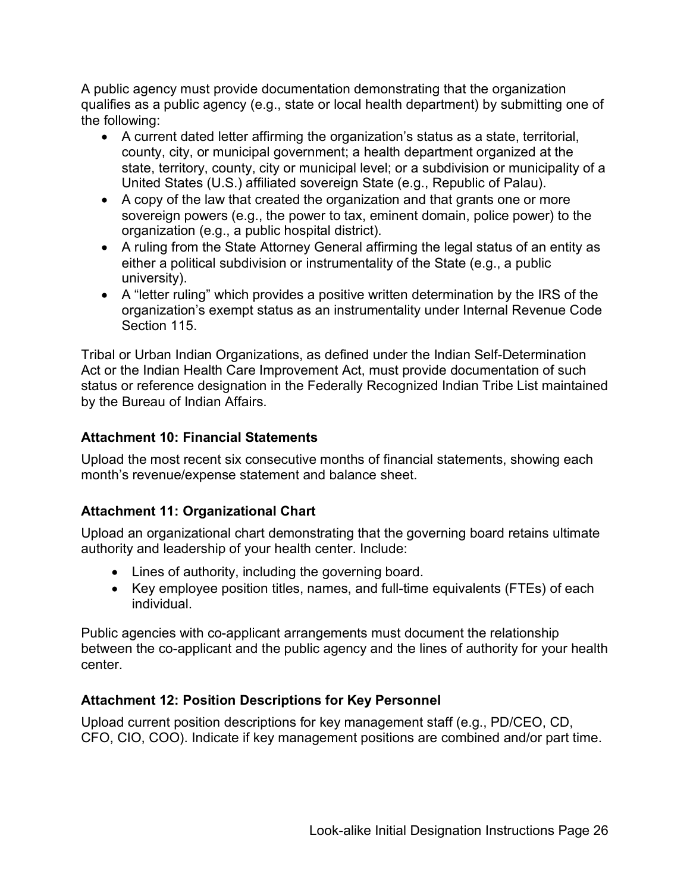A public agency must provide documentation demonstrating that the organization qualifies as a public agency (e.g., state or local health department) by submitting one of the following:

- A current dated letter affirming the organization's status as a state, territorial, county, city, or municipal government; a health department organized at the state, territory, county, city or municipal level; or a subdivision or municipality of a United States (U.S.) affiliated sovereign State (e.g., Republic of Palau).
- A copy of the law that created the organization and that grants one or more sovereign powers (e.g., the power to tax, eminent domain, police power) to the organization (e.g., a public hospital district).
- A ruling from the State Attorney General affirming the legal status of an entity as either a political subdivision or instrumentality of the State (e.g., a public university).
- A "letter ruling" which provides a positive written determination by the IRS of the organization's exempt status as an instrumentality under Internal Revenue Code Section 115.

Tribal or Urban Indian Organizations, as defined under the Indian Self-Determination Act or the Indian Health Care Improvement Act, must provide documentation of such status or reference designation in the Federally Recognized Indian Tribe List maintained by the Bureau of Indian Affairs.

### Attachment 10: Financial Statements

Upload the most recent six consecutive months of financial statements, showing each month's revenue/expense statement and balance sheet.

### Attachment 11: Organizational Chart

Upload an organizational chart demonstrating that the governing board retains ultimate authority and leadership of your health center. Include:

- Lines of authority, including the governing board.
- Key employee position titles, names, and full-time equivalents (FTEs) of each individual.

Public agencies with co-applicant arrangements must document the relationship between the co-applicant and the public agency and the lines of authority for your health center.

### Attachment 12: Position Descriptions for Key Personnel

Upload current position descriptions for key management staff (e.g., PD/CEO, CD, CFO, CIO, COO). Indicate if key management positions are combined and/or part time.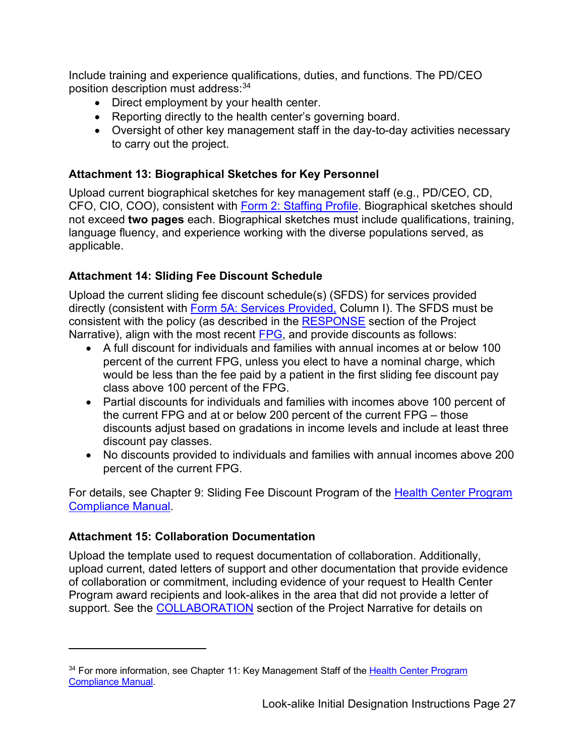Include training and experience qualifications, duties, and functions. The PD/CEO position description must address:[34]

- Direct employment by your health center.
- Reporting directly to the health center's governing board.
- Oversight of other key management staff in the day-to-day activities necessary to carry out the project.

### Attachment 13: Biographical Sketches for Key Personnel

Upload current biographical sketches for key management staff (e.g., PD/CEO, CD, CFO, CIO, COO), consistent with Form 2: Staffing Profile. Biographical sketches should not exceed **two pages** each. Biographical sketches must include qualifications, training, language fluency, and experience working with the diverse populations served, as applicable.

### Attachment 14: Sliding Fee Discount Schedule

Upload the current sliding fee discount schedule(s) (SFDS) for services provided directly (consistent with Form 5A: Services Provided, Column I). The SFDS must be consistent with the policy (as described in the RESPONSE section of the Project Narrative), align with the most recent FPG, and provide discounts as follows:

- A full discount for individuals and families with annual incomes at or below 100 percent of the current FPG, unless you elect to have a nominal charge, which would be less than the fee paid by a patient in the first sliding fee discount pay class above 100 percent of the FPG.
- Partial discounts for individuals and families with incomes above 100 percent of the current FPG and at or below 200 percent of the current FPG – those discounts adjust based on gradations in income levels and include at least three discount pay classes.
- No discounts provided to individuals and families with annual incomes above 200 percent of the current FPG.

For details, see Chapter 9: Sliding Fee Discount Program of the Health Center Program Compliance Manual.

### Attachment 15: Collaboration Documentation

Upload the template used to request documentation of collaboration. Additionally, upload current, dated letters of support and other documentation that provide evidence of collaboration or commitment, including evidence of your request to Health Center Program award recipients and look-alikes in the area that did not provide a letter of support. See the COLLABORATION section of the Project Narrative for details on

---

[34] For more information, see Chapter 11: Key Management Staff of the Health Center Program Compliance Manual.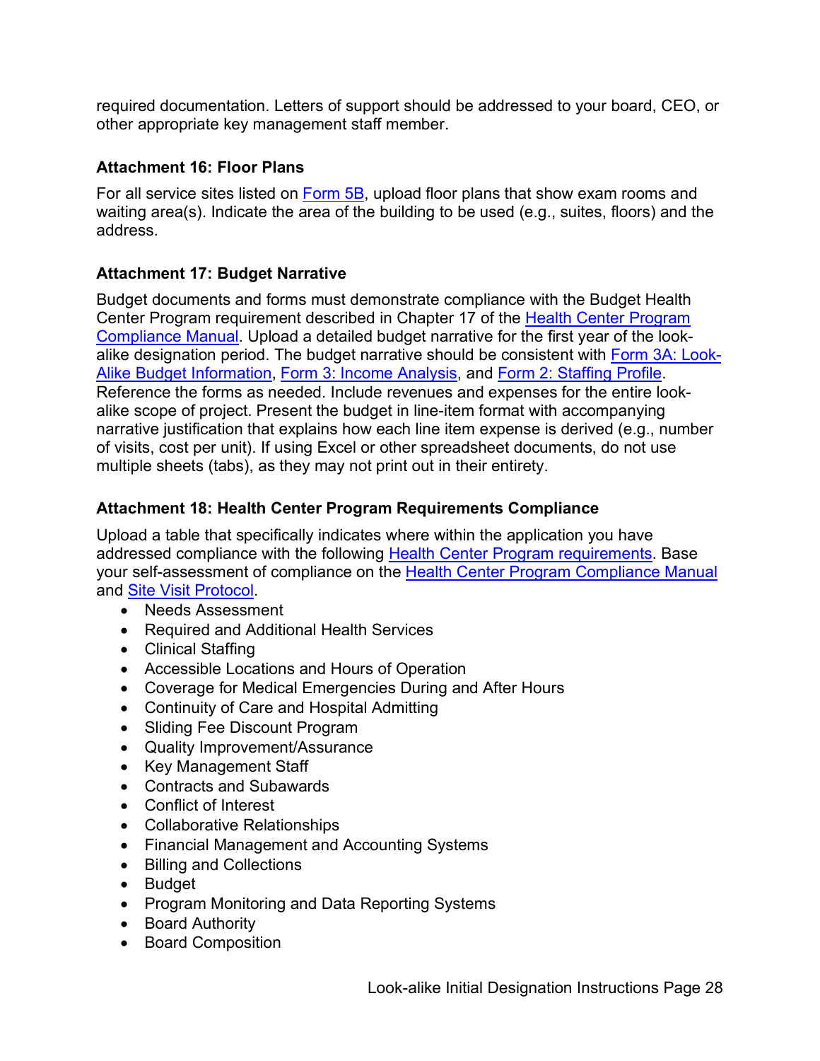required documentation. Letters of support should be addressed to your board, CEO, or other appropriate key management staff member.

### Attachment 16: Floor Plans

For all service sites listed on Form 5B, upload floor plans that show exam rooms and waiting area(s). Indicate the area of the building to be used (e.g., suites, floors) and the address.

### Attachment 17: Budget Narrative

Budget documents and forms must demonstrate compliance with the Budget Health Center Program requirement described in Chapter 17 of the Health Center Program Compliance Manual. Upload a detailed budget narrative for the first year of the look-alike designation period. The budget narrative should be consistent with Form 3A: Look-Alike Budget Information, Form 3: Income Analysis, and Form 2: Staffing Profile. Reference the forms as needed. Include revenues and expenses for the entire look-alike scope of project. Present the budget in line-item format with accompanying narrative justification that explains how each line item expense is derived (e.g., number of visits, cost per unit). If using Excel or other spreadsheet documents, do not use multiple sheets (tabs), as they may not print out in their entirety.

### Attachment 18: Health Center Program Requirements Compliance

Upload a table that specifically indicates where within the application you have addressed compliance with the following Health Center Program requirements. Base your self-assessment of compliance on the Health Center Program Compliance Manual and Site Visit Protocol.

- Needs Assessment
- Required and Additional Health Services
- Clinical Staffing
- Accessible Locations and Hours of Operation
- Coverage for Medical Emergencies During and After Hours
- Continuity of Care and Hospital Admitting
- Sliding Fee Discount Program
- Quality Improvement/Assurance
- Key Management Staff
- Contracts and Subawards
- Conflict of Interest
- Collaborative Relationships
- Financial Management and Accounting Systems
- Billing and Collections
- Budget
- Program Monitoring and Data Reporting Systems
- Board Authority
- Board Composition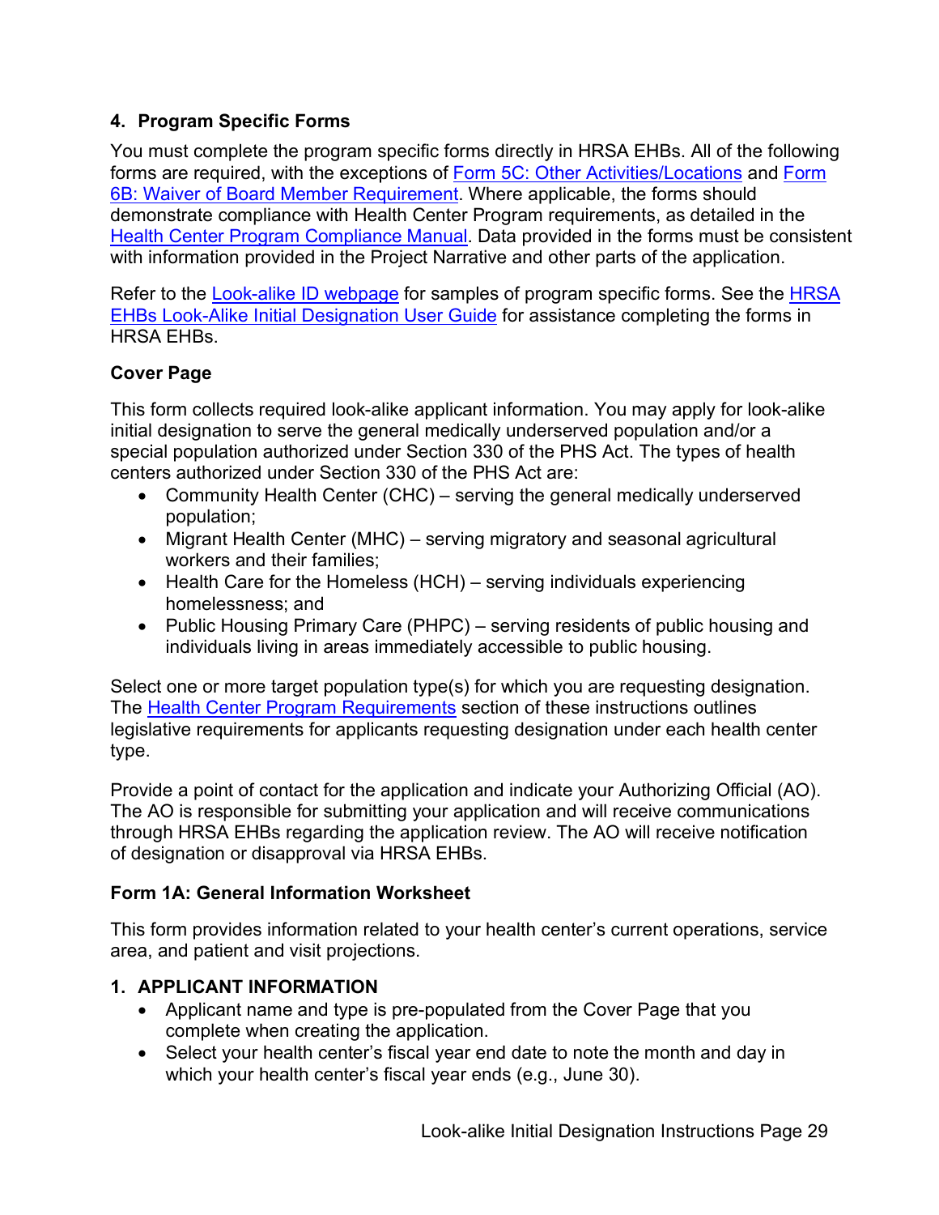## 4. Program Specific Forms

You must complete the program specific forms directly in HRSA EHBs. All of the following forms are required, with the exceptions of Form 5C: Other Activities/Locations and Form 6B: Waiver of Board Member Requirement. Where applicable, the forms should demonstrate compliance with Health Center Program requirements, as detailed in the Health Center Program Compliance Manual. Data provided in the forms must be consistent with information provided in the Project Narrative and other parts of the application.

Refer to the Look-alike ID webpage for samples of program specific forms. See the HRSA EHBs Look-Alike Initial Designation User Guide for assistance completing the forms in HRSA EHBs.

### Cover Page

This form collects required look-alike applicant information. You may apply for look-alike initial designation to serve the general medically underserved population and/or a special population authorized under Section 330 of the PHS Act. The types of health centers authorized under Section 330 of the PHS Act are:

- Community Health Center (CHC) – serving the general medically underserved population;
- Migrant Health Center (MHC) – serving migratory and seasonal agricultural workers and their families;
- Health Care for the Homeless (HCH) – serving individuals experiencing homelessness; and
- Public Housing Primary Care (PHPC) – serving residents of public housing and individuals living in areas immediately accessible to public housing.

Select one or more target population type(s) for which you are requesting designation. The Health Center Program Requirements section of these instructions outlines legislative requirements for applicants requesting designation under each health center type.

Provide a point of contact for the application and indicate your Authorizing Official (AO). The AO is responsible for submitting your application and will receive communications through HRSA EHBs regarding the application review. The AO will receive notification of designation or disapproval via HRSA EHBs.

### Form 1A: General Information Worksheet

This form provides information related to your health center's current operations, service area, and patient and visit projections.

#### 1. APPLICANT INFORMATION

- Applicant name and type is pre-populated from the Cover Page that you complete when creating the application.
- Select your health center's fiscal year end date to note the month and day in which your health center's fiscal year ends (e.g., June 30).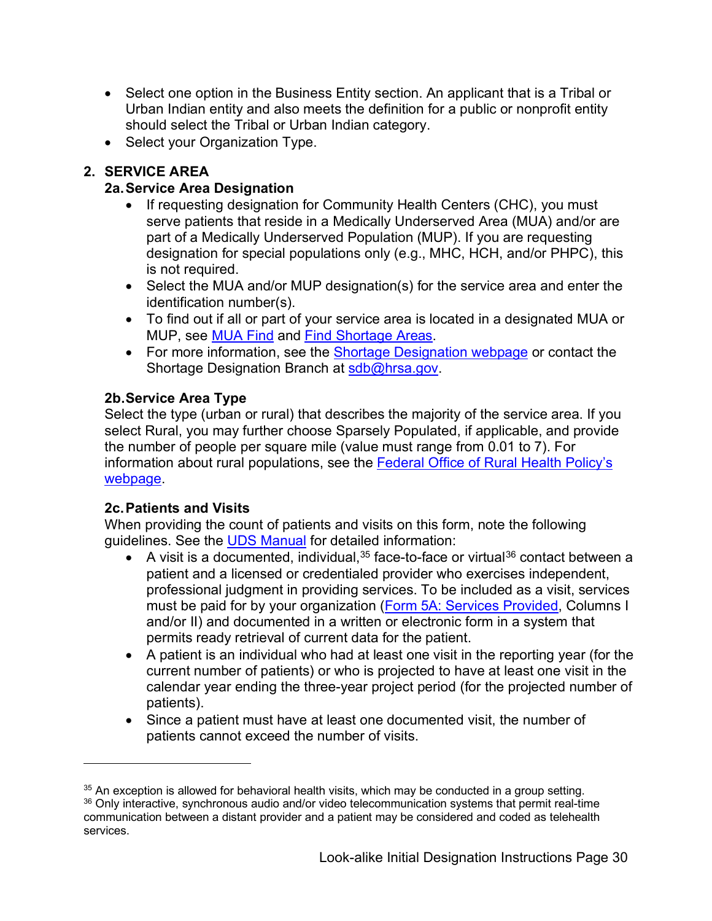- Select one option in the Business Entity section. An applicant that is a Tribal or Urban Indian entity and also meets the definition for a public or nonprofit entity should select the Tribal or Urban Indian category.
- Select your Organization Type.

## 2. SERVICE AREA

### 2a. Service Area Designation

- If requesting designation for Community Health Centers (CHC), you must serve patients that reside in a Medically Underserved Area (MUA) and/or are part of a Medically Underserved Population (MUP). If you are requesting designation for special populations only (e.g., MHC, HCH, and/or PHPC), this is not required.
- Select the MUA and/or MUP designation(s) for the service area and enter the identification number(s).
- To find out if all or part of your service area is located in a designated MUA or MUP, see MUA Find and Find Shortage Areas.
- For more information, see the Shortage Designation webpage or contact the Shortage Designation Branch at sdb@hrsa.gov.

### 2b. Service Area Type

Select the type (urban or rural) that describes the majority of the service area. If you select Rural, you may further choose Sparsely Populated, if applicable, and provide the number of people per square mile (value must range from 0.01 to 7). For information about rural populations, see the Federal Office of Rural Health Policy's webpage.

### 2c. Patients and Visits

When providing the count of patients and visits on this form, note the following guidelines. See the UDS Manual for detailed information:

- A visit is a documented, individual,[35] face-to-face or virtual[36] contact between a patient and a licensed or credentialed provider who exercises independent, professional judgment in providing services. To be included as a visit, services must be paid for by your organization (Form 5A: Services Provided, Columns I and/or II) and documented in a written or electronic form in a system that permits ready retrieval of current data for the patient.
- A patient is an individual who had at least one visit in the reporting year (for the current number of patients) or who is projected to have at least one visit in the calendar year ending the three-year project period (for the projected number of patients).
- Since a patient must have at least one documented visit, the number of patients cannot exceed the number of visits.

---

[35] An exception is allowed for behavioral health visits, which may be conducted in a group setting.

[36] Only interactive, synchronous audio and/or video telecommunication systems that permit real-time communication between a distant provider and a patient may be considered and coded as telehealth services.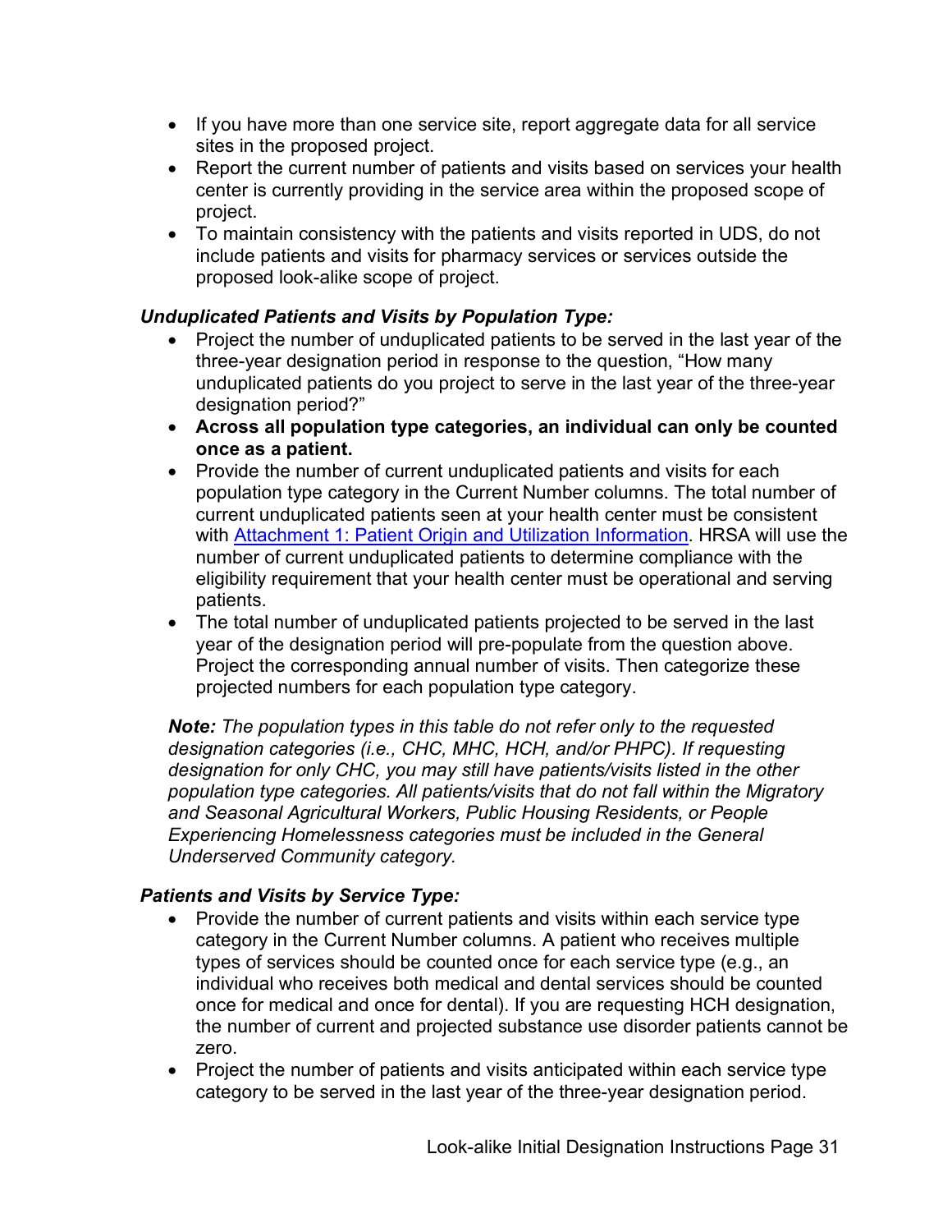- If you have more than one service site, report aggregate data for all service sites in the proposed project.
- Report the current number of patients and visits based on services your health center is currently providing in the service area within the proposed scope of project.
- To maintain consistency with the patients and visits reported in UDS, do not include patients and visits for pharmacy services or services outside the proposed look-alike scope of project.

### *Unduplicated Patients and Visits by Population Type:*

- Project the number of unduplicated patients to be served in the last year of the three-year designation period in response to the question, "How many unduplicated patients do you project to serve in the last year of the three-year designation period?"
- **Across all population type categories, an individual can only be counted once as a patient.**
- Provide the number of current unduplicated patients and visits for each population type category in the Current Number columns. The total number of current unduplicated patients seen at your health center must be consistent with [Attachment 1: Patient Origin and Utilization Information](). HRSA will use the number of current unduplicated patients to determine compliance with the eligibility requirement that your health center must be operational and serving patients.
- The total number of unduplicated patients projected to be served in the last year of the designation period will pre-populate from the question above. Project the corresponding annual number of visits. Then categorize these projected numbers for each population type category.

***Note:*** *The population types in this table do not refer only to the requested designation categories (i.e., CHC, MHC, HCH, and/or PHPC). If requesting designation for only CHC, you may still have patients/visits listed in the other population type categories. All patients/visits that do not fall within the Migratory and Seasonal Agricultural Workers, Public Housing Residents, or People Experiencing Homelessness categories must be included in the General Underserved Community category.*

### *Patients and Visits by Service Type:*

- Provide the number of current patients and visits within each service type category in the Current Number columns. A patient who receives multiple types of services should be counted once for each service type (e.g., an individual who receives both medical and dental services should be counted once for medical and once for dental). If you are requesting HCH designation, the number of current and projected substance use disorder patients cannot be zero.
- Project the number of patients and visits anticipated within each service type category to be served in the last year of the three-year designation period.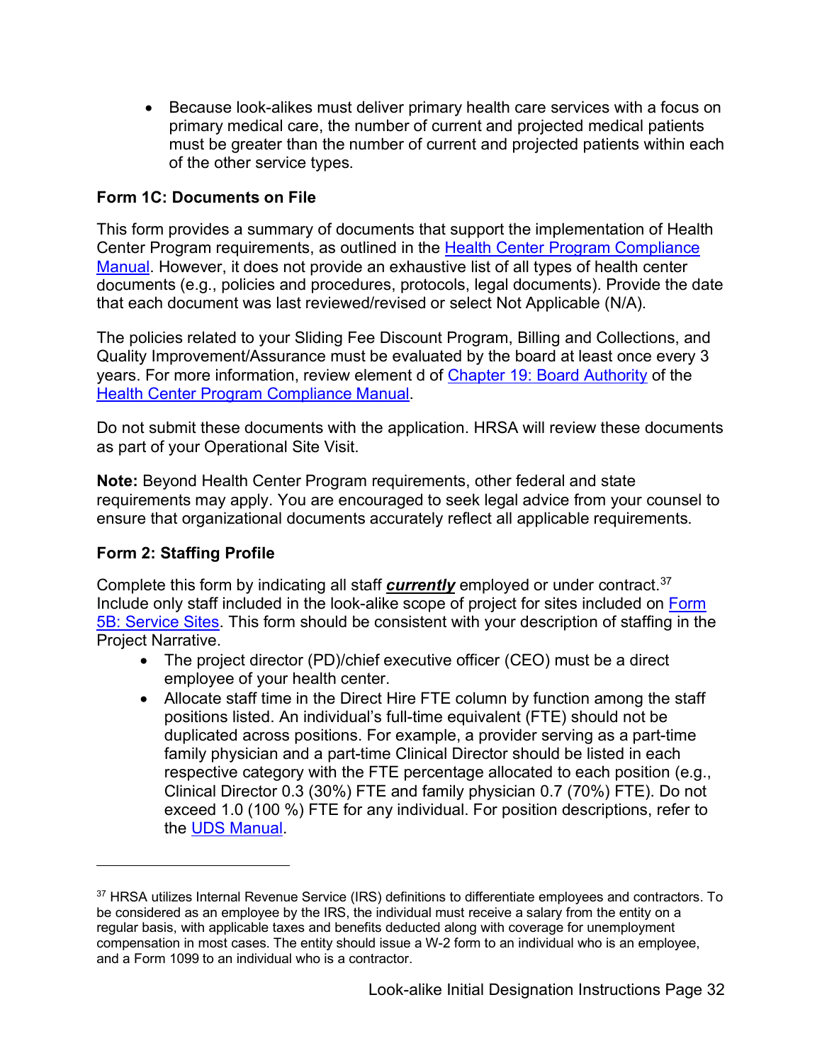- Because look-alikes must deliver primary health care services with a focus on primary medical care, the number of current and projected medical patients must be greater than the number of current and projected patients within each of the other service types.

**Form 1C: Documents on File**

This form provides a summary of documents that support the implementation of Health Center Program requirements, as outlined in the [Health Center Program Compliance Manual](). However, it does not provide an exhaustive list of all types of health center documents (e.g., policies and procedures, protocols, legal documents). Provide the date that each document was last reviewed/revised or select Not Applicable (N/A).

The policies related to your Sliding Fee Discount Program, Billing and Collections, and Quality Improvement/Assurance must be evaluated by the board at least once every 3 years. For more information, review element d of [Chapter 19: Board Authority]() of the [Health Center Program Compliance Manual]().

Do not submit these documents with the application. HRSA will review these documents as part of your Operational Site Visit.

**Note:** Beyond Health Center Program requirements, other federal and state requirements may apply. You are encouraged to seek legal advice from your counsel to ensure that organizational documents accurately reflect all applicable requirements.

**Form 2: Staffing Profile**

Complete this form by indicating all staff ***currently*** employed or under contract.[37] Include only staff included in the look-alike scope of project for sites included on [Form 5B: Service Sites](). This form should be consistent with your description of staffing in the Project Narrative.

- The project director (PD)/chief executive officer (CEO) must be a direct employee of your health center.
- Allocate staff time in the Direct Hire FTE column by function among the staff positions listed. An individual's full-time equivalent (FTE) should not be duplicated across positions. For example, a provider serving as a part-time family physician and a part-time Clinical Director should be listed in each respective category with the FTE percentage allocated to each position (e.g., Clinical Director 0.3 (30%) FTE and family physician 0.7 (70%) FTE). Do not exceed 1.0 (100 %) FTE for any individual. For position descriptions, refer to the [UDS Manual]().

---

[37] HRSA utilizes Internal Revenue Service (IRS) definitions to differentiate employees and contractors. To be considered as an employee by the IRS, the individual must receive a salary from the entity on a regular basis, with applicable taxes and benefits deducted along with coverage for unemployment compensation in most cases. The entity should issue a W-2 form to an individual who is an employee, and a Form 1099 to an individual who is a contractor.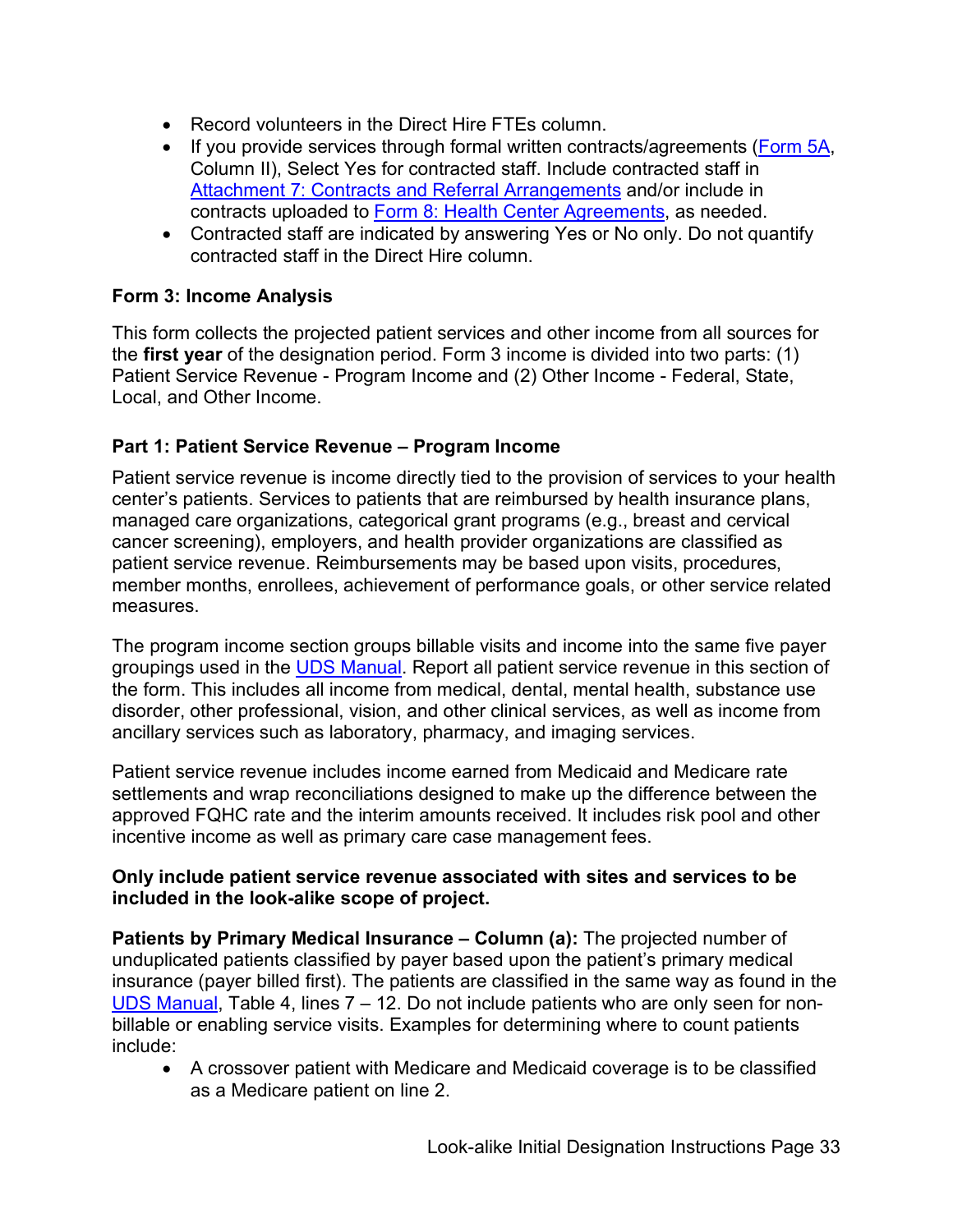- Record volunteers in the Direct Hire FTEs column.
- If you provide services through formal written contracts/agreements (Form 5A, Column II), Select Yes for contracted staff. Include contracted staff in Attachment 7: Contracts and Referral Arrangements and/or include in contracts uploaded to Form 8: Health Center Agreements, as needed.
- Contracted staff are indicated by answering Yes or No only. Do not quantify contracted staff in the Direct Hire column.

### Form 3: Income Analysis

This form collects the projected patient services and other income from all sources for the **first year** of the designation period. Form 3 income is divided into two parts: (1) Patient Service Revenue - Program Income and (2) Other Income - Federal, State, Local, and Other Income.

### Part 1: Patient Service Revenue – Program Income

Patient service revenue is income directly tied to the provision of services to your health center's patients. Services to patients that are reimbursed by health insurance plans, managed care organizations, categorical grant programs (e.g., breast and cervical cancer screening), employers, and health provider organizations are classified as patient service revenue. Reimbursements may be based upon visits, procedures, member months, enrollees, achievement of performance goals, or other service related measures.

The program income section groups billable visits and income into the same five payer groupings used in the UDS Manual. Report all patient service revenue in this section of the form. This includes all income from medical, dental, mental health, substance use disorder, other professional, vision, and other clinical services, as well as income from ancillary services such as laboratory, pharmacy, and imaging services.

Patient service revenue includes income earned from Medicaid and Medicare rate settlements and wrap reconciliations designed to make up the difference between the approved FQHC rate and the interim amounts received. It includes risk pool and other incentive income as well as primary care case management fees.

**Only include patient service revenue associated with sites and services to be included in the look-alike scope of project.**

**Patients by Primary Medical Insurance – Column (a):** The projected number of unduplicated patients classified by payer based upon the patient's primary medical insurance (payer billed first). The patients are classified in the same way as found in the UDS Manual, Table 4, lines 7 – 12. Do not include patients who are only seen for non-billable or enabling service visits. Examples for determining where to count patients include:

- A crossover patient with Medicare and Medicaid coverage is to be classified as a Medicare patient on line 2.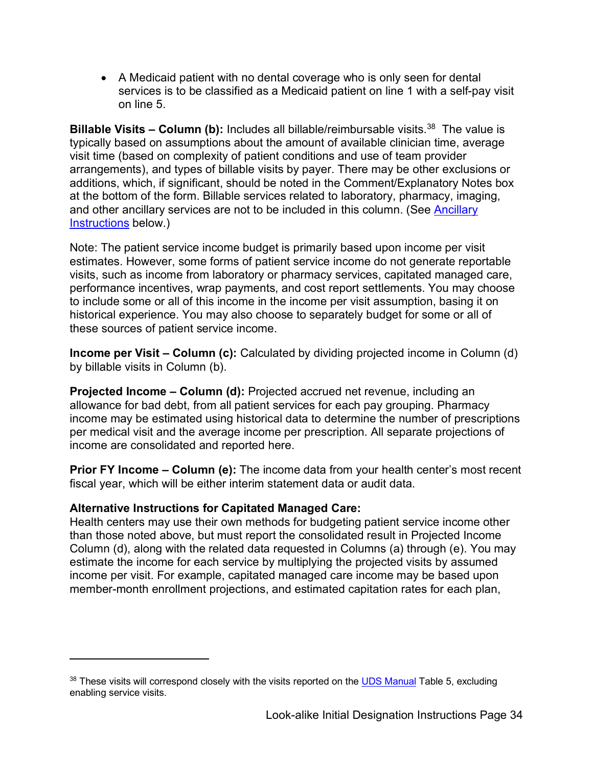- A Medicaid patient with no dental coverage who is only seen for dental services is to be classified as a Medicaid patient on line 1 with a self-pay visit on line 5.

**Billable Visits – Column (b):** Includes all billable/reimbursable visits.[38] The value is typically based on assumptions about the amount of available clinician time, average visit time (based on complexity of patient conditions and use of team provider arrangements), and types of billable visits by payer. There may be other exclusions or additions, which, if significant, should be noted in the Comment/Explanatory Notes box at the bottom of the form. Billable services related to laboratory, pharmacy, imaging, and other ancillary services are not to be included in this column. (See Ancillary Instructions below.)

Note: The patient service income budget is primarily based upon income per visit estimates. However, some forms of patient service income do not generate reportable visits, such as income from laboratory or pharmacy services, capitated managed care, performance incentives, wrap payments, and cost report settlements. You may choose to include some or all of this income in the income per visit assumption, basing it on historical experience. You may also choose to separately budget for some or all of these sources of patient service income.

**Income per Visit – Column (c):** Calculated by dividing projected income in Column (d) by billable visits in Column (b).

**Projected Income – Column (d):** Projected accrued net revenue, including an allowance for bad debt, from all patient services for each pay grouping. Pharmacy income may be estimated using historical data to determine the number of prescriptions per medical visit and the average income per prescription. All separate projections of income are consolidated and reported here.

**Prior FY Income – Column (e):** The income data from your health center's most recent fiscal year, which will be either interim statement data or audit data.

**Alternative Instructions for Capitated Managed Care:**
Health centers may use their own methods for budgeting patient service income other than those noted above, but must report the consolidated result in Projected Income Column (d), along with the related data requested in Columns (a) through (e). You may estimate the income for each service by multiplying the projected visits by assumed income per visit. For example, capitated managed care income may be based upon member-month enrollment projections, and estimated capitation rates for each plan,

---

[38] These visits will correspond closely with the visits reported on the UDS Manual Table 5, excluding enabling service visits.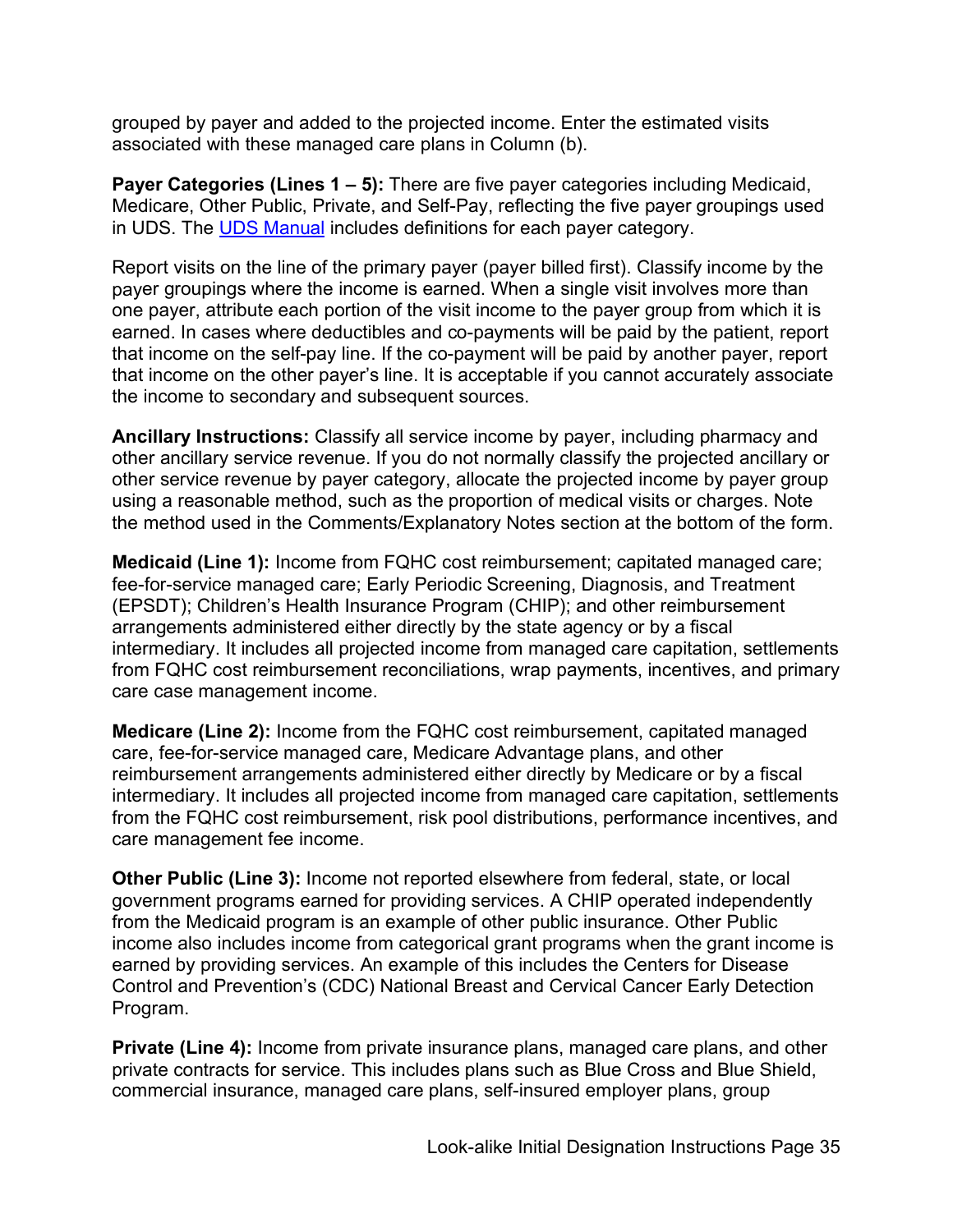grouped by payer and added to the projected income. Enter the estimated visits associated with these managed care plans in Column (b).

**Payer Categories (Lines 1 – 5):** There are five payer categories including Medicaid, Medicare, Other Public, Private, and Self-Pay, reflecting the five payer groupings used in UDS. The [UDS Manual](#) includes definitions for each payer category.

Report visits on the line of the primary payer (payer billed first). Classify income by the payer groupings where the income is earned. When a single visit involves more than one payer, attribute each portion of the visit income to the payer group from which it is earned. In cases where deductibles and co-payments will be paid by the patient, report that income on the self-pay line. If the co-payment will be paid by another payer, report that income on the other payer's line. It is acceptable if you cannot accurately associate the income to secondary and subsequent sources.

**Ancillary Instructions:** Classify all service income by payer, including pharmacy and other ancillary service revenue. If you do not normally classify the projected ancillary or other service revenue by payer category, allocate the projected income by payer group using a reasonable method, such as the proportion of medical visits or charges. Note the method used in the Comments/Explanatory Notes section at the bottom of the form.

**Medicaid (Line 1):** Income from FQHC cost reimbursement; capitated managed care; fee-for-service managed care; Early Periodic Screening, Diagnosis, and Treatment (EPSDT); Children's Health Insurance Program (CHIP); and other reimbursement arrangements administered either directly by the state agency or by a fiscal intermediary. It includes all projected income from managed care capitation, settlements from FQHC cost reimbursement reconciliations, wrap payments, incentives, and primary care case management income.

**Medicare (Line 2):** Income from the FQHC cost reimbursement, capitated managed care, fee-for-service managed care, Medicare Advantage plans, and other reimbursement arrangements administered either directly by Medicare or by a fiscal intermediary. It includes all projected income from managed care capitation, settlements from the FQHC cost reimbursement, risk pool distributions, performance incentives, and care management fee income.

**Other Public (Line 3):** Income not reported elsewhere from federal, state, or local government programs earned for providing services. A CHIP operated independently from the Medicaid program is an example of other public insurance. Other Public income also includes income from categorical grant programs when the grant income is earned by providing services. An example of this includes the Centers for Disease Control and Prevention's (CDC) National Breast and Cervical Cancer Early Detection Program.

**Private (Line 4):** Income from private insurance plans, managed care plans, and other private contracts for service. This includes plans such as Blue Cross and Blue Shield, commercial insurance, managed care plans, self-insured employer plans, group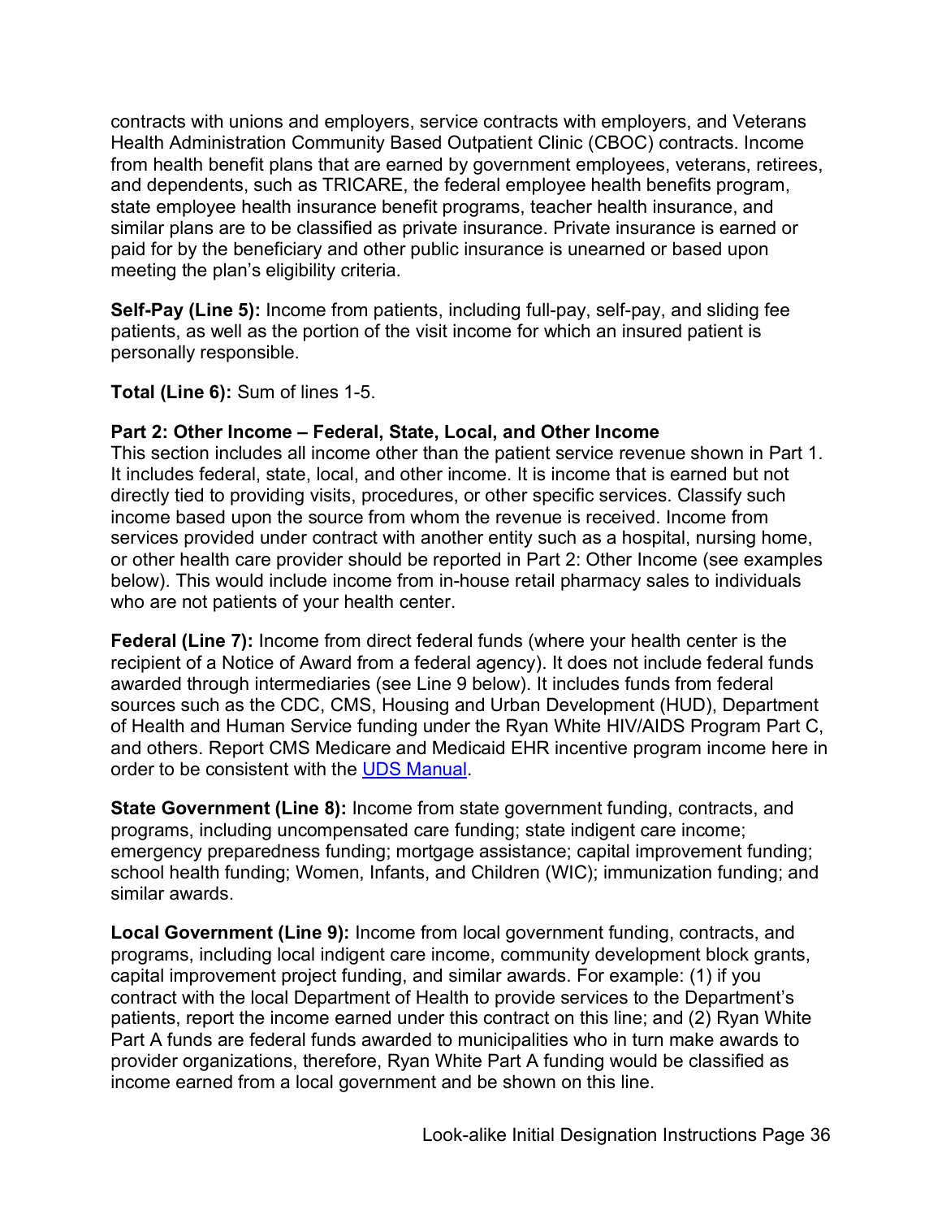contracts with unions and employers, service contracts with employers, and Veterans Health Administration Community Based Outpatient Clinic (CBOC) contracts. Income from health benefit plans that are earned by government employees, veterans, retirees, and dependents, such as TRICARE, the federal employee health benefits program, state employee health insurance benefit programs, teacher health insurance, and similar plans are to be classified as private insurance. Private insurance is earned or paid for by the beneficiary and other public insurance is unearned or based upon meeting the plan's eligibility criteria.

**Self-Pay (Line 5):** Income from patients, including full-pay, self-pay, and sliding fee patients, as well as the portion of the visit income for which an insured patient is personally responsible.

**Total (Line 6):** Sum of lines 1-5.

**Part 2: Other Income – Federal, State, Local, and Other Income**
This section includes all income other than the patient service revenue shown in Part 1. It includes federal, state, local, and other income. It is income that is earned but not directly tied to providing visits, procedures, or other specific services. Classify such income based upon the source from whom the revenue is received. Income from services provided under contract with another entity such as a hospital, nursing home, or other health care provider should be reported in Part 2: Other Income (see examples below). This would include income from in-house retail pharmacy sales to individuals who are not patients of your health center.

**Federal (Line 7):** Income from direct federal funds (where your health center is the recipient of a Notice of Award from a federal agency). It does not include federal funds awarded through intermediaries (see Line 9 below). It includes funds from federal sources such as the CDC, CMS, Housing and Urban Development (HUD), Department of Health and Human Service funding under the Ryan White HIV/AIDS Program Part C, and others. Report CMS Medicare and Medicaid EHR incentive program income here in order to be consistent with the UDS Manual.

**State Government (Line 8):** Income from state government funding, contracts, and programs, including uncompensated care funding; state indigent care income; emergency preparedness funding; mortgage assistance; capital improvement funding; school health funding; Women, Infants, and Children (WIC); immunization funding; and similar awards.

**Local Government (Line 9):** Income from local government funding, contracts, and programs, including local indigent care income, community development block grants, capital improvement project funding, and similar awards. For example: (1) if you contract with the local Department of Health to provide services to the Department's patients, report the income earned under this contract on this line; and (2) Ryan White Part A funds are federal funds awarded to municipalities who in turn make awards to provider organizations, therefore, Ryan White Part A funding would be classified as income earned from a local government and be shown on this line.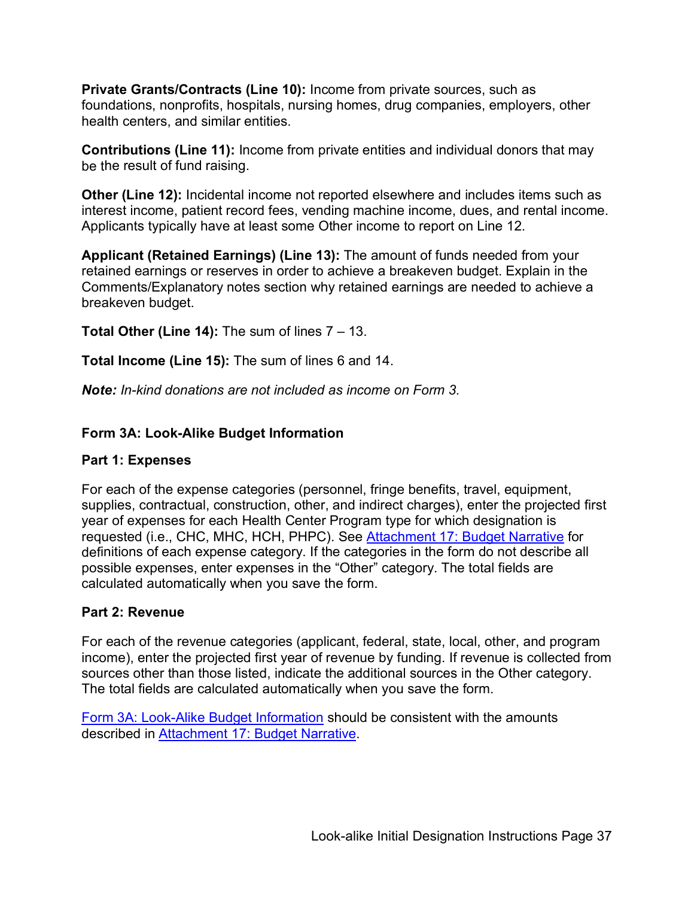**Private Grants/Contracts (Line 10):** Income from private sources, such as foundations, nonprofits, hospitals, nursing homes, drug companies, employers, other health centers, and similar entities.

**Contributions (Line 11):** Income from private entities and individual donors that may be the result of fund raising.

**Other (Line 12):** Incidental income not reported elsewhere and includes items such as interest income, patient record fees, vending machine income, dues, and rental income. Applicants typically have at least some Other income to report on Line 12.

**Applicant (Retained Earnings) (Line 13):** The amount of funds needed from your retained earnings or reserves in order to achieve a breakeven budget. Explain in the Comments/Explanatory notes section why retained earnings are needed to achieve a breakeven budget.

**Total Other (Line 14):** The sum of lines 7 – 13.

**Total Income (Line 15):** The sum of lines 6 and 14.

***Note:*** *In-kind donations are not included as income on Form 3.*

### Form 3A: Look-Alike Budget Information

#### Part 1: Expenses

For each of the expense categories (personnel, fringe benefits, travel, equipment, supplies, contractual, construction, other, and indirect charges), enter the projected first year of expenses for each Health Center Program type for which designation is requested (i.e., CHC, MHC, HCH, PHPC). See Attachment 17: Budget Narrative for definitions of each expense category. If the categories in the form do not describe all possible expenses, enter expenses in the "Other" category. The total fields are calculated automatically when you save the form.

#### Part 2: Revenue

For each of the revenue categories (applicant, federal, state, local, other, and program income), enter the projected first year of revenue by funding. If revenue is collected from sources other than those listed, indicate the additional sources in the Other category. The total fields are calculated automatically when you save the form.

Form 3A: Look-Alike Budget Information should be consistent with the amounts described in Attachment 17: Budget Narrative.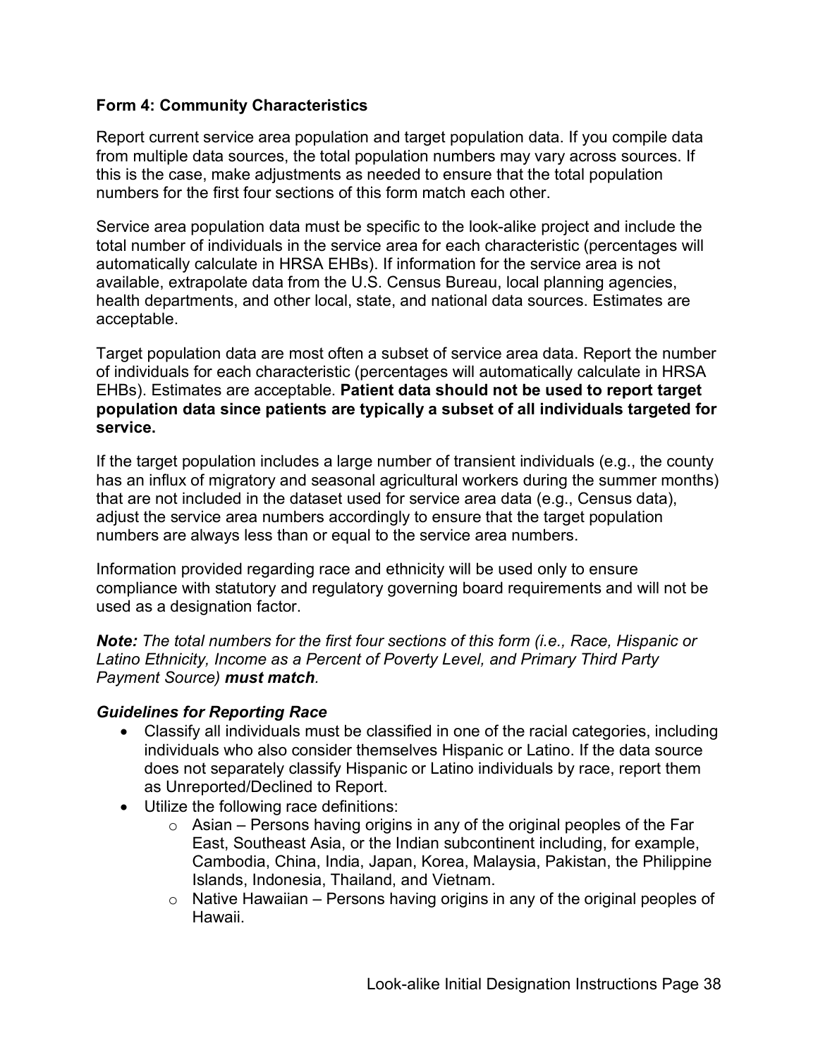### Form 4: Community Characteristics

Report current service area population and target population data. If you compile data from multiple data sources, the total population numbers may vary across sources. If this is the case, make adjustments as needed to ensure that the total population numbers for the first four sections of this form match each other.

Service area population data must be specific to the look-alike project and include the total number of individuals in the service area for each characteristic (percentages will automatically calculate in HRSA EHBs). If information for the service area is not available, extrapolate data from the U.S. Census Bureau, local planning agencies, health departments, and other local, state, and national data sources. Estimates are acceptable.

Target population data are most often a subset of service area data. Report the number of individuals for each characteristic (percentages will automatically calculate in HRSA EHBs). Estimates are acceptable. **Patient data should not be used to report target population data since patients are typically a subset of all individuals targeted for service.**

If the target population includes a large number of transient individuals (e.g., the county has an influx of migratory and seasonal agricultural workers during the summer months) that are not included in the dataset used for service area data (e.g., Census data), adjust the service area numbers accordingly to ensure that the target population numbers are always less than or equal to the service area numbers.

Information provided regarding race and ethnicity will be used only to ensure compliance with statutory and regulatory governing board requirements and will not be used as a designation factor.

***Note:*** *The total numbers for the first four sections of this form (i.e., Race, Hispanic or Latino Ethnicity, Income as a Percent of Poverty Level, and Primary Third Party Payment Source)* ***must match****.*

***Guidelines for Reporting Race***

- Classify all individuals must be classified in one of the racial categories, including individuals who also consider themselves Hispanic or Latino. If the data source does not separately classify Hispanic or Latino individuals by race, report them as Unreported/Declined to Report.
- Utilize the following race definitions:
  - Asian – Persons having origins in any of the original peoples of the Far East, Southeast Asia, or the Indian subcontinent including, for example, Cambodia, China, India, Japan, Korea, Malaysia, Pakistan, the Philippine Islands, Indonesia, Thailand, and Vietnam.
  - Native Hawaiian – Persons having origins in any of the original peoples of Hawaii.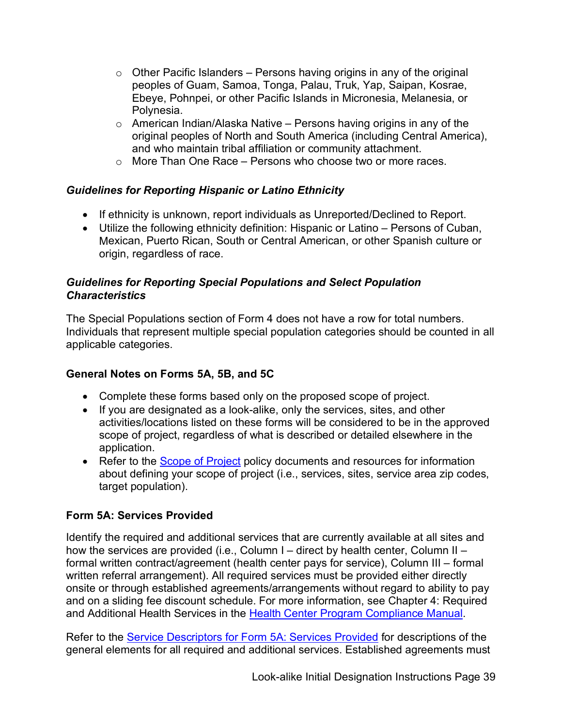- Other Pacific Islanders – Persons having origins in any of the original peoples of Guam, Samoa, Tonga, Palau, Truk, Yap, Saipan, Kosrae, Ebeye, Pohnpei, or other Pacific Islands in Micronesia, Melanesia, or Polynesia.
- American Indian/Alaska Native – Persons having origins in any of the original peoples of North and South America (including Central America), and who maintain tribal affiliation or community attachment.
- More Than One Race – Persons who choose two or more races.

***Guidelines for Reporting Hispanic or Latino Ethnicity***

- If ethnicity is unknown, report individuals as Unreported/Declined to Report.
- Utilize the following ethnicity definition: Hispanic or Latino – Persons of Cuban, Mexican, Puerto Rican, South or Central American, or other Spanish culture or origin, regardless of race.

***Guidelines for Reporting Special Populations and Select Population Characteristics***

The Special Populations section of Form 4 does not have a row for total numbers. Individuals that represent multiple special population categories should be counted in all applicable categories.

**General Notes on Forms 5A, 5B, and 5C**

- Complete these forms based only on the proposed scope of project.
- If you are designated as a look-alike, only the services, sites, and other activities/locations listed on these forms will be considered to be in the approved scope of project, regardless of what is described or detailed elsewhere in the application.
- Refer to the Scope of Project policy documents and resources for information about defining your scope of project (i.e., services, sites, service area zip codes, target population).

**Form 5A: Services Provided**

Identify the required and additional services that are currently available at all sites and how the services are provided (i.e., Column I – direct by health center, Column II – formal written contract/agreement (health center pays for service), Column III – formal written referral arrangement). All required services must be provided either directly onsite or through established agreements/arrangements without regard to ability to pay and on a sliding fee discount schedule. For more information, see Chapter 4: Required and Additional Health Services in the Health Center Program Compliance Manual.

Refer to the Service Descriptors for Form 5A: Services Provided for descriptions of the general elements for all required and additional services. Established agreements must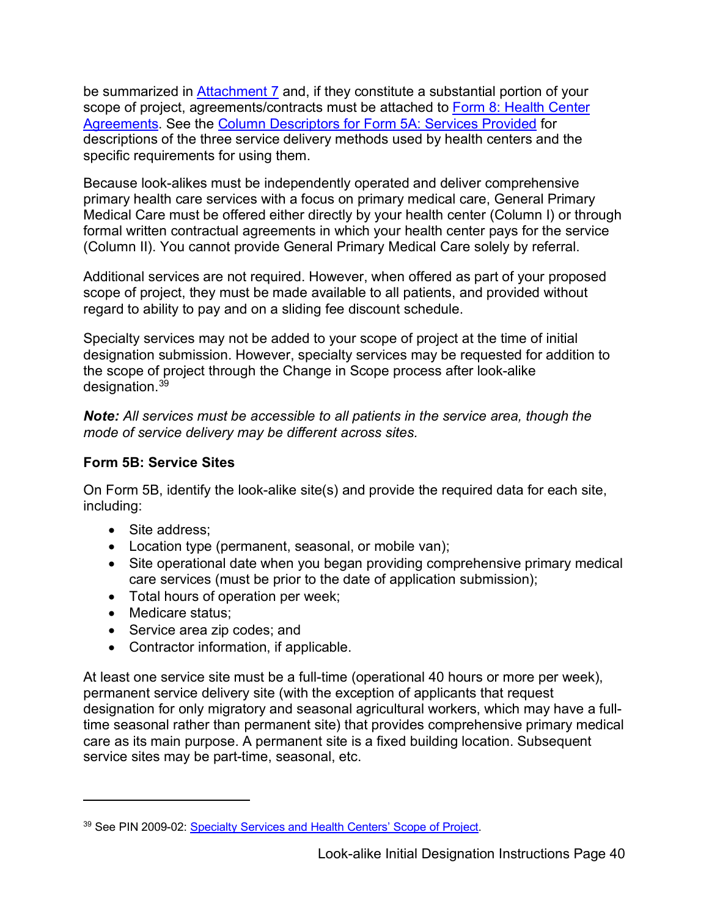be summarized in Attachment 7 and, if they constitute a substantial portion of your scope of project, agreements/contracts must be attached to Form 8: Health Center Agreements. See the Column Descriptors for Form 5A: Services Provided for descriptions of the three service delivery methods used by health centers and the specific requirements for using them.

Because look-alikes must be independently operated and deliver comprehensive primary health care services with a focus on primary medical care, General Primary Medical Care must be offered either directly by your health center (Column I) or through formal written contractual agreements in which your health center pays for the service (Column II). You cannot provide General Primary Medical Care solely by referral.

Additional services are not required. However, when offered as part of your proposed scope of project, they must be made available to all patients, and provided without regard to ability to pay and on a sliding fee discount schedule.

Specialty services may not be added to your scope of project at the time of initial designation submission. However, specialty services may be requested for addition to the scope of project through the Change in Scope process after look-alike designation.[39]

***Note:*** *All services must be accessible to all patients in the service area, though the mode of service delivery may be different across sites.*

#### Form 5B: Service Sites

On Form 5B, identify the look-alike site(s) and provide the required data for each site, including:

- Site address;
- Location type (permanent, seasonal, or mobile van);
- Site operational date when you began providing comprehensive primary medical care services (must be prior to the date of application submission);
- Total hours of operation per week;
- Medicare status;
- Service area zip codes; and
- Contractor information, if applicable.

At least one service site must be a full-time (operational 40 hours or more per week), permanent service delivery site (with the exception of applicants that request designation for only migratory and seasonal agricultural workers, which may have a full-time seasonal rather than permanent site) that provides comprehensive primary medical care as its main purpose. A permanent site is a fixed building location. Subsequent service sites may be part-time, seasonal, etc.

---

[39] See PIN 2009-02: Specialty Services and Health Centers' Scope of Project.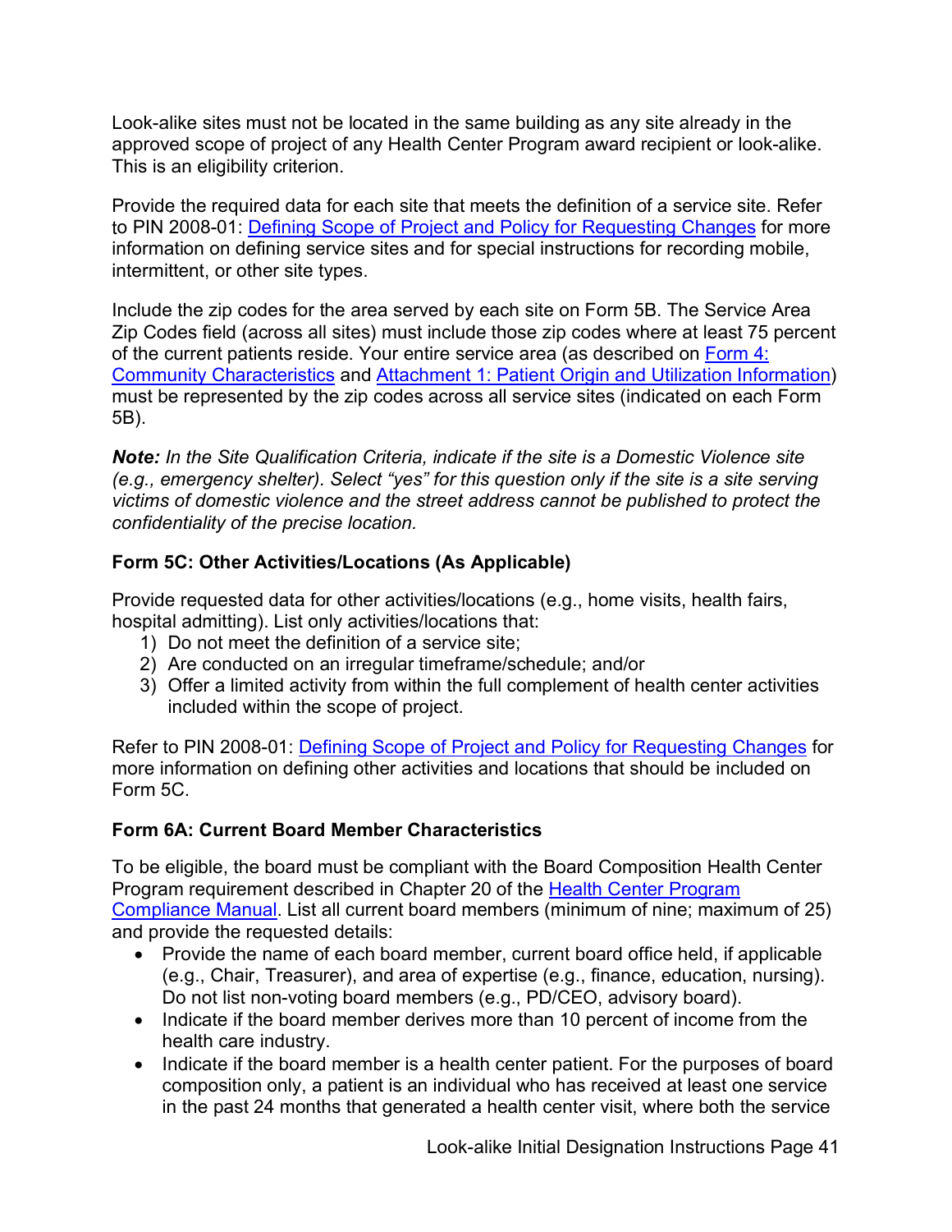Look-alike sites must not be located in the same building as any site already in the approved scope of project of any Health Center Program award recipient or look-alike. This is an eligibility criterion.

Provide the required data for each site that meets the definition of a service site. Refer to PIN 2008-01: [Defining Scope of Project and Policy for Requesting Changes]() for more information on defining service sites and for special instructions for recording mobile, intermittent, or other site types.

Include the zip codes for the area served by each site on Form 5B. The Service Area Zip Codes field (across all sites) must include those zip codes where at least 75 percent of the current patients reside. Your entire service area (as described on [Form 4: Community Characteristics]() and [Attachment 1: Patient Origin and Utilization Information]()) must be represented by the zip codes across all service sites (indicated on each Form 5B).

***Note:*** *In the Site Qualification Criteria, indicate if the site is a Domestic Violence site (e.g., emergency shelter). Select "yes" for this question only if the site is a site serving victims of domestic violence and the street address cannot be published to protect the confidentiality of the precise location.*

### Form 5C: Other Activities/Locations (As Applicable)

Provide requested data for other activities/locations (e.g., home visits, health fairs, hospital admitting). List only activities/locations that:

1) Do not meet the definition of a service site;
2) Are conducted on an irregular timeframe/schedule; and/or
3) Offer a limited activity from within the full complement of health center activities included within the scope of project.

Refer to PIN 2008-01: [Defining Scope of Project and Policy for Requesting Changes]() for more information on defining other activities and locations that should be included on Form 5C.

### Form 6A: Current Board Member Characteristics

To be eligible, the board must be compliant with the Board Composition Health Center Program requirement described in Chapter 20 of the [Health Center Program Compliance Manual](). List all current board members (minimum of nine; maximum of 25) and provide the requested details:

- Provide the name of each board member, current board office held, if applicable (e.g., Chair, Treasurer), and area of expertise (e.g., finance, education, nursing). Do not list non-voting board members (e.g., PD/CEO, advisory board).
- Indicate if the board member derives more than 10 percent of income from the health care industry.
- Indicate if the board member is a health center patient. For the purposes of board composition only, a patient is an individual who has received at least one service in the past 24 months that generated a health center visit, where both the service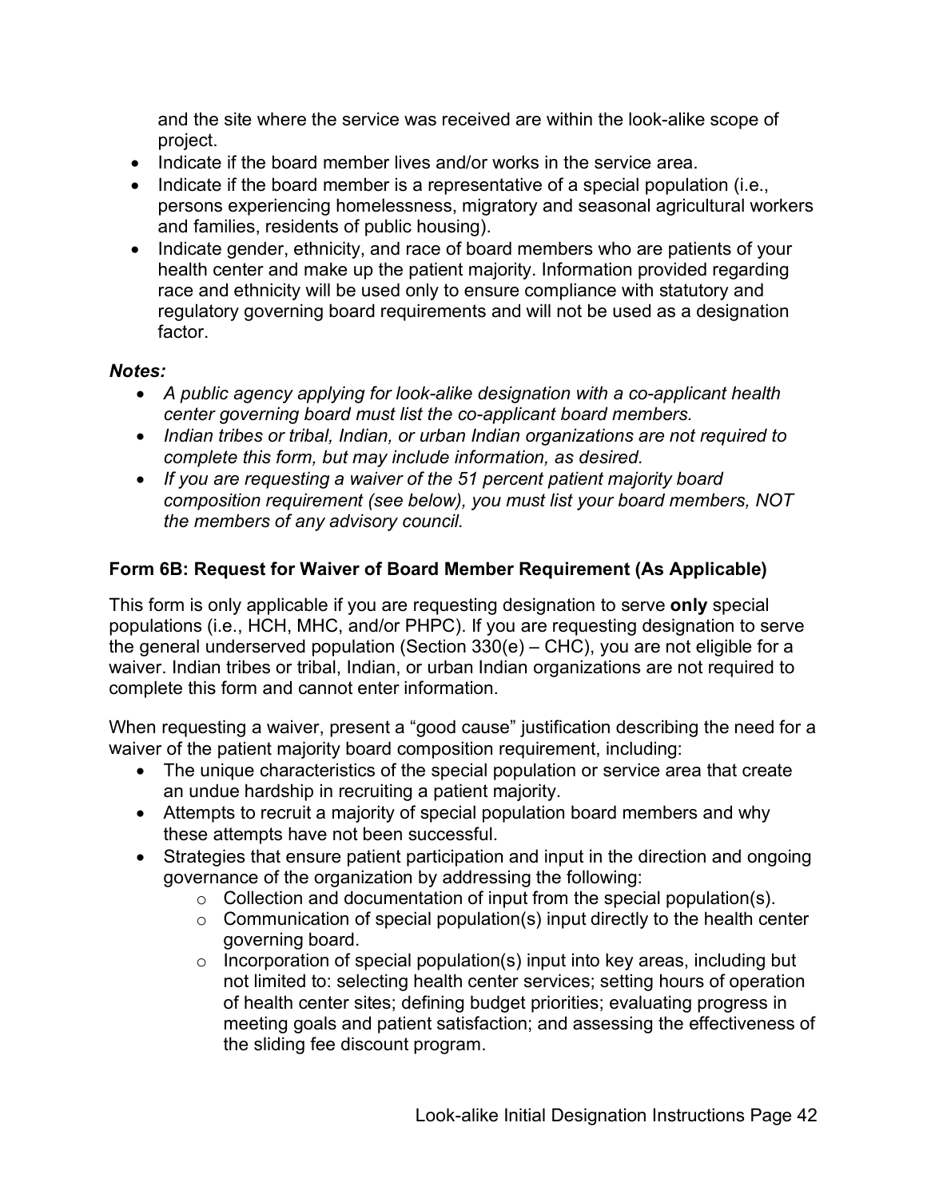and the site where the service was received are within the look-alike scope of project.

- Indicate if the board member lives and/or works in the service area.
- Indicate if the board member is a representative of a special population (i.e., persons experiencing homelessness, migratory and seasonal agricultural workers and families, residents of public housing).
- Indicate gender, ethnicity, and race of board members who are patients of your health center and make up the patient majority. Information provided regarding race and ethnicity will be used only to ensure compliance with statutory and regulatory governing board requirements and will not be used as a designation factor.

***Notes:***

- *A public agency applying for look-alike designation with a co-applicant health center governing board must list the co-applicant board members.*
- *Indian tribes or tribal, Indian, or urban Indian organizations are not required to complete this form, but may include information, as desired.*
- *If you are requesting a waiver of the 51 percent patient majority board composition requirement (see below), you must list your board members, NOT the members of any advisory council.*

### Form 6B: Request for Waiver of Board Member Requirement (As Applicable)

This form is only applicable if you are requesting designation to serve **only** special populations (i.e., HCH, MHC, and/or PHPC). If you are requesting designation to serve the general underserved population (Section 330(e) – CHC), you are not eligible for a waiver. Indian tribes or tribal, Indian, or urban Indian organizations are not required to complete this form and cannot enter information.

When requesting a waiver, present a “good cause” justification describing the need for a waiver of the patient majority board composition requirement, including:

- The unique characteristics of the special population or service area that create an undue hardship in recruiting a patient majority.
- Attempts to recruit a majority of special population board members and why these attempts have not been successful.
- Strategies that ensure patient participation and input in the direction and ongoing governance of the organization by addressing the following:
  - Collection and documentation of input from the special population(s).
  - Communication of special population(s) input directly to the health center governing board.
  - Incorporation of special population(s) input into key areas, including but not limited to: selecting health center services; setting hours of operation of health center sites; defining budget priorities; evaluating progress in meeting goals and patient satisfaction; and assessing the effectiveness of the sliding fee discount program.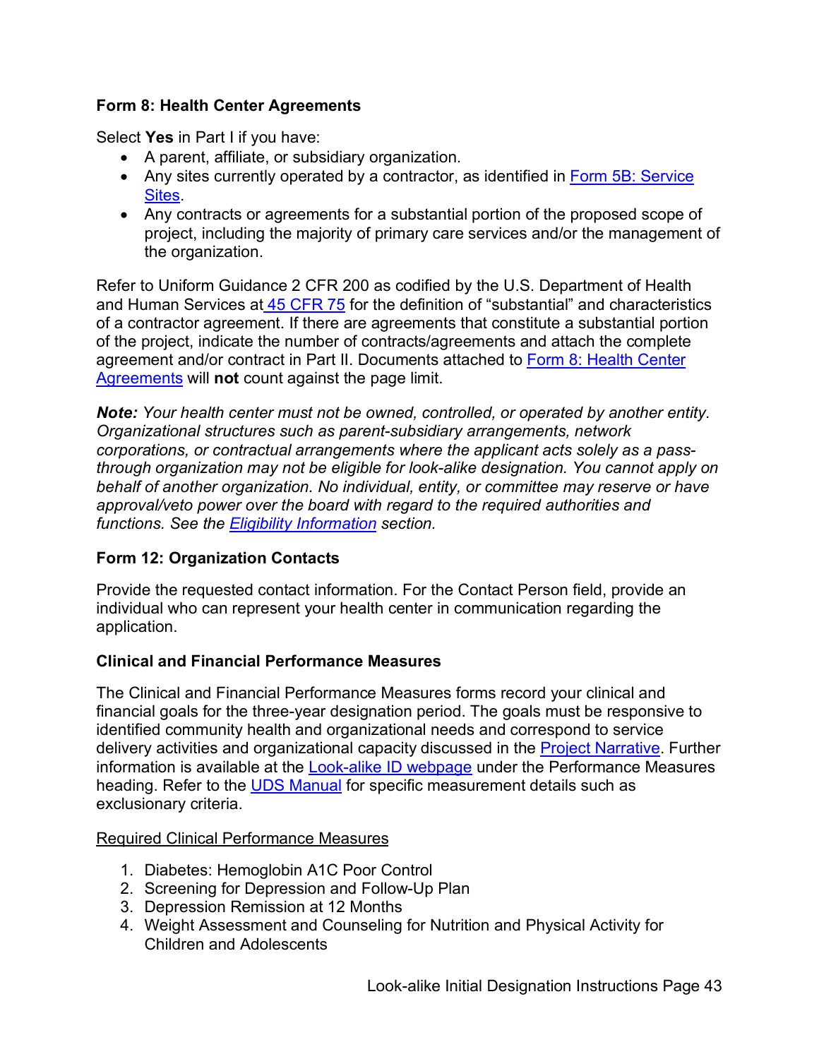### Form 8: Health Center Agreements

Select **Yes** in Part I if you have:

- A parent, affiliate, or subsidiary organization.
- Any sites currently operated by a contractor, as identified in [Form 5B: Service Sites](#).
- Any contracts or agreements for a substantial portion of the proposed scope of project, including the majority of primary care services and/or the management of the organization.

Refer to Uniform Guidance 2 CFR 200 as codified by the U.S. Department of Health and Human Services at [45 CFR 75](#) for the definition of "substantial" and characteristics of a contractor agreement. If there are agreements that constitute a substantial portion of the project, indicate the number of contracts/agreements and attach the complete agreement and/or contract in Part II. Documents attached to [Form 8: Health Center Agreements](#) will **not** count against the page limit.

***Note:*** *Your health center must not be owned, controlled, or operated by another entity. Organizational structures such as parent-subsidiary arrangements, network corporations, or contractual arrangements where the applicant acts solely as a pass-through organization may not be eligible for look-alike designation. You cannot apply on behalf of another organization. No individual, entity, or committee may reserve or have approval/veto power over the board with regard to the required authorities and functions. See the [Eligibility Information](#) section.*

### Form 12: Organization Contacts

Provide the requested contact information. For the Contact Person field, provide an individual who can represent your health center in communication regarding the application.

### Clinical and Financial Performance Measures

The Clinical and Financial Performance Measures forms record your clinical and financial goals for the three-year designation period. The goals must be responsive to identified community health and organizational needs and correspond to service delivery activities and organizational capacity discussed in the [Project Narrative](#). Further information is available at the [Look-alike ID webpage](#) under the Performance Measures heading. Refer to the [UDS Manual](#) for specific measurement details such as exclusionary criteria.

<u>Required Clinical Performance Measures</u>

1. Diabetes: Hemoglobin A1C Poor Control
2. Screening for Depression and Follow-Up Plan
3. Depression Remission at 12 Months
4. Weight Assessment and Counseling for Nutrition and Physical Activity for Children and Adolescents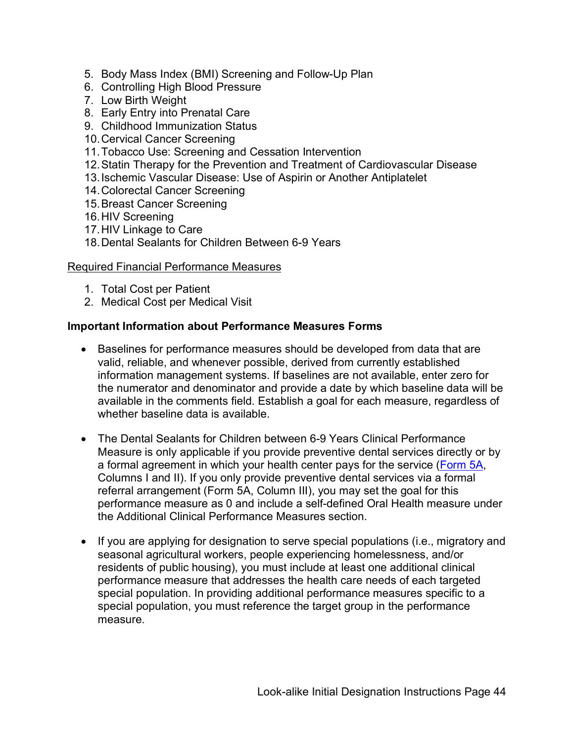5. Body Mass Index (BMI) Screening and Follow-Up Plan
6. Controlling High Blood Pressure
7. Low Birth Weight
8. Early Entry into Prenatal Care
9. Childhood Immunization Status
10. Cervical Cancer Screening
11. Tobacco Use: Screening and Cessation Intervention
12. Statin Therapy for the Prevention and Treatment of Cardiovascular Disease
13. Ischemic Vascular Disease: Use of Aspirin or Another Antiplatelet
14. Colorectal Cancer Screening
15. Breast Cancer Screening
16. HIV Screening
17. HIV Linkage to Care
18. Dental Sealants for Children Between 6-9 Years

<u>Required Financial Performance Measures</u>

1. Total Cost per Patient
2. Medical Cost per Medical Visit

**Important Information about Performance Measures Forms**

- Baselines for performance measures should be developed from data that are valid, reliable, and whenever possible, derived from currently established information management systems. If baselines are not available, enter zero for the numerator and denominator and provide a date by which baseline data will be available in the comments field. Establish a goal for each measure, regardless of whether baseline data is available.

- The Dental Sealants for Children between 6-9 Years Clinical Performance Measure is only applicable if you provide preventive dental services directly or by a formal agreement in which your health center pays for the service (Form 5A, Columns I and II). If you only provide preventive dental services via a formal referral arrangement (Form 5A, Column III), you may set the goal for this performance measure as 0 and include a self-defined Oral Health measure under the Additional Clinical Performance Measures section.

- If you are applying for designation to serve special populations (i.e., migratory and seasonal agricultural workers, people experiencing homelessness, and/or residents of public housing), you must include at least one additional clinical performance measure that addresses the health care needs of each targeted special population. In providing additional performance measures specific to a special population, you must reference the target group in the performance measure.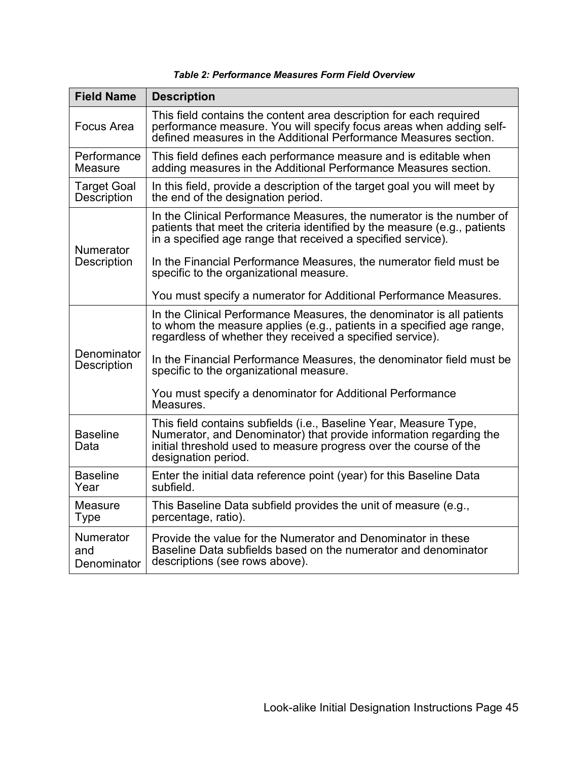*Table 2: Performance Measures Form Field Overview*

| Field Name | Description |
|---|---|
| Focus Area | This field contains the content area description for each required performance measure. You will specify focus areas when adding self-defined measures in the Additional Performance Measures section. |
| Performance Measure | This field defines each performance measure and is editable when adding measures in the Additional Performance Measures section. |
| Target Goal Description | In this field, provide a description of the target goal you will meet by the end of the designation period. |
| Numerator Description | In the Clinical Performance Measures, the numerator is the number of patients that meet the criteria identified by the measure (e.g., patients in a specified age range that received a specified service).<br><br>In the Financial Performance Measures, the numerator field must be specific to the organizational measure.<br><br>You must specify a numerator for Additional Performance Measures. |
| Denominator Description | In the Clinical Performance Measures, the denominator is all patients to whom the measure applies (e.g., patients in a specified age range, regardless of whether they received a specified service).<br><br>In the Financial Performance Measures, the denominator field must be specific to the organizational measure.<br><br>You must specify a denominator for Additional Performance Measures. |
| Baseline Data | This field contains subfields (i.e., Baseline Year, Measure Type, Numerator, and Denominator) that provide information regarding the initial threshold used to measure progress over the course of the designation period. |
| Baseline Year | Enter the initial data reference point (year) for this Baseline Data subfield. |
| Measure Type | This Baseline Data subfield provides the unit of measure (e.g., percentage, ratio). |
| Numerator and Denominator | Provide the value for the Numerator and Denominator in these Baseline Data subfields based on the numerator and denominator descriptions (see rows above). |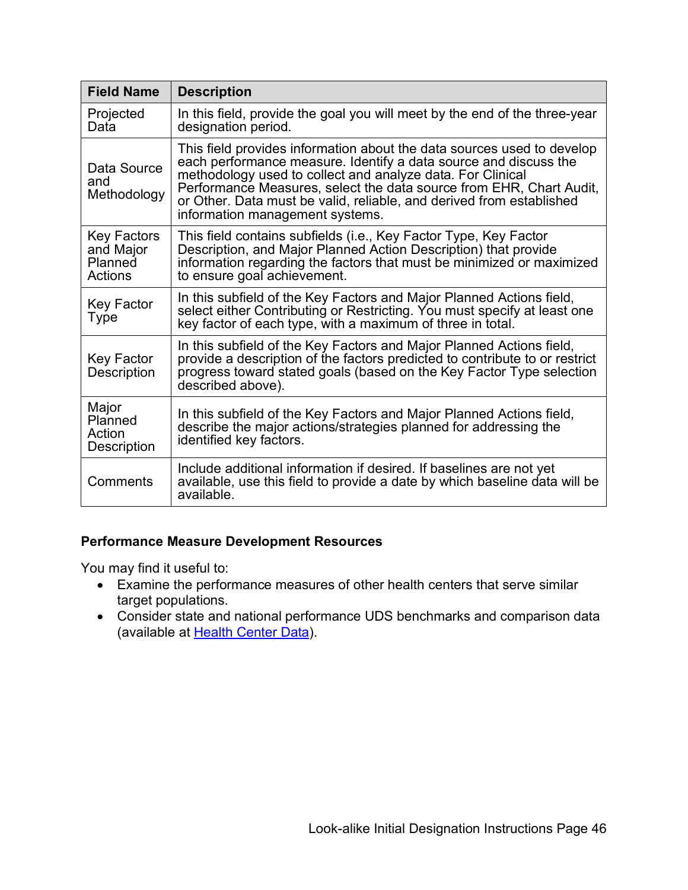| Field Name | Description |
|---|---|
| Projected Data | In this field, provide the goal you will meet by the end of the three-year designation period. |
| Data Source and Methodology | This field provides information about the data sources used to develop each performance measure. Identify a data source and discuss the methodology used to collect and analyze data. For Clinical Performance Measures, select the data source from EHR, Chart Audit, or Other. Data must be valid, reliable, and derived from established information management systems. |
| Key Factors and Major Planned Actions | This field contains subfields (i.e., Key Factor Type, Key Factor Description, and Major Planned Action Description) that provide information regarding the factors that must be minimized or maximized to ensure goal achievement. |
| Key Factor Type | In this subfield of the Key Factors and Major Planned Actions field, select either Contributing or Restricting. You must specify at least one key factor of each type, with a maximum of three in total. |
| Key Factor Description | In this subfield of the Key Factors and Major Planned Actions field, provide a description of the factors predicted to contribute to or restrict progress toward stated goals (based on the Key Factor Type selection described above). |
| Major Planned Action Description | In this subfield of the Key Factors and Major Planned Actions field, describe the major actions/strategies planned for addressing the identified key factors. |
| Comments | Include additional information if desired. If baselines are not yet available, use this field to provide a date by which baseline data will be available. |

**Performance Measure Development Resources**

You may find it useful to:

- Examine the performance measures of other health centers that serve similar target populations.
- Consider state and national performance UDS benchmarks and comparison data (available at Health Center Data).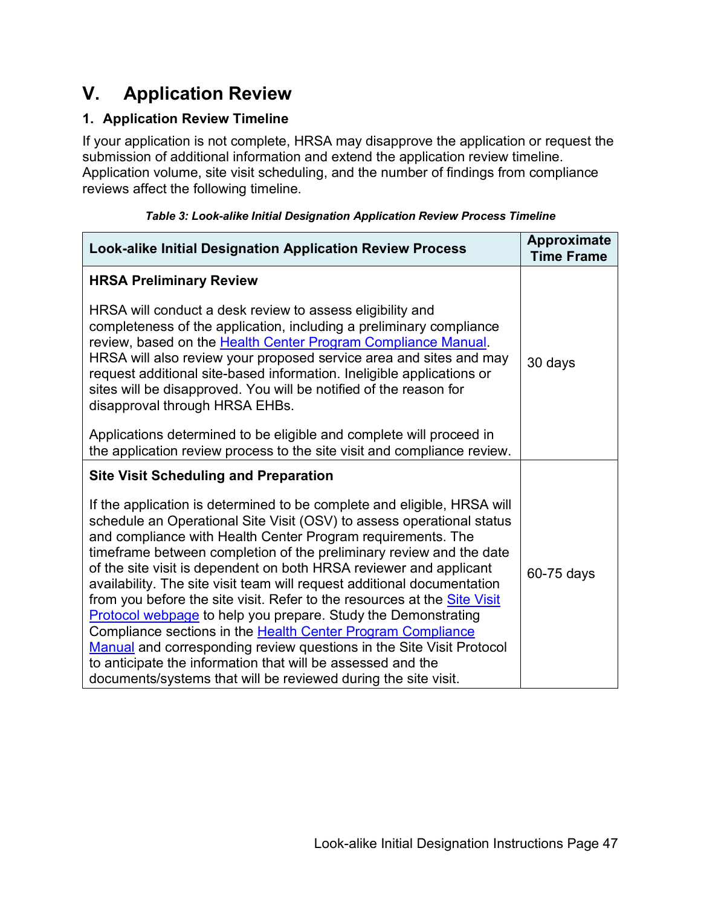# V. Application Review

## 1. Application Review Timeline

If your application is not complete, HRSA may disapprove the application or request the submission of additional information and extend the application review timeline. Application volume, site visit scheduling, and the number of findings from compliance reviews affect the following timeline.

*Table 3: Look-alike Initial Designation Application Review Process Timeline*

| Look-alike Initial Designation Application Review Process | Approximate Time Frame |
| --- | --- |
| **HRSA Preliminary Review**<br><br>HRSA will conduct a desk review to assess eligibility and completeness of the application, including a preliminary compliance review, based on the [Health Center Program Compliance Manual](). HRSA will also review your proposed service area and sites and may request additional site-based information. Ineligible applications or sites will be disapproved. You will be notified of the reason for disapproval through HRSA EHBs.<br><br>Applications determined to be eligible and complete will proceed in the application review process to the site visit and compliance review. | 30 days |
| **Site Visit Scheduling and Preparation**<br><br>If the application is determined to be complete and eligible, HRSA will schedule an Operational Site Visit (OSV) to assess operational status and compliance with Health Center Program requirements. The timeframe between completion of the preliminary review and the date of the site visit is dependent on both HRSA reviewer and applicant availability. The site visit team will request additional documentation from you before the site visit. Refer to the resources at the [Site Visit Protocol webpage]() to help you prepare. Study the Demonstrating Compliance sections in the [Health Center Program Compliance Manual]() and corresponding review questions in the Site Visit Protocol to anticipate the information that will be assessed and the documents/systems that will be reviewed during the site visit. | 60-75 days |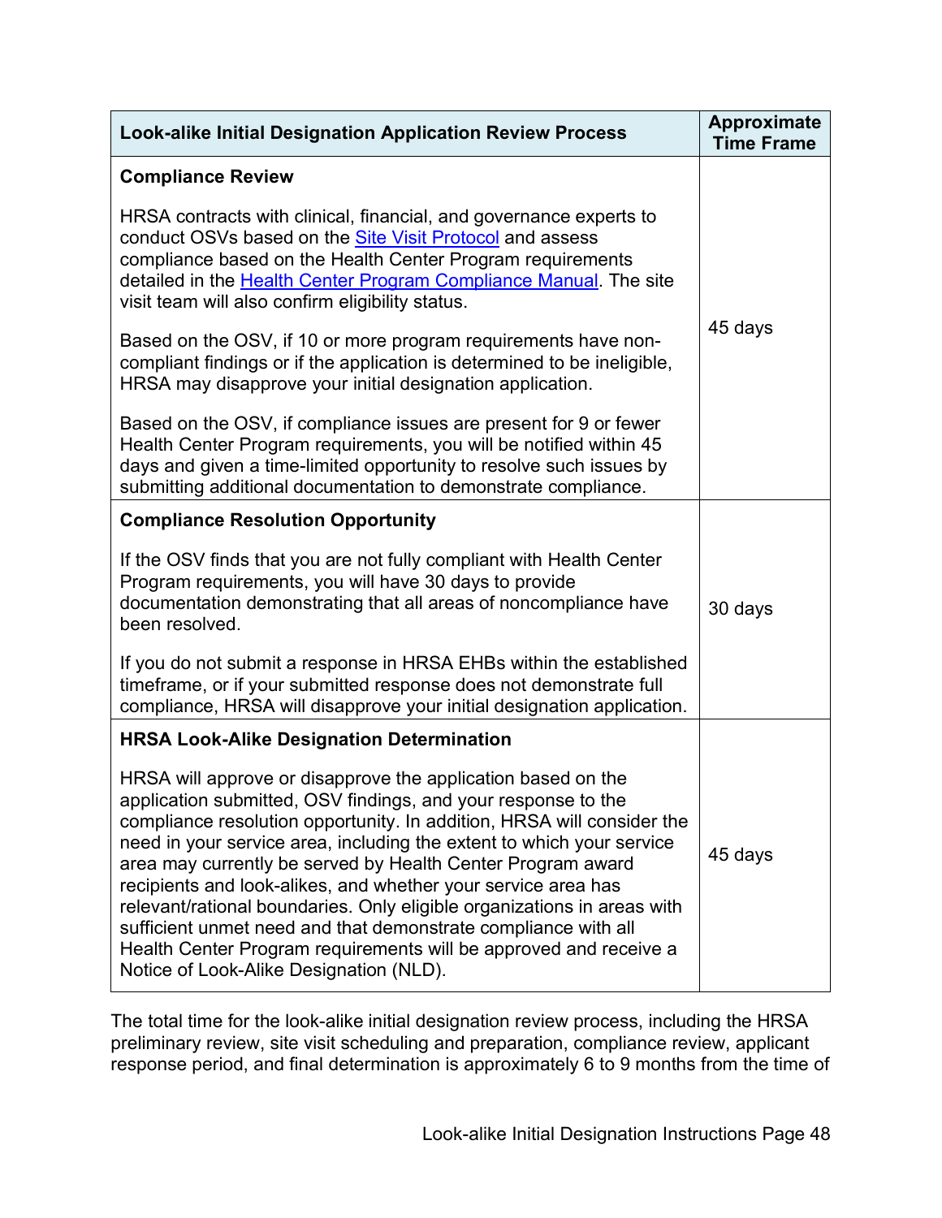| Look-alike Initial Designation Application Review Process | Approximate Time Frame |
|---|---|
| **Compliance Review**<br><br>HRSA contracts with clinical, financial, and governance experts to conduct OSVs based on the [Site Visit Protocol]() and assess compliance based on the Health Center Program requirements detailed in the [Health Center Program Compliance Manual](). The site visit team will also confirm eligibility status.<br><br>Based on the OSV, if 10 or more program requirements have non-compliant findings or if the application is determined to be ineligible, HRSA may disapprove your initial designation application.<br><br>Based on the OSV, if compliance issues are present for 9 or fewer Health Center Program requirements, you will be notified within 45 days and given a time-limited opportunity to resolve such issues by submitting additional documentation to demonstrate compliance. | 45 days |
| **Compliance Resolution Opportunity**<br><br>If the OSV finds that you are not fully compliant with Health Center Program requirements, you will have 30 days to provide documentation demonstrating that all areas of noncompliance have been resolved.<br><br>If you do not submit a response in HRSA EHBs within the established timeframe, or if your submitted response does not demonstrate full compliance, HRSA will disapprove your initial designation application. | 30 days |
| **HRSA Look-Alike Designation Determination**<br><br>HRSA will approve or disapprove the application based on the application submitted, OSV findings, and your response to the compliance resolution opportunity. In addition, HRSA will consider the need in your service area, including the extent to which your service area may currently be served by Health Center Program award recipients and look-alikes, and whether your service area has relevant/rational boundaries. Only eligible organizations in areas with sufficient unmet need and that demonstrate compliance with all Health Center Program requirements will be approved and receive a Notice of Look-Alike Designation (NLD). | 45 days |

The total time for the look-alike initial designation review process, including the HRSA preliminary review, site visit scheduling and preparation, compliance review, applicant response period, and final determination is approximately 6 to 9 months from the time of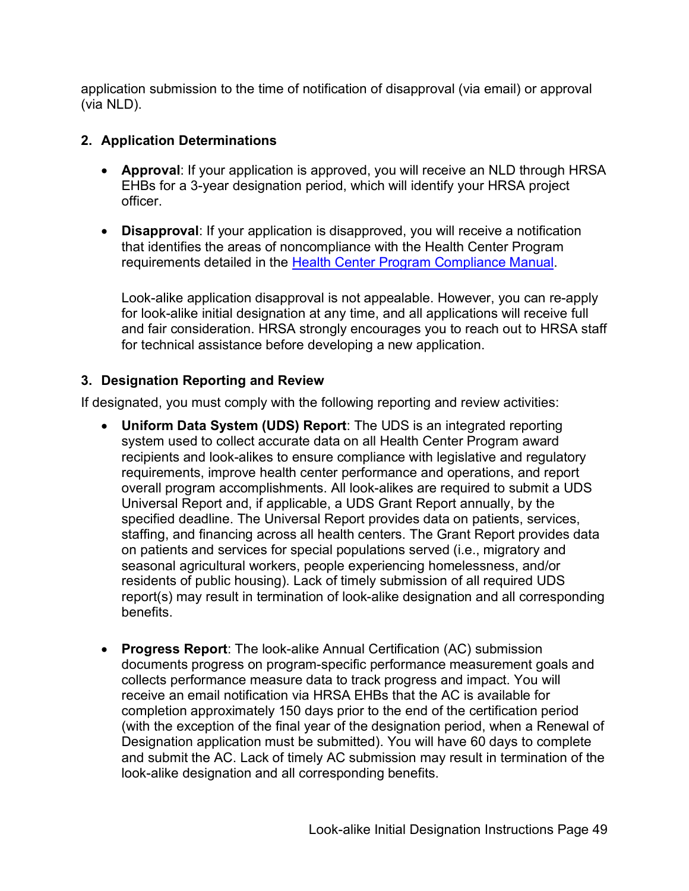application submission to the time of notification of disapproval (via email) or approval (via NLD).

## 2. Application Determinations

- **Approval**: If your application is approved, you will receive an NLD through HRSA EHBs for a 3-year designation period, which will identify your HRSA project officer.
- **Disapproval**: If your application is disapproved, you will receive a notification that identifies the areas of noncompliance with the Health Center Program requirements detailed in the [Health Center Program Compliance Manual](Health Center Program Compliance Manual).

  Look-alike application disapproval is not appealable. However, you can re-apply for look-alike initial designation at any time, and all applications will receive full and fair consideration. HRSA strongly encourages you to reach out to HRSA staff for technical assistance before developing a new application.

## 3. Designation Reporting and Review

If designated, you must comply with the following reporting and review activities:

- **Uniform Data System (UDS) Report**: The UDS is an integrated reporting system used to collect accurate data on all Health Center Program award recipients and look-alikes to ensure compliance with legislative and regulatory requirements, improve health center performance and operations, and report overall program accomplishments. All look-alikes are required to submit a UDS Universal Report and, if applicable, a UDS Grant Report annually, by the specified deadline. The Universal Report provides data on patients, services, staffing, and financing across all health centers. The Grant Report provides data on patients and services for special populations served (i.e., migratory and seasonal agricultural workers, people experiencing homelessness, and/or residents of public housing). Lack of timely submission of all required UDS report(s) may result in termination of look-alike designation and all corresponding benefits.
- **Progress Report**: The look-alike Annual Certification (AC) submission documents progress on program-specific performance measurement goals and collects performance measure data to track progress and impact. You will receive an email notification via HRSA EHBs that the AC is available for completion approximately 150 days prior to the end of the certification period (with the exception of the final year of the designation period, when a Renewal of Designation application must be submitted). You will have 60 days to complete and submit the AC. Lack of timely AC submission may result in termination of the look-alike designation and all corresponding benefits.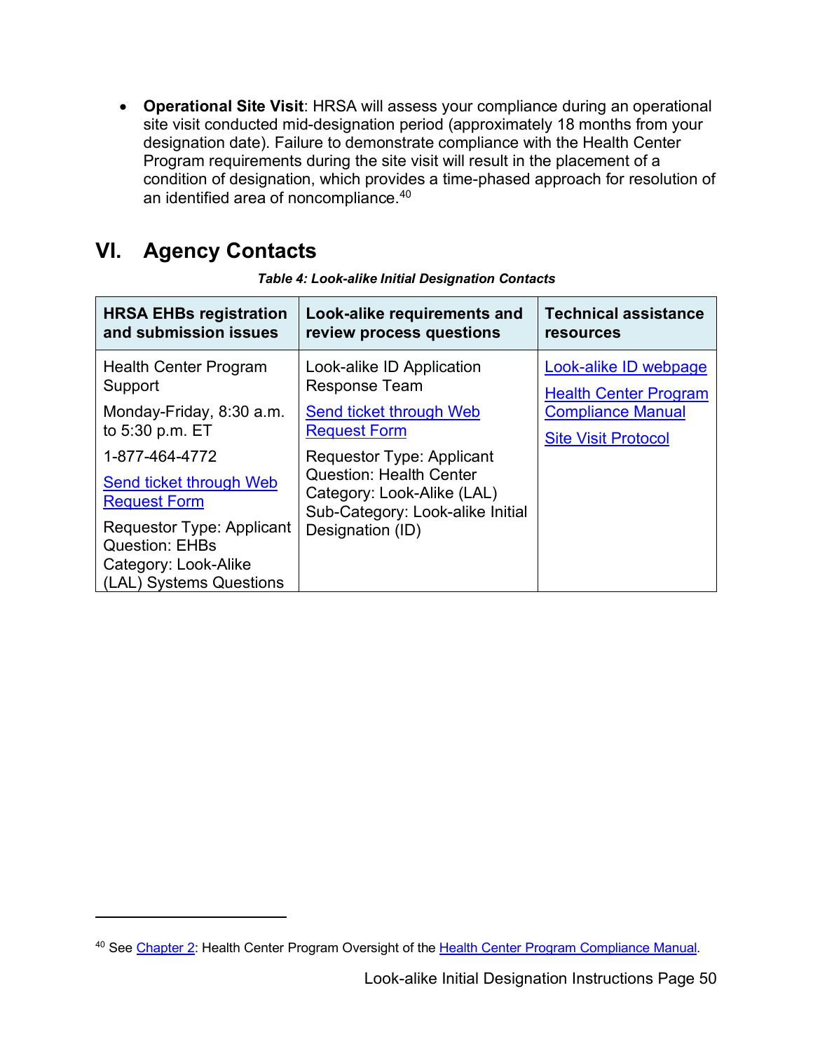- **Operational Site Visit**: HRSA will assess your compliance during an operational site visit conducted mid-designation period (approximately 18 months from your designation date). Failure to demonstrate compliance with the Health Center Program requirements during the site visit will result in the placement of a condition of designation, which provides a time-phased approach for resolution of an identified area of noncompliance.[40]

## VI. Agency Contacts

***Table 4: Look-alike Initial Designation Contacts***

| HRSA EHBs registration and submission issues | Look-alike requirements and review process questions | Technical assistance resources |
|---|---|---|
| Health Center Program Support<br><br>Monday-Friday, 8:30 a.m. to 5:30 p.m. ET<br><br>1-877-464-4772<br><br>Send ticket through Web Request Form<br><br>Requestor Type: Applicant<br>Question: EHBs<br>Category: Look-Alike (LAL) Systems Questions | Look-alike ID Application Response Team<br><br>Send ticket through Web Request Form<br><br>Requestor Type: Applicant<br>Question: Health Center<br>Category: Look-Alike (LAL)<br>Sub-Category: Look-alike Initial Designation (ID) | Look-alike ID webpage<br><br>Health Center Program Compliance Manual<br><br>Site Visit Protocol |

[40] See Chapter 2: Health Center Program Oversight of the Health Center Program Compliance Manual.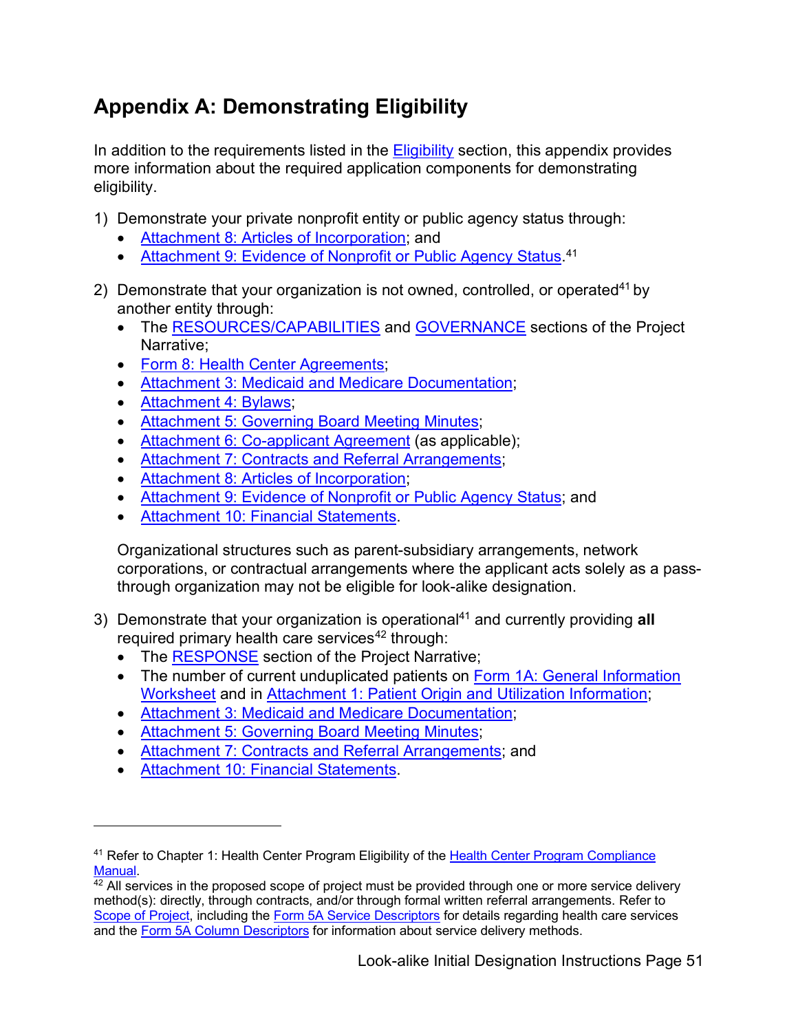# Appendix A: Demonstrating Eligibility

In addition to the requirements listed in the Eligibility section, this appendix provides more information about the required application components for demonstrating eligibility.

1) Demonstrate your private nonprofit entity or public agency status through:
   - Attachment 8: Articles of Incorporation; and
   - Attachment 9: Evidence of Nonprofit or Public Agency Status.[41]

2) Demonstrate that your organization is not owned, controlled, or operated[41] by another entity through:
   - The RESOURCES/CAPABILITIES and GOVERNANCE sections of the Project Narrative;
   - Form 8: Health Center Agreements;
   - Attachment 3: Medicaid and Medicare Documentation;
   - Attachment 4: Bylaws;
   - Attachment 5: Governing Board Meeting Minutes;
   - Attachment 6: Co-applicant Agreement (as applicable);
   - Attachment 7: Contracts and Referral Arrangements;
   - Attachment 8: Articles of Incorporation;
   - Attachment 9: Evidence of Nonprofit or Public Agency Status; and
   - Attachment 10: Financial Statements.

   Organizational structures such as parent-subsidiary arrangements, network corporations, or contractual arrangements where the applicant acts solely as a pass-through organization may not be eligible for look-alike designation.

3) Demonstrate that your organization is operational[41] and currently providing **all** required primary health care services[42] through:
   - The RESPONSE section of the Project Narrative;
   - The number of current unduplicated patients on Form 1A: General Information Worksheet and in Attachment 1: Patient Origin and Utilization Information;
   - Attachment 3: Medicaid and Medicare Documentation;
   - Attachment 5: Governing Board Meeting Minutes;
   - Attachment 7: Contracts and Referral Arrangements; and
   - Attachment 10: Financial Statements.

---

[41] Refer to Chapter 1: Health Center Program Eligibility of the Health Center Program Compliance Manual.

[42] All services in the proposed scope of project must be provided through one or more service delivery method(s): directly, through contracts, and/or through formal written referral arrangements. Refer to Scope of Project, including the Form 5A Service Descriptors for details regarding health care services and the Form 5A Column Descriptors for information about service delivery methods.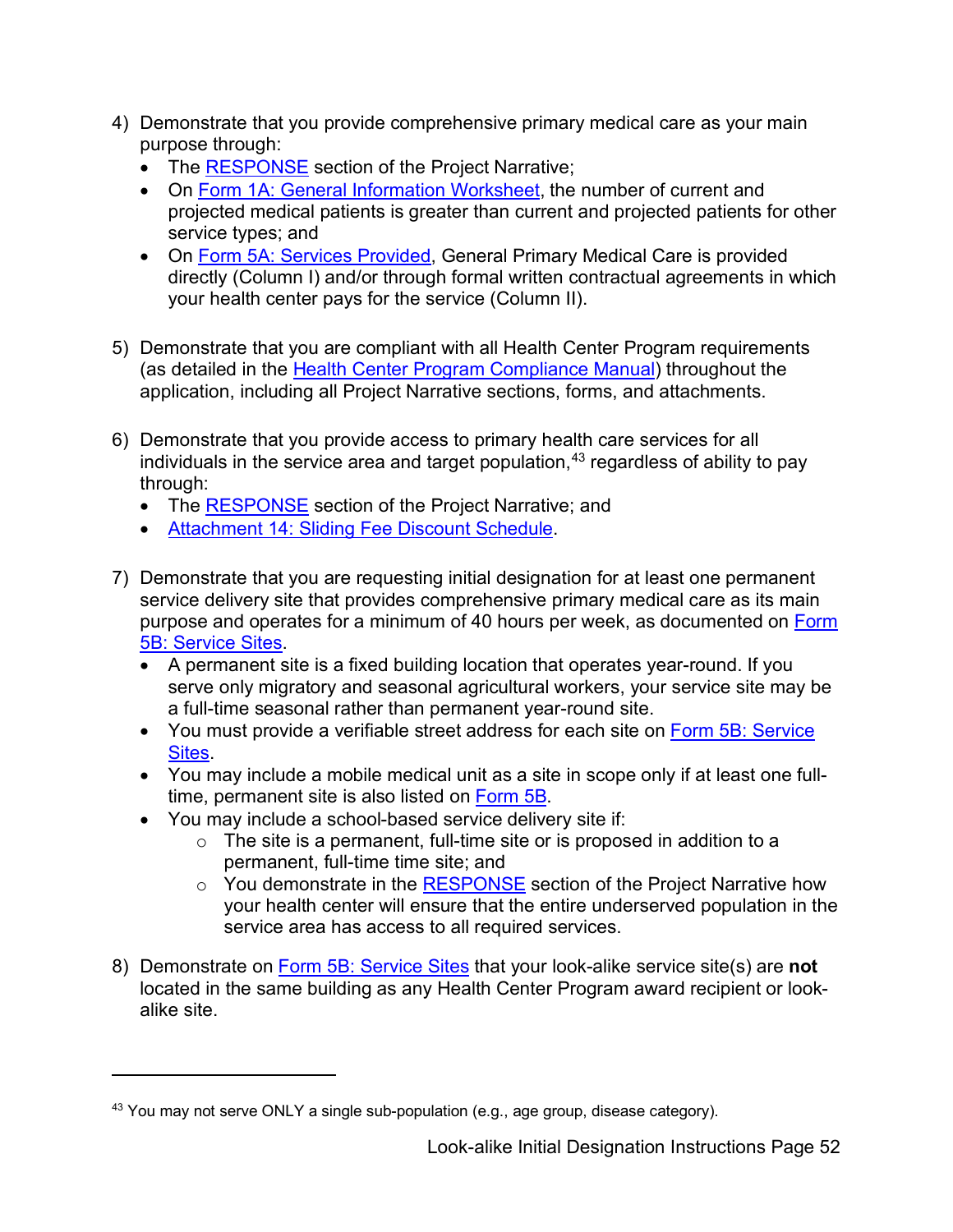4) Demonstrate that you provide comprehensive primary medical care as your main purpose through:
   - The RESPONSE section of the Project Narrative;
   - On Form 1A: General Information Worksheet, the number of current and projected medical patients is greater than current and projected patients for other service types; and
   - On Form 5A: Services Provided, General Primary Medical Care is provided directly (Column I) and/or through formal written contractual agreements in which your health center pays for the service (Column II).

5) Demonstrate that you are compliant with all Health Center Program requirements (as detailed in the Health Center Program Compliance Manual) throughout the application, including all Project Narrative sections, forms, and attachments.

6) Demonstrate that you provide access to primary health care services for all individuals in the service area and target population,[43] regardless of ability to pay through:
   - The RESPONSE section of the Project Narrative; and
   - Attachment 14: Sliding Fee Discount Schedule.

7) Demonstrate that you are requesting initial designation for at least one permanent service delivery site that provides comprehensive primary medical care as its main purpose and operates for a minimum of 40 hours per week, as documented on Form 5B: Service Sites.
   - A permanent site is a fixed building location that operates year-round. If you serve only migratory and seasonal agricultural workers, your service site may be a full-time seasonal rather than permanent year-round site.
   - You must provide a verifiable street address for each site on Form 5B: Service Sites.
   - You may include a mobile medical unit as a site in scope only if at least one full-time, permanent site is also listed on Form 5B.
   - You may include a school-based service delivery site if:
     - The site is a permanent, full-time site or is proposed in addition to a permanent, full-time time site; and
     - You demonstrate in the RESPONSE section of the Project Narrative how your health center will ensure that the entire underserved population in the service area has access to all required services.

8) Demonstrate on Form 5B: Service Sites that your look-alike service site(s) are **not** located in the same building as any Health Center Program award recipient or look-alike site.

---

[43] You may not serve ONLY a single sub-population (e.g., age group, disease category).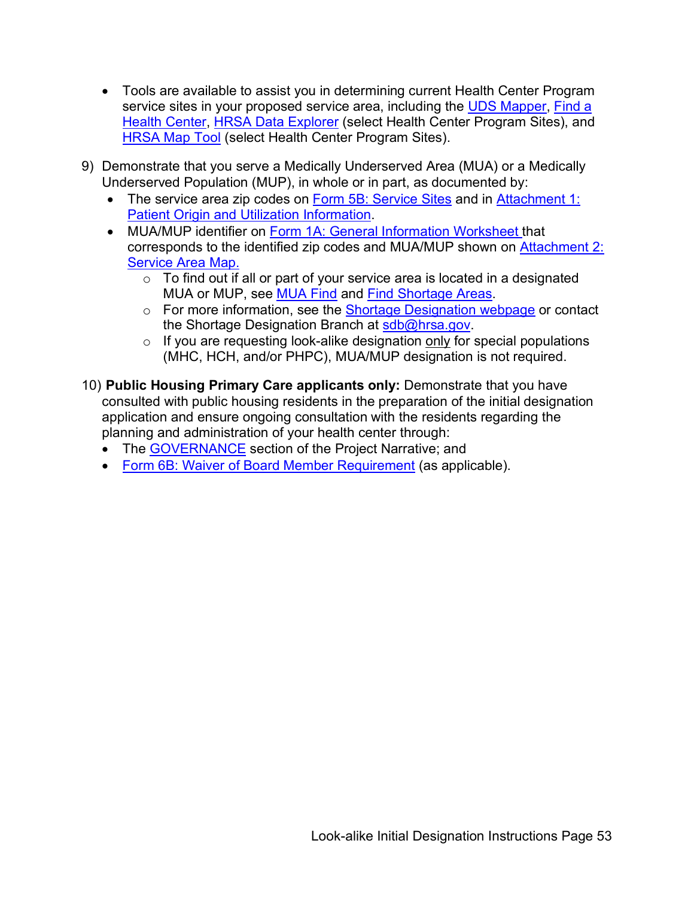- Tools are available to assist you in determining current Health Center Program service sites in your proposed service area, including the UDS Mapper, Find a Health Center, HRSA Data Explorer (select Health Center Program Sites), and HRSA Map Tool (select Health Center Program Sites).

9) Demonstrate that you serve a Medically Underserved Area (MUA) or a Medically Underserved Population (MUP), in whole or in part, as documented by:
   - The service area zip codes on Form 5B: Service Sites and in Attachment 1: Patient Origin and Utilization Information.
   - MUA/MUP identifier on Form 1A: General Information Worksheet that corresponds to the identified zip codes and MUA/MUP shown on Attachment 2: Service Area Map.
     - To find out if all or part of your service area is located in a designated MUA or MUP, see MUA Find and Find Shortage Areas.
     - For more information, see the Shortage Designation webpage or contact the Shortage Designation Branch at sdb@hrsa.gov.
     - If you are requesting look-alike designation only for special populations (MHC, HCH, and/or PHPC), MUA/MUP designation is not required.

10) **Public Housing Primary Care applicants only:** Demonstrate that you have consulted with public housing residents in the preparation of the initial designation application and ensure ongoing consultation with the residents regarding the planning and administration of your health center through:
    - The GOVERNANCE section of the Project Narrative; and
    - Form 6B: Waiver of Board Member Requirement (as applicable).